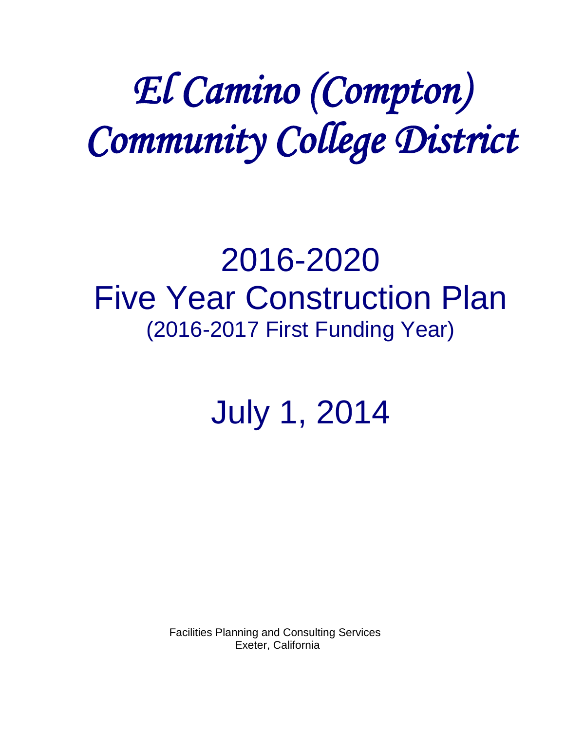# El Camino (Compton) Community College District

## 2016-2020
## Five Year Construction Plan
(2016-2017 First Funding Year)

## July 1, 2014

Facilities Planning and Consulting Services
Exeter, California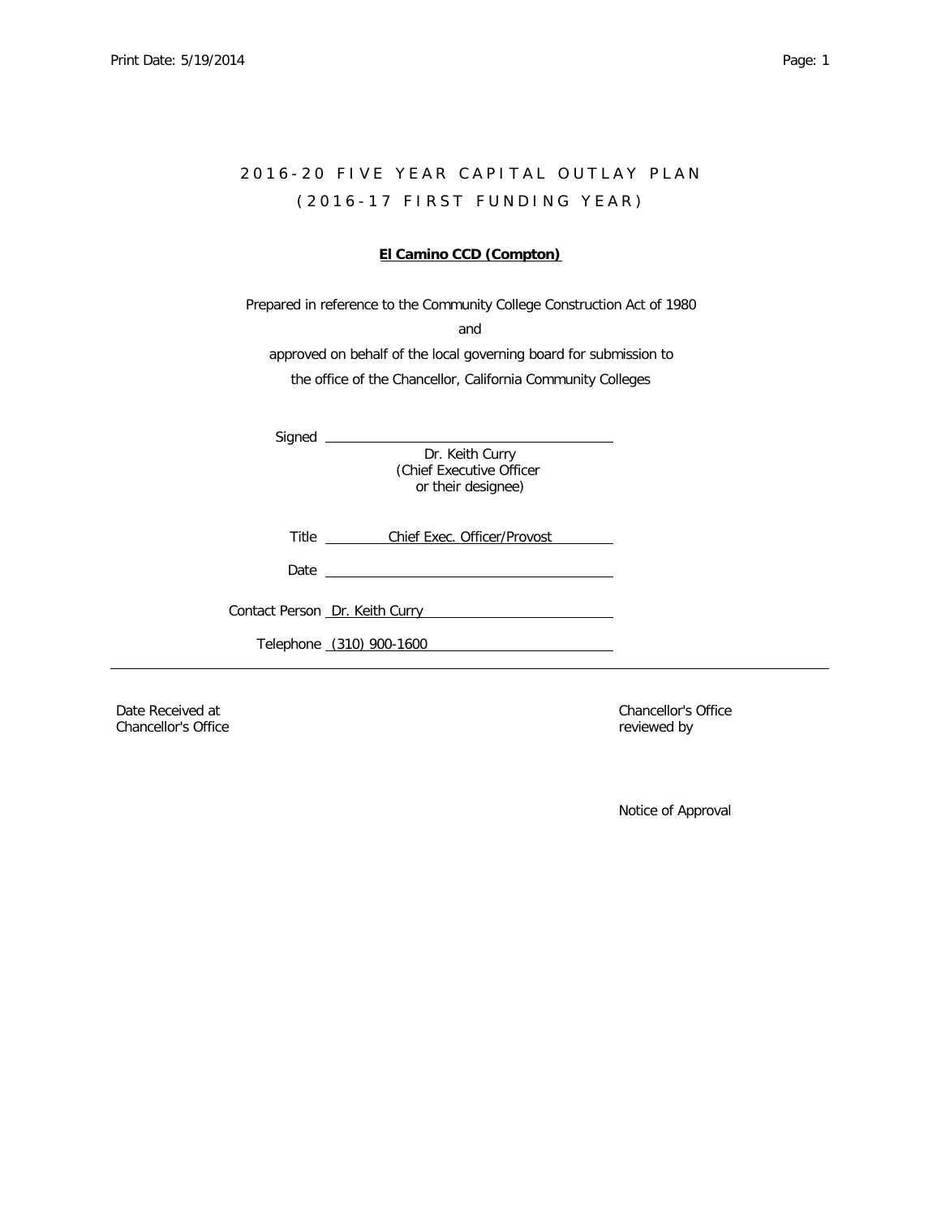# 2016-20 FIVE YEAR CAPITAL OUTLAY PLAN

## (2016-17 FIRST FUNDING YEAR)

**El Camino CCD (Compton)**

Prepared in reference to the Community College Construction Act of 1980

and

approved on behalf of the local governing board for submission to the office of the Chancellor, California Community Colleges

Signed \_\_\_\_\_\_\_\_\_\_\_\_\_\_\_\_\_\_\_\_\_\_\_\_\_\_\_\_\_\_\_\_

Dr. Keith Curry
(Chief Executive Officer
or their designee)

Title Chief Exec. Officer/Provost

Date \_\_\_\_\_\_\_\_\_\_\_\_\_\_\_\_\_\_\_\_\_\_\_\_\_\_\_\_\_\_\_\_

Contact Person Dr. Keith Curry

Telephone (310) 900-1600

---

Date Received at Chancellor's Office

Chancellor's Office reviewed by

Notice of Approval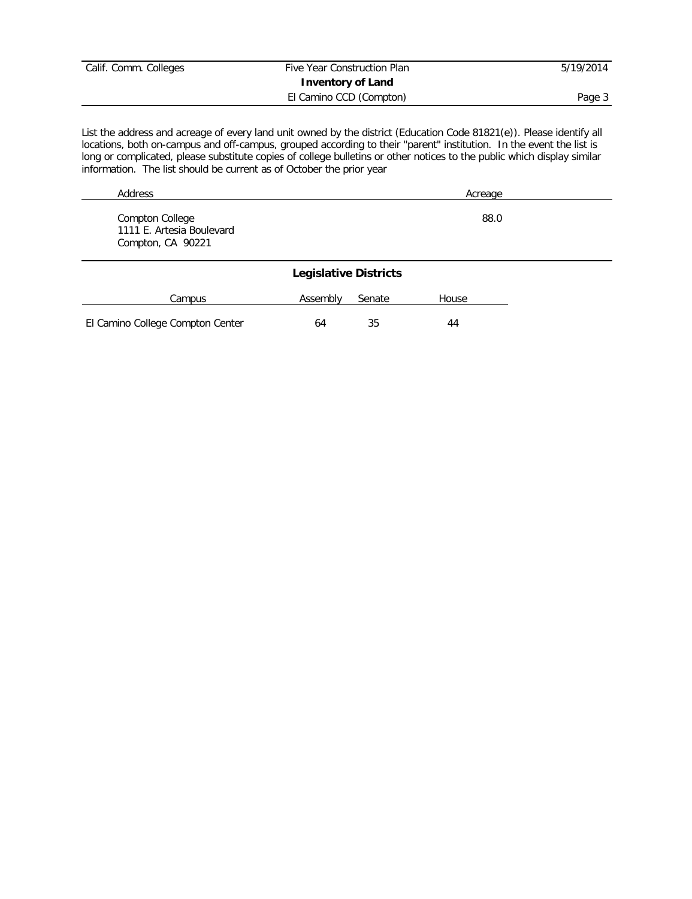## Inventory of Land

El Camino CCD (Compton)

List the address and acreage of every land unit owned by the district (Education Code 81821(e)). Please identify all locations, both on-campus and off-campus, grouped according to their "parent" institution. In the event the list is long or complicated, please substitute copies of college bulletins or other notices to the public which display similar information. The list should be current as of October the prior year

| Address | Acreage |
|---|---|
| Compton College<br>1111 E. Artesia Boulevard<br>Compton, CA 90221 | 88.0 |

## Legislative Districts

| Campus | Assembly | Senate | House |
|---|---|---|---|
| El Camino College Compton Center | 64 | 35 | 44 |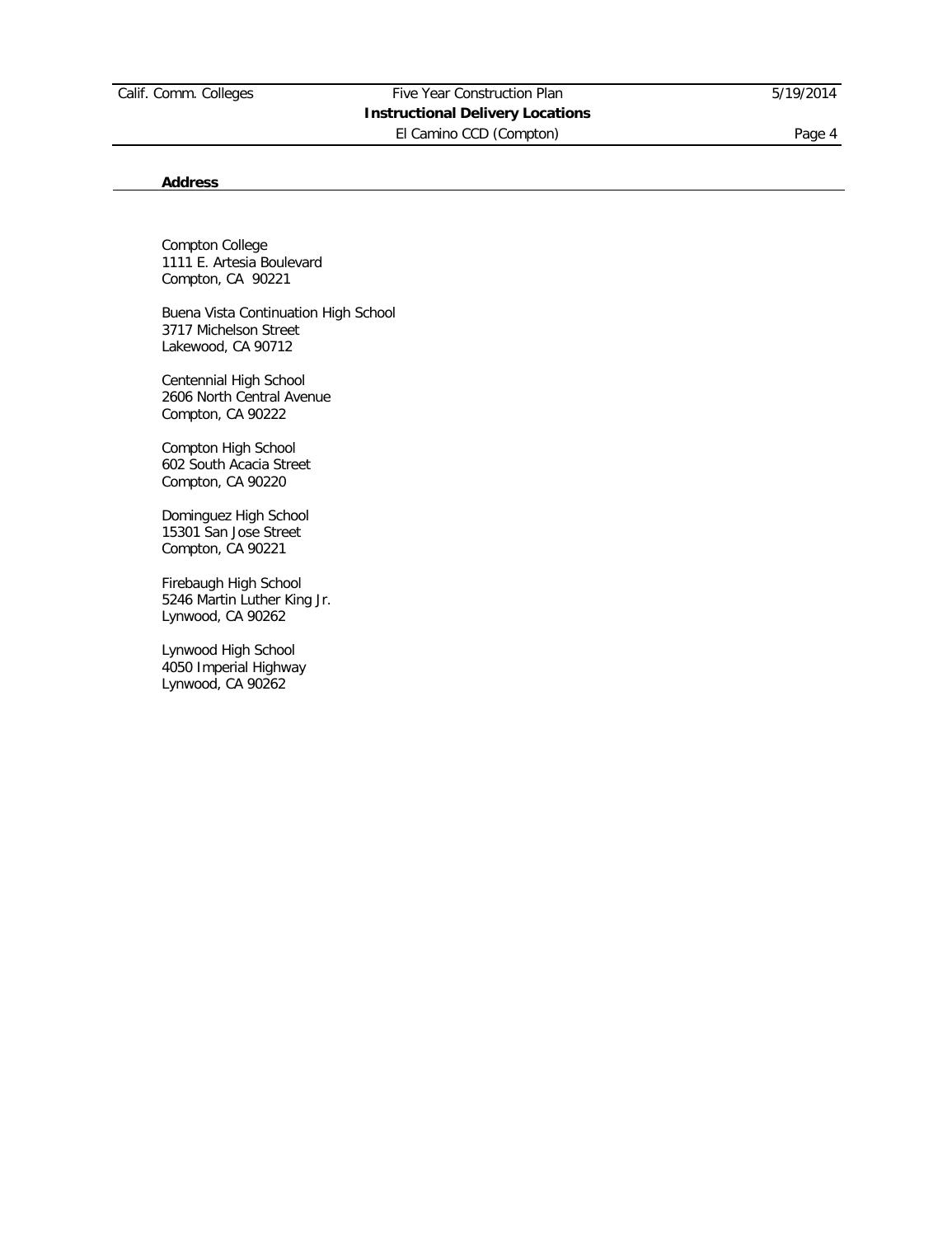**Address**

Compton College
1111 E. Artesia Boulevard
Compton, CA 90221

Buena Vista Continuation High School
3717 Michelson Street
Lakewood, CA 90712

Centennial High School
2606 North Central Avenue
Compton, CA 90222

Compton High School
602 South Acacia Street
Compton, CA 90220

Dominguez High School
15301 San Jose Street
Compton, CA 90221

Firebaugh High School
5246 Martin Luther King Jr.
Lynwood, CA 90262

Lynwood High School
4050 Imperial Highway
Lynwood, CA 90262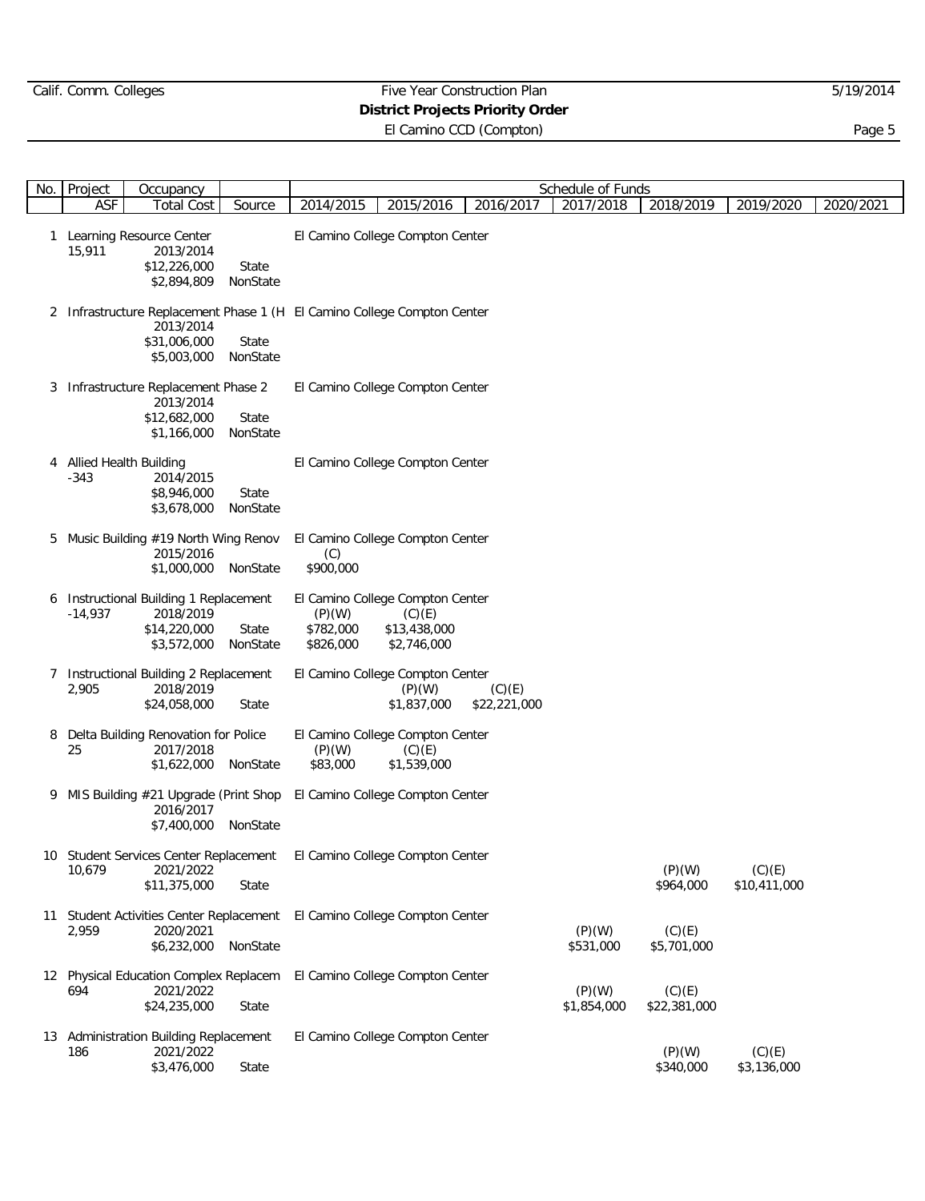Calif. Comm. Colleges — Five Year Construction Plan — 5/19/2014

**District Projects Priority Order**

El Camino CCD (Compton)

| No. | Project / ASF | Occupancy / Total Cost | Source | 2014/2015 | 2015/2016 | 2016/2017 | 2017/2018 | 2018/2019 | 2019/2020 | 2020/2021 |
|---|---|---|---|---|---|---|---|---|---|---|
| 1 | Learning Resource Center | | | El Camino College Compton Center | | | | | | |
| | 15,911 | 2013/2014 | | | | | | | | |
| | | $12,226,000 | State | | | | | | | |
| | | $2,894,809 | NonState | | | | | | | |
| 2 | Infrastructure Replacement Phase 1 (H | | | El Camino College Compton Center | | | | | | |
| | | 2013/2014 | | | | | | | | |
| | | $31,006,000 | State | | | | | | | |
| | | $5,003,000 | NonState | | | | | | | |
| 3 | Infrastructure Replacement Phase 2 | | | El Camino College Compton Center | | | | | | |
| | | 2013/2014 | | | | | | | | |
| | | $12,682,000 | State | | | | | | | |
| | | $1,166,000 | NonState | | | | | | | |
| 4 | Allied Health Building | | | El Camino College Compton Center | | | | | | |
| | -343 | 2014/2015 | | | | | | | | |
| | | $8,946,000 | State | | | | | | | |
| | | $3,678,000 | NonState | | | | | | | |
| 5 | Music Building #19 North Wing Renov | | | El Camino College Compton Center | | | | | | |
| | | 2015/2016 | | (C) | | | | | | |
| | | $1,000,000 | NonState | $900,000 | | | | | | |
| 6 | Instructional Building 1 Replacement | | | El Camino College Compton Center | | | | | | |
| | -14,937 | 2018/2019 | | (P)(W) | (C)(E) | | | | | |
| | | $14,220,000 | State | $782,000 | $13,438,000 | | | | | |
| | | $3,572,000 | NonState | $826,000 | $2,746,000 | | | | | |
| 7 | Instructional Building 2 Replacement | | | El Camino College Compton Center | | | | | | |
| | 2,905 | 2018/2019 | | | (P)(W) | (C)(E) | | | | |
| | | $24,058,000 | State | | $1,837,000 | $22,221,000 | | | | |
| 8 | Delta Building Renovation for Police | | | El Camino College Compton Center | | | | | | |
| | 25 | 2017/2018 | | (P)(W) | (C)(E) | | | | | |
| | | $1,622,000 | NonState | $83,000 | $1,539,000 | | | | | |
| 9 | MIS Building #21 Upgrade (Print Shop | | | El Camino College Compton Center | | | | | | |
| | | 2016/2017 | | | | | | | | |
| | | $7,400,000 | NonState | | | | | | | |
| 10 | Student Services Center Replacement | | | El Camino College Compton Center | | | | | | |
| | 10,679 | 2021/2022 | | | | | | (P)(W) | (C)(E) | |
| | | $11,375,000 | State | | | | | $964,000 | $10,411,000 | |
| 11 | Student Activities Center Replacement | | | El Camino College Compton Center | | | | | | |
| | 2,959 | 2020/2021 | | | | | (P)(W) | (C)(E) | | |
| | | $6,232,000 | NonState | | | | $531,000 | $5,701,000 | | |
| 12 | Physical Education Complex Replacem | | | El Camino College Compton Center | | | | | | |
| | 694 | 2021/2022 | | | | | (P)(W) | (C)(E) | | |
| | | $24,235,000 | State | | | | $1,854,000 | $22,381,000 | | |
| 13 | Administration Building Replacement | | | El Camino College Compton Center | | | | | | |
| | 186 | 2021/2022 | | | | | | (P)(W) | (C)(E) | |
| | | $3,476,000 | State | | | | | $340,000 | $3,136,000 | |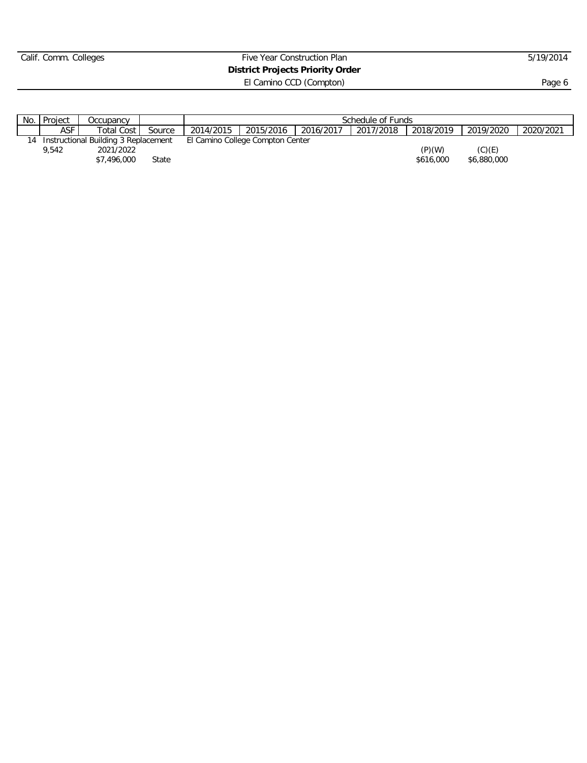| No. | Project | Occupancy | | Schedule of Funds | | | | | | |
|---|---|---|---|---|---|---|---|---|---|---|
| | ASF | Total Cost | Source | 2014/2015 | 2015/2016 | 2016/2017 | 2017/2018 | 2018/2019 | 2019/2020 | 2020/2021 |
| 14 | Instructional Building 3 Replacement | | | El Camino College Compton Center | | | | | | |
| | 9,542 | 2021/2022 | | | | | | (P)(W) | (C)(E) | |
| | | $7,496,000 | State | | | | | $616,000 | $6,880,000 | |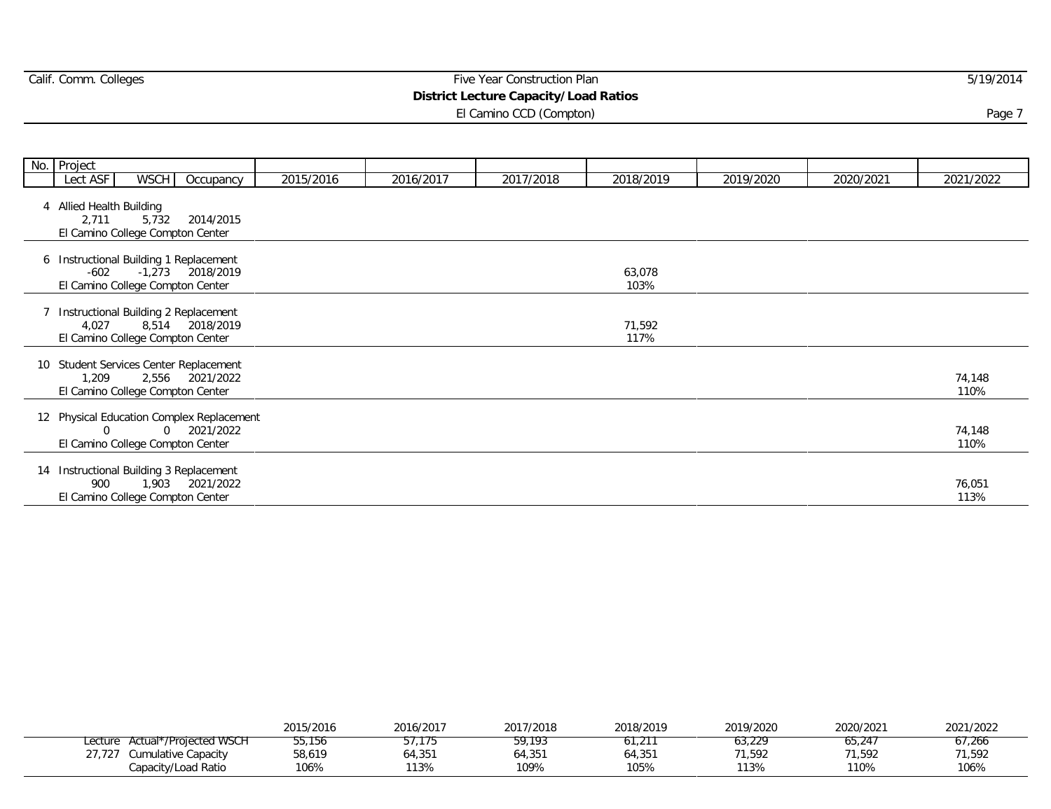Calif. Comm. Colleges

Five Year Construction Plan

**District Lecture Capacity/Load Ratios**

El Camino CCD (Compton)

5/19/2014

| No. | Project<br>Lect ASF / WSCH / Occupancy | 2015/2016 | 2016/2017 | 2017/2018 | 2018/2019 | 2019/2020 | 2020/2021 | 2021/2022 |
|---|---|---|---|---|---|---|---|---|
| 4 | Allied Health Building<br>2,711 / 5,732 / 2014/2015<br>El Camino College Compton Center | | | | | | | |
| 6 | Instructional Building 1 Replacement<br>-602 / -1,273 / 2018/2019<br>El Camino College Compton Center | | | | 63,078<br>103% | | | |
| 7 | Instructional Building 2 Replacement<br>4,027 / 8,514 / 2018/2019<br>El Camino College Compton Center | | | | 71,592<br>117% | | | |
| 10 | Student Services Center Replacement<br>1,209 / 2,556 / 2021/2022<br>El Camino College Compton Center | | | | | | | 74,148<br>110% |
| 12 | Physical Education Complex Replacement<br>0 / 0 / 2021/2022<br>El Camino College Compton Center | | | | | | | 74,148<br>110% |
| 14 | Instructional Building 3 Replacement<br>900 / 1,903 / 2021/2022<br>El Camino College Compton Center | | | | | | | 76,051<br>113% |

| | | 2015/2016 | 2016/2017 | 2017/2018 | 2018/2019 | 2019/2020 | 2020/2021 | 2021/2022 |
|---|---|---|---|---|---|---|---|---|
| Lecture | Actual*/Projected WSCH | 55,156 | 57,175 | 59,193 | 61,211 | 63,229 | 65,247 | 67,266 |
| 27,727 | Cumulative Capacity | 58,619 | 64,351 | 64,351 | 64,351 | 71,592 | 71,592 | 71,592 |
| | Capacity/Load Ratio | 106% | 113% | 109% | 105% | 113% | 110% | 106% |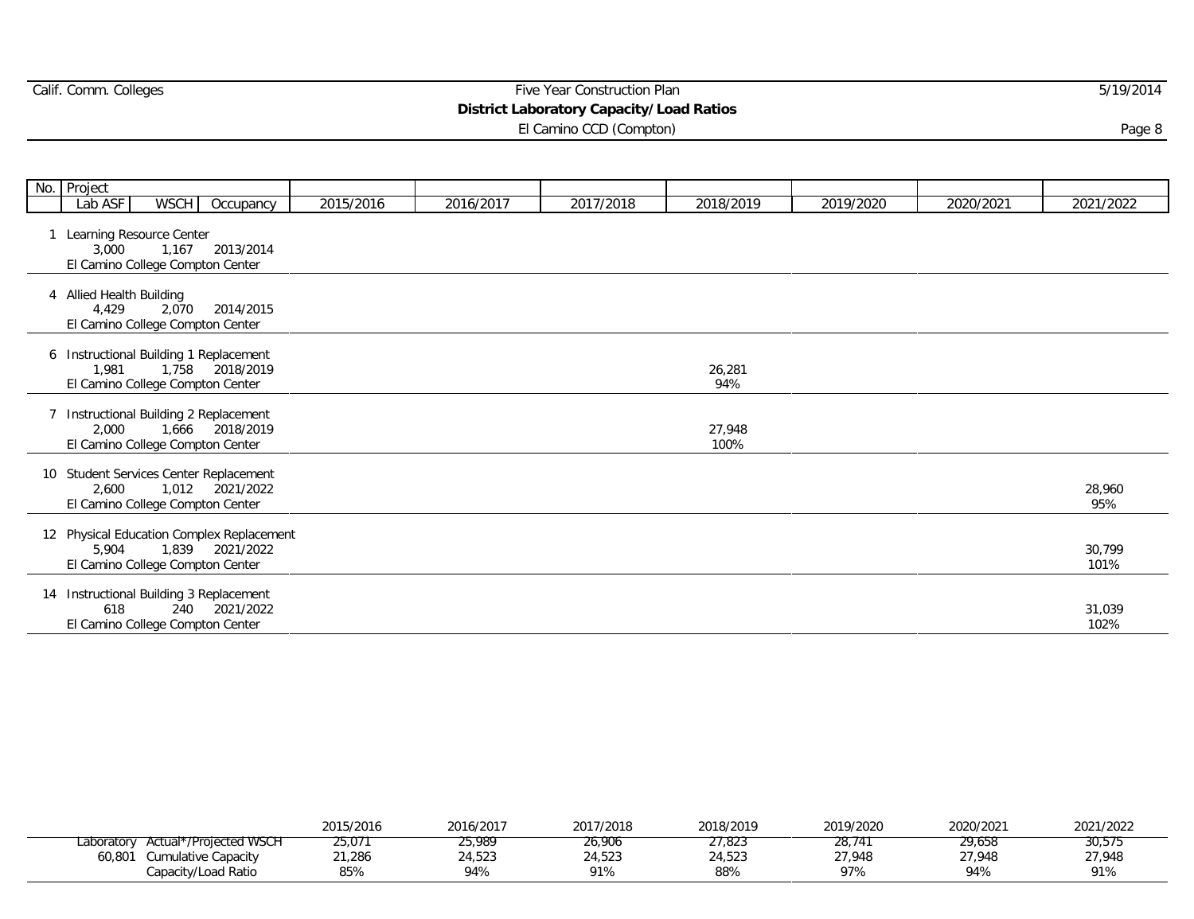# District Laboratory Capacity/Load Ratios

El Camino CCD (Compton)

| No. | Project / Lab ASF / WSCH / Occupancy | 2015/2016 | 2016/2017 | 2017/2018 | 2018/2019 | 2019/2020 | 2020/2021 | 2021/2022 |
|---|---|---|---|---|---|---|---|---|
| 1 | Learning Resource Center<br>3,000 / 1,167 / 2013/2014<br>El Camino College Compton Center | | | | | | | |
| 4 | Allied Health Building<br>4,429 / 2,070 / 2014/2015<br>El Camino College Compton Center | | | | | | | |
| 6 | Instructional Building 1 Replacement<br>1,981 / 1,758 / 2018/2019<br>El Camino College Compton Center | | | | 26,281<br>94% | | | |
| 7 | Instructional Building 2 Replacement<br>2,000 / 1,666 / 2018/2019<br>El Camino College Compton Center | | | | 27,948<br>100% | | | |
| 10 | Student Services Center Replacement<br>2,600 / 1,012 / 2021/2022<br>El Camino College Compton Center | | | | | | | 28,960<br>95% |
| 12 | Physical Education Complex Replacement<br>5,904 / 1,839 / 2021/2022<br>El Camino College Compton Center | | | | | | | 30,799<br>101% |
| 14 | Instructional Building 3 Replacement<br>618 / 240 / 2021/2022<br>El Camino College Compton Center | | | | | | | 31,039<br>102% |

| | | 2015/2016 | 2016/2017 | 2017/2018 | 2018/2019 | 2019/2020 | 2020/2021 | 2021/2022 |
|---|---|---|---|---|---|---|---|---|
| Laboratory | Actual*/Projected WSCH | 25,071 | 25,989 | 26,906 | 27,823 | 28,741 | 29,658 | 30,575 |
| 60,801 | Cumulative Capacity | 21,286 | 24,523 | 24,523 | 24,523 | 27,948 | 27,948 | 27,948 |
| | Capacity/Load Ratio | 85% | 94% | 91% | 88% | 97% | 94% | 91% |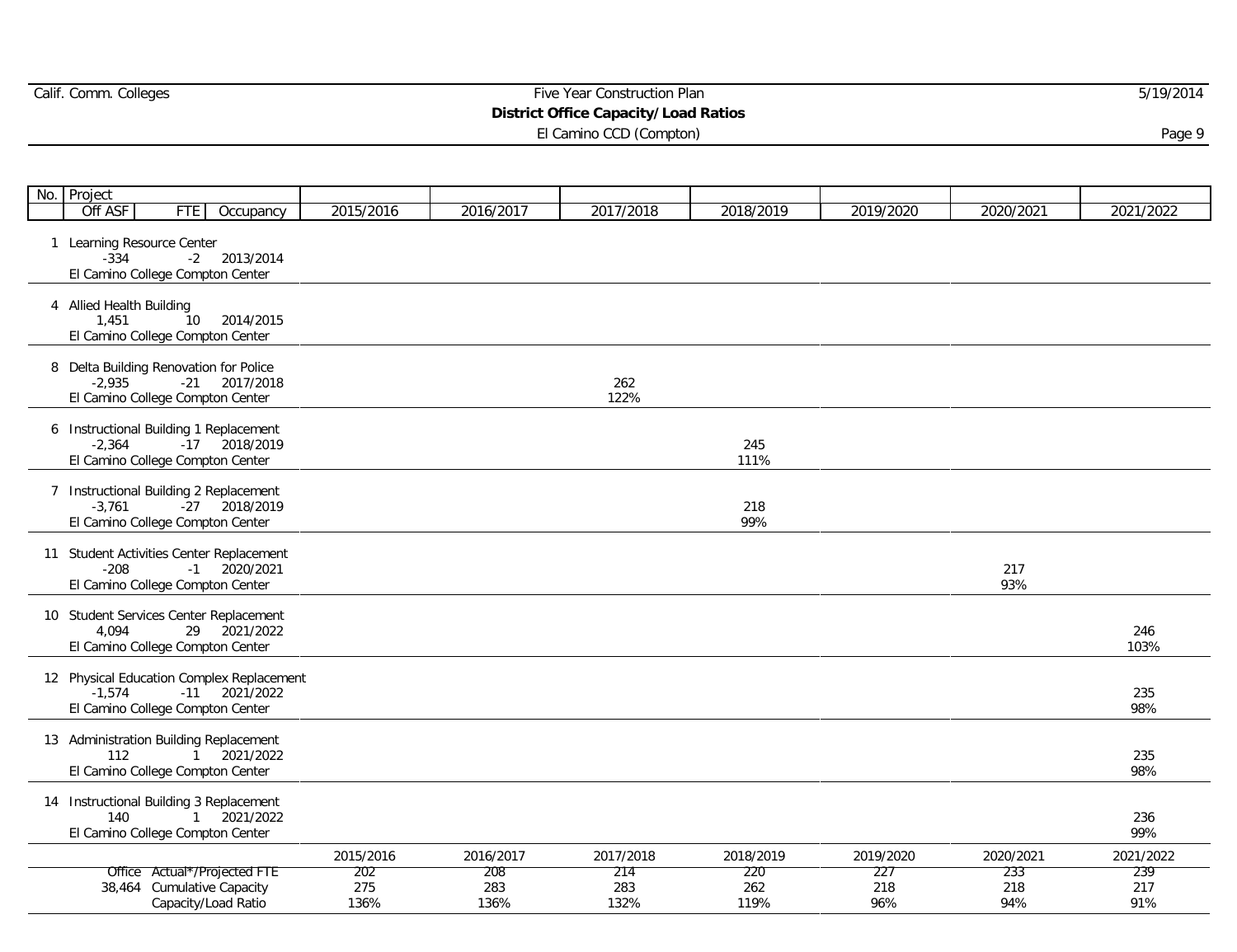# District Office Capacity/Load Ratios

El Camino CCD (Compton)

| No. | Project / Off ASF / FTE / Occupancy | 2015/2016 | 2016/2017 | 2017/2018 | 2018/2019 | 2019/2020 | 2020/2021 | 2021/2022 |
|---|---|---|---|---|---|---|---|---|
| 1 | Learning Resource Center<br>-334 / -2 / 2013/2014<br>El Camino College Compton Center | | | | | | | |
| 4 | Allied Health Building<br>1,451 / 10 / 2014/2015<br>El Camino College Compton Center | | | | | | | |
| 8 | Delta Building Renovation for Police<br>-2,935 / -21 / 2017/2018<br>El Camino College Compton Center | | | 262<br>122% | | | | |
| 6 | Instructional Building 1 Replacement<br>-2,364 / -17 / 2018/2019<br>El Camino College Compton Center | | | | 245<br>111% | | | |
| 7 | Instructional Building 2 Replacement<br>-3,761 / -27 / 2018/2019<br>El Camino College Compton Center | | | | 218<br>99% | | | |
| 11 | Student Activities Center Replacement<br>-208 / -1 / 2020/2021<br>El Camino College Compton Center | | | | | | 217<br>93% | |
| 10 | Student Services Center Replacement<br>4,094 / 29 / 2021/2022<br>El Camino College Compton Center | | | | | | | 246<br>103% |
| 12 | Physical Education Complex Replacement<br>-1,574 / -11 / 2021/2022<br>El Camino College Compton Center | | | | | | | 235<br>98% |
| 13 | Administration Building Replacement<br>112 / 1 / 2021/2022<br>El Camino College Compton Center | | | | | | | 235<br>98% |
| 14 | Instructional Building 3 Replacement<br>140 / 1 / 2021/2022<br>El Camino College Compton Center | | | | | | | 236<br>99% |

| Office | | 2015/2016 | 2016/2017 | 2017/2018 | 2018/2019 | 2019/2020 | 2020/2021 | 2021/2022 |
|---|---|---|---|---|---|---|---|---|
| | Actual*/Projected FTE | 202 | 208 | 214 | 220 | 227 | 233 | 239 |
| 38,464 | Cumulative Capacity | 275 | 283 | 283 | 262 | 218 | 218 | 217 |
| | Capacity/Load Ratio | 136% | 136% | 132% | 119% | 96% | 94% | 91% |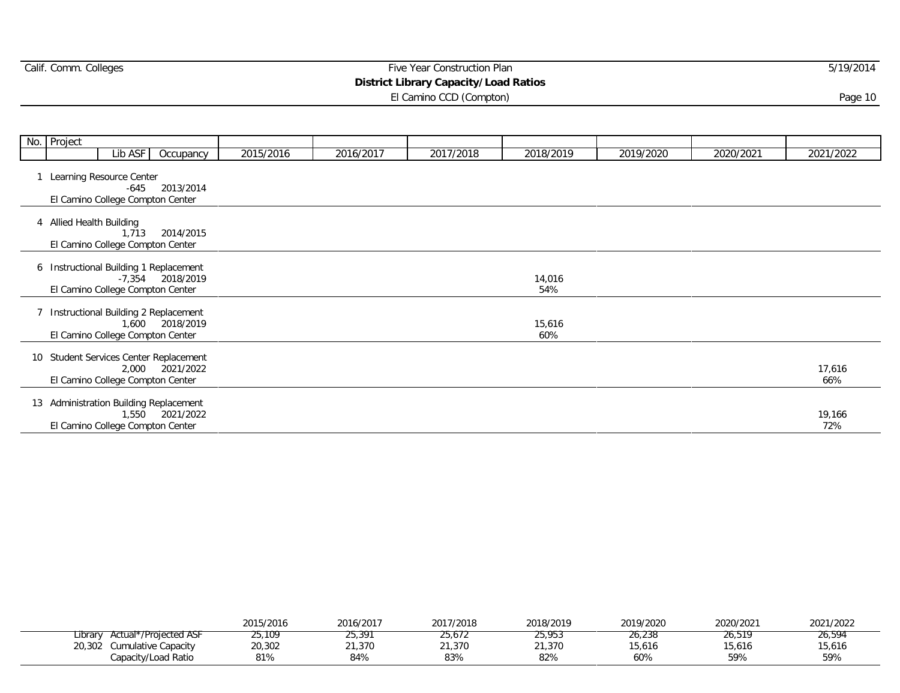# District Library Capacity/Load Ratios

El Camino CCD (Compton)

| No. | Project | Lib ASF | Occupancy | 2015/2016 | 2016/2017 | 2017/2018 | 2018/2019 | 2019/2020 | 2020/2021 | 2021/2022 |
|---|---|---|---|---|---|---|---|---|---|---|
| 1 | Learning Resource Center<br>El Camino College Compton Center | -645 | 2013/2014 | | | | | | | |
| 4 | Allied Health Building<br>El Camino College Compton Center | 1,713 | 2014/2015 | | | | | | | |
| 6 | Instructional Building 1 Replacement<br>El Camino College Compton Center | -7,354 | 2018/2019 | | | | 14,016<br>54% | | | |
| 7 | Instructional Building 2 Replacement<br>El Camino College Compton Center | 1,600 | 2018/2019 | | | | 15,616<br>60% | | | |
| 10 | Student Services Center Replacement<br>El Camino College Compton Center | 2,000 | 2021/2022 | | | | | | | 17,616<br>66% |
| 13 | Administration Building Replacement<br>El Camino College Compton Center | 1,550 | 2021/2022 | | | | | | | 19,166<br>72% |

| | | 2015/2016 | 2016/2017 | 2017/2018 | 2018/2019 | 2019/2020 | 2020/2021 | 2021/2022 |
|---|---|---|---|---|---|---|---|---|
| Library | Actual*/Projected ASF | 25,109 | 25,391 | 25,672 | 25,953 | 26,238 | 26,519 | 26,594 |
| 20,302 | Cumulative Capacity | 20,302 | 21,370 | 21,370 | 21,370 | 15,616 | 15,616 | 15,616 |
| | Capacity/Load Ratio | 81% | 84% | 83% | 82% | 60% | 59% | 59% |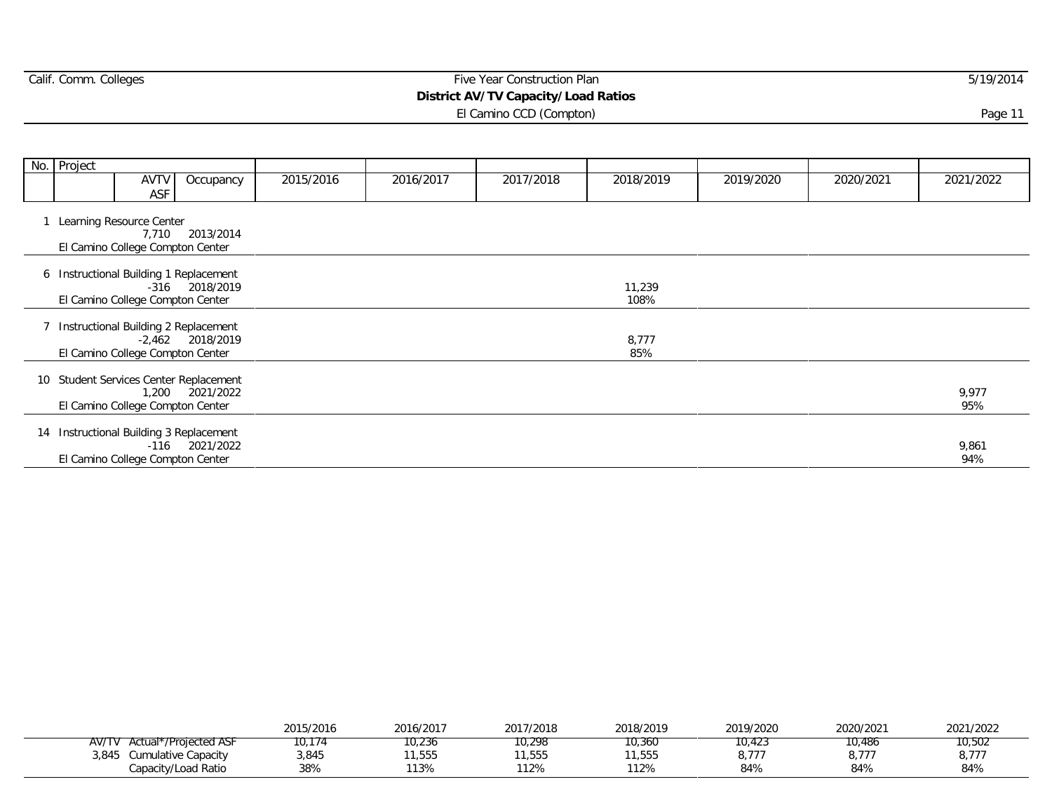Calif. Comm. Colleges

# Five Year Construction Plan

## District AV/TV Capacity/Load Ratios

El Camino CCD (Compton)

5/19/2014

| No. | Project | AVTV ASF | Occupancy | 2015/2016 | 2016/2017 | 2017/2018 | 2018/2019 | 2019/2020 | 2020/2021 | 2021/2022 |
|---|---|---|---|---|---|---|---|---|---|---|
| 1 | Learning Resource Center<br>El Camino College Compton Center | 7,710 | 2013/2014 | | | | | | | |
| 6 | Instructional Building 1 Replacement<br>El Camino College Compton Center | -316 | 2018/2019 | | | | 11,239<br>108% | | | |
| 7 | Instructional Building 2 Replacement<br>El Camino College Compton Center | -2,462 | 2018/2019 | | | | 8,777<br>85% | | | |
| 10 | Student Services Center Replacement<br>El Camino College Compton Center | 1,200 | 2021/2022 | | | | | | | 9,977<br>95% |
| 14 | Instructional Building 3 Replacement<br>El Camino College Compton Center | -116 | 2021/2022 | | | | | | | 9,861<br>94% |

| | | 2015/2016 | 2016/2017 | 2017/2018 | 2018/2019 | 2019/2020 | 2020/2021 | 2021/2022 |
|---|---|---|---|---|---|---|---|---|
| AV/TV | Actual*/Projected ASF | 10,174 | 10,236 | 10,298 | 10,360 | 10,423 | 10,486 | 10,502 |
| 3,845 | Cumulative Capacity | 3,845 | 11,555 | 11,555 | 11,555 | 8,777 | 8,777 | 8,777 |
| | Capacity/Load Ratio | 38% | 113% | 112% | 112% | 84% | 84% | 84% |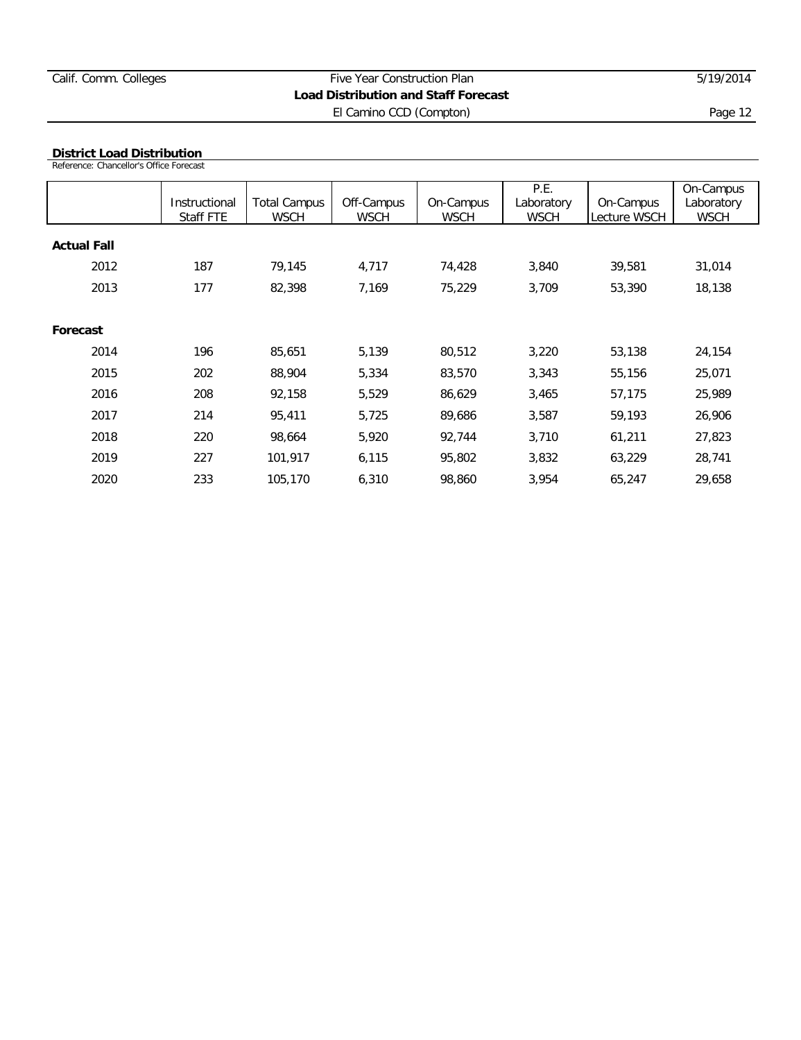## District Load Distribution

Reference: Chancellor's Office Forecast

| | Instructional Staff FTE | Total Campus WSCH | Off-Campus WSCH | On-Campus WSCH | P.E. Laboratory WSCH | On-Campus Lecture WSCH | On-Campus Laboratory WSCH |
|---|---|---|---|---|---|---|---|
| **Actual Fall** | | | | | | | |
| 2012 | 187 | 79,145 | 4,717 | 74,428 | 3,840 | 39,581 | 31,014 |
| 2013 | 177 | 82,398 | 7,169 | 75,229 | 3,709 | 53,390 | 18,138 |
| **Forecast** | | | | | | | |
| 2014 | 196 | 85,651 | 5,139 | 80,512 | 3,220 | 53,138 | 24,154 |
| 2015 | 202 | 88,904 | 5,334 | 83,570 | 3,343 | 55,156 | 25,071 |
| 2016 | 208 | 92,158 | 5,529 | 86,629 | 3,465 | 57,175 | 25,989 |
| 2017 | 214 | 95,411 | 5,725 | 89,686 | 3,587 | 59,193 | 26,906 |
| 2018 | 220 | 98,664 | 5,920 | 92,744 | 3,710 | 61,211 | 27,823 |
| 2019 | 227 | 101,917 | 6,115 | 95,802 | 3,832 | 63,229 | 28,741 |
| 2020 | 233 | 105,170 | 6,310 | 98,860 | 3,954 | 65,247 | 29,658 |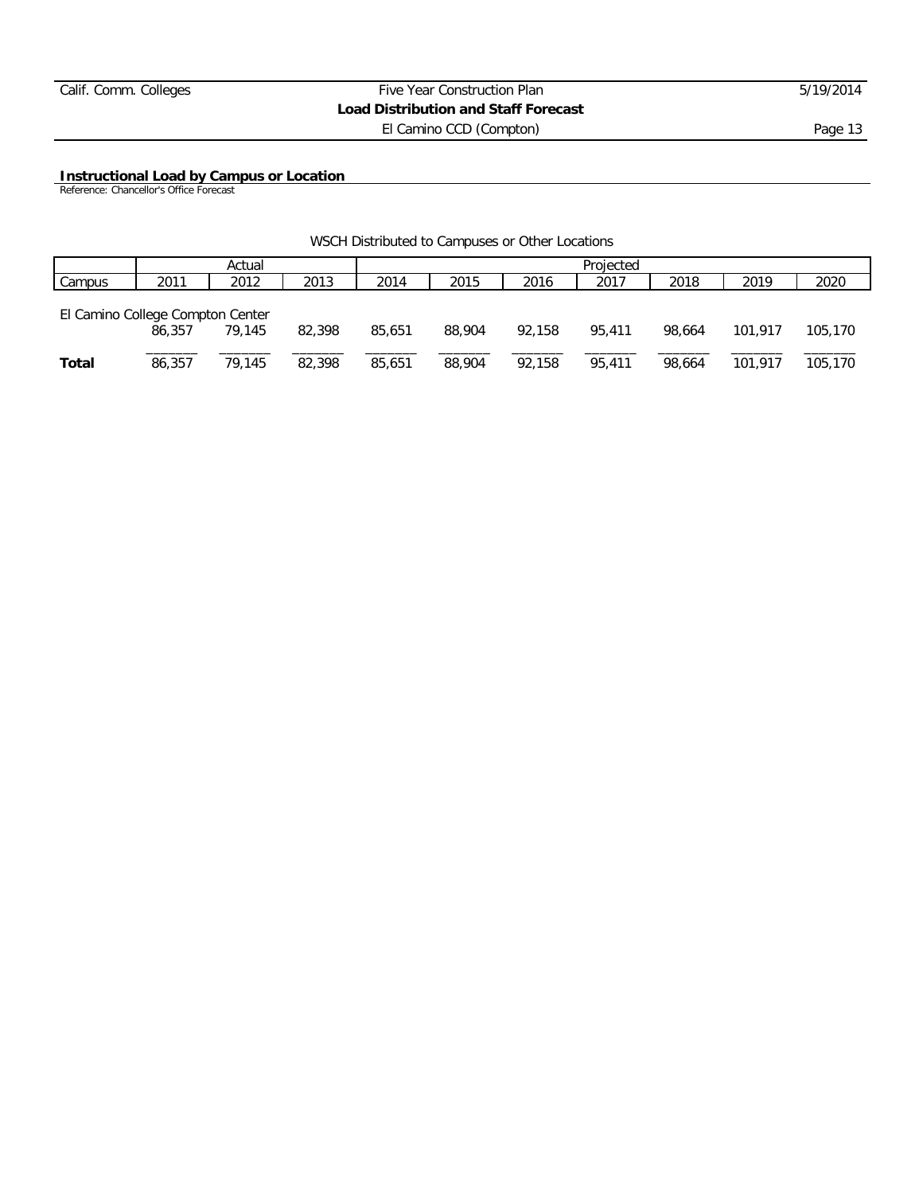### Instructional Load by Campus or Location

Reference: Chancellor's Office Forecast

WSCH Distributed to Campuses or Other Locations

| | Actual | | | Projected | | | | | | |
|---|---|---|---|---|---|---|---|---|---|---|
| Campus | 2011 | 2012 | 2013 | 2014 | 2015 | 2016 | 2017 | 2018 | 2019 | 2020 |
| El Camino College Compton Center | 86,357 | 79,145 | 82,398 | 85,651 | 88,904 | 92,158 | 95,411 | 98,664 | 101,917 | 105,170 |
| **Total** | 86,357 | 79,145 | 82,398 | 85,651 | 88,904 | 92,158 | 95,411 | 98,664 | 101,917 | 105,170 |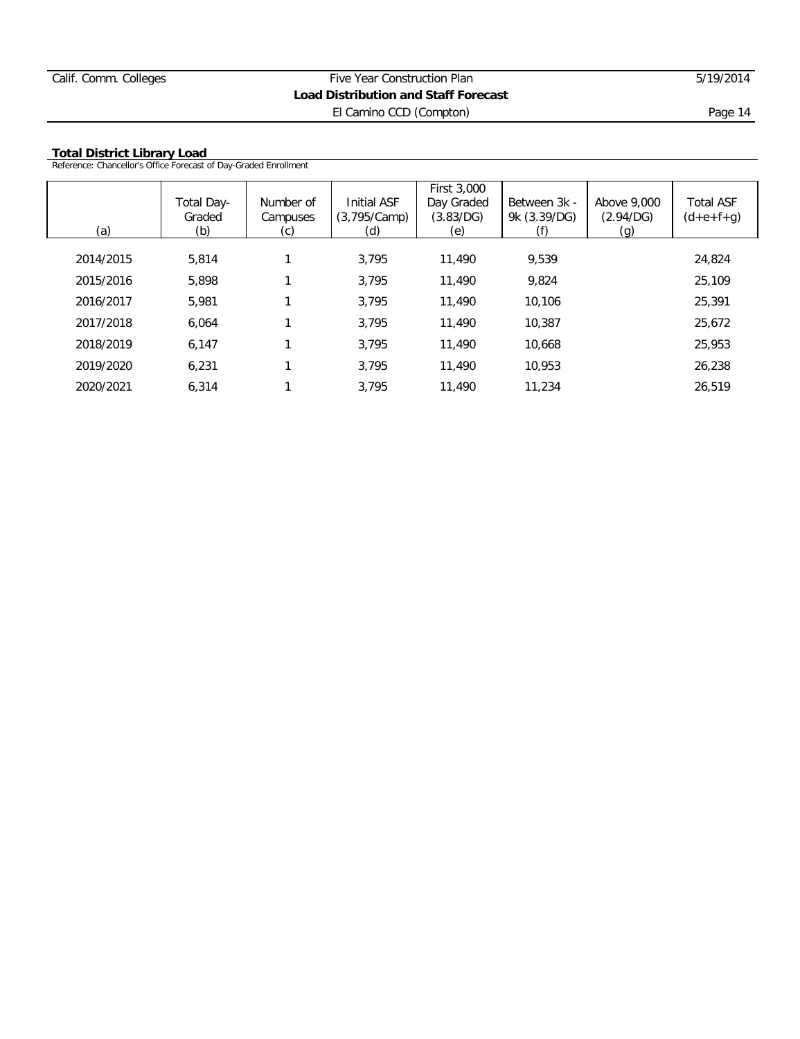## Total District Library Load

Reference: Chancellor's Office Forecast of Day-Graded Enrollment

| (a) | Total Day-Graded (b) | Number of Campuses (c) | Initial ASF (3,795/Camp) (d) | First 3,000 Day Graded (3.83/DG) (e) | Between 3k - 9k (3.39/DG) (f) | Above 9,000 (2.94/DG) (g) | Total ASF (d+e+f+g) |
|---|---|---|---|---|---|---|---|
| 2014/2015 | 5,814 | 1 | 3,795 | 11,490 | 9,539 | | 24,824 |
| 2015/2016 | 5,898 | 1 | 3,795 | 11,490 | 9,824 | | 25,109 |
| 2016/2017 | 5,981 | 1 | 3,795 | 11,490 | 10,106 | | 25,391 |
| 2017/2018 | 6,064 | 1 | 3,795 | 11,490 | 10,387 | | 25,672 |
| 2018/2019 | 6,147 | 1 | 3,795 | 11,490 | 10,668 | | 25,953 |
| 2019/2020 | 6,231 | 1 | 3,795 | 11,490 | 10,953 | | 26,238 |
| 2020/2021 | 6,314 | 1 | 3,795 | 11,490 | 11,234 | | 26,519 |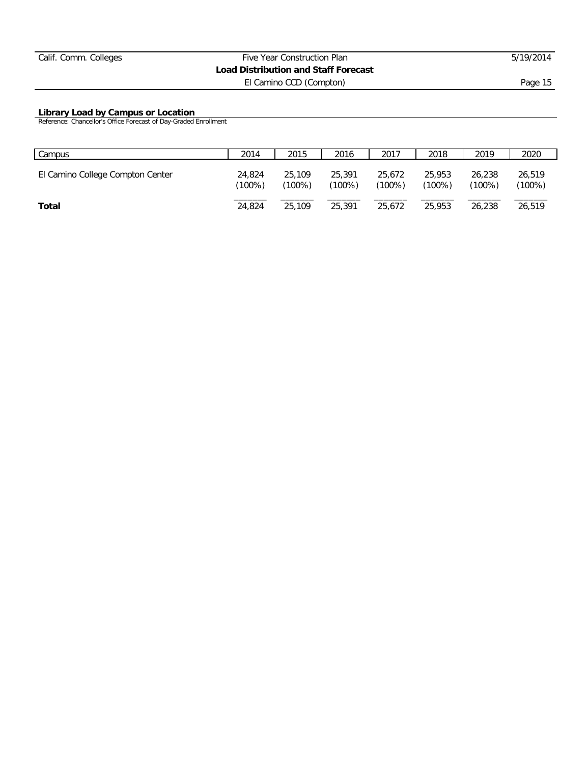## Library Load by Campus or Location

Reference: Chancellor's Office Forecast of Day-Graded Enrollment

| Campus | 2014 | 2015 | 2016 | 2017 | 2018 | 2019 | 2020 |
|---|---|---|---|---|---|---|---|
| El Camino College Compton Center | 24,824 (100%) | 25,109 (100%) | 25,391 (100%) | 25,672 (100%) | 25,953 (100%) | 26,238 (100%) | 26,519 (100%) |
| **Total** | 24,824 | 25,109 | 25,391 | 25,672 | 25,953 | 26,238 | 26,519 |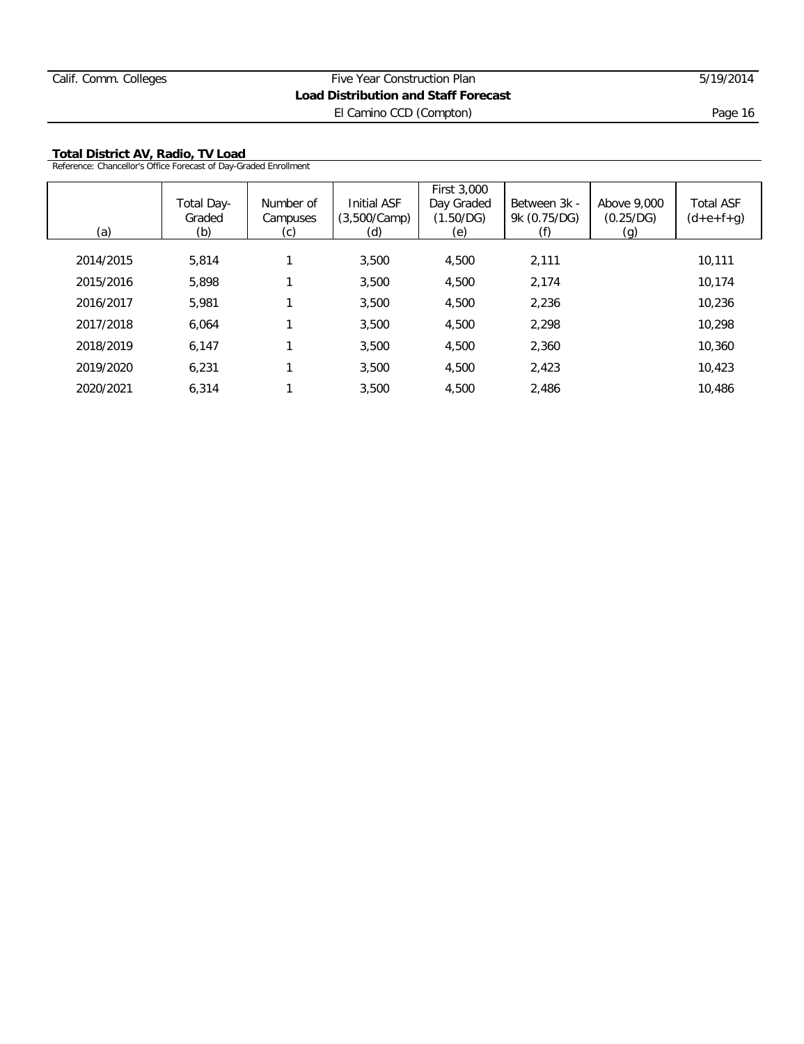## Total District AV, Radio, TV Load

Reference: Chancellor's Office Forecast of Day-Graded Enrollment

| (a) | Total Day-Graded (b) | Number of Campuses (c) | Initial ASF (3,500/Camp) (d) | First 3,000 Day Graded (1.50/DG) (e) | Between 3k - 9k (0.75/DG) (f) | Above 9,000 (0.25/DG) (g) | Total ASF (d+e+f+g) |
|---|---|---|---|---|---|---|---|
| 2014/2015 | 5,814 | 1 | 3,500 | 4,500 | 2,111 | | 10,111 |
| 2015/2016 | 5,898 | 1 | 3,500 | 4,500 | 2,174 | | 10,174 |
| 2016/2017 | 5,981 | 1 | 3,500 | 4,500 | 2,236 | | 10,236 |
| 2017/2018 | 6,064 | 1 | 3,500 | 4,500 | 2,298 | | 10,298 |
| 2018/2019 | 6,147 | 1 | 3,500 | 4,500 | 2,360 | | 10,360 |
| 2019/2020 | 6,231 | 1 | 3,500 | 4,500 | 2,423 | | 10,423 |
| 2020/2021 | 6,314 | 1 | 3,500 | 4,500 | 2,486 | | 10,486 |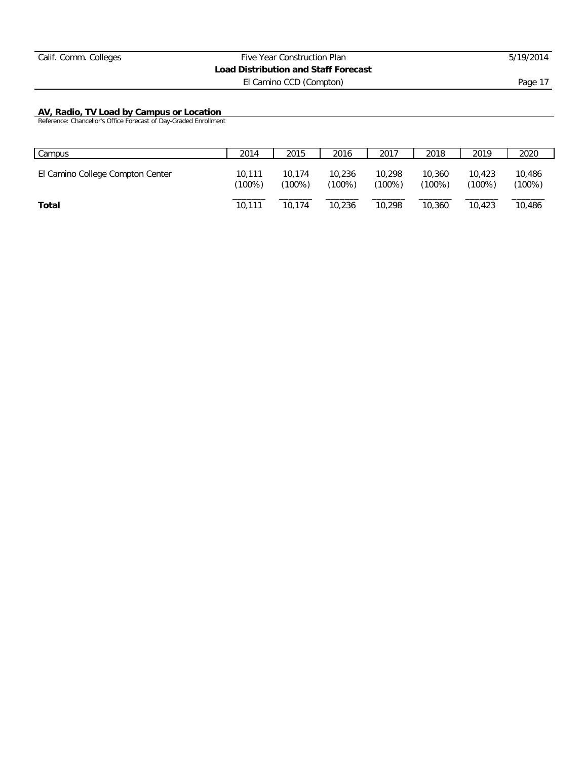## AV, Radio, TV Load by Campus or Location

Reference: Chancellor's Office Forecast of Day-Graded Enrollment

| Campus | 2014 | 2015 | 2016 | 2017 | 2018 | 2019 | 2020 |
|---|---|---|---|---|---|---|---|
| El Camino College Compton Center | 10,111 (100%) | 10,174 (100%) | 10,236 (100%) | 10,298 (100%) | 10,360 (100%) | 10,423 (100%) | 10,486 (100%) |
| **Total** | 10,111 | 10,174 | 10,236 | 10,298 | 10,360 | 10,423 | 10,486 |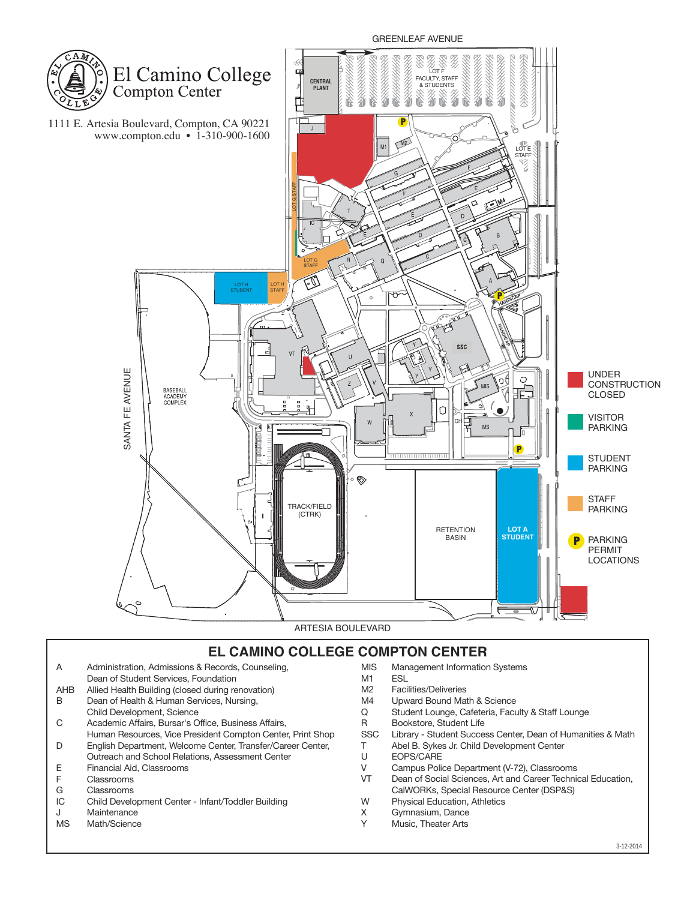# El Camino College Compton Center

1111 E. Artesia Boulevard, Compton, CA 90221
www.compton.edu • 1-310-900-1600

GREENLEAF AVENUE

SANTA FE AVENUE

ARTESIA BOULEVARD

- UNDER CONSTRUCTION CLOSED
- VISITOR PARKING
- STUDENT PARKING
- STAFF PARKING
- P PARKING PERMIT LOCATIONS

## EL CAMINO COLLEGE COMPTON CENTER

| Code | Building |
|---|---|
| A | Administration, Admissions & Records, Counseling, Dean of Student Services, Foundation |
| AHB | Allied Health Building (closed during renovation) |
| B | Dean of Health & Human Services, Nursing, Child Development, Science |
| C | Academic Affairs, Bursar's Office, Business Affairs, Human Resources, Vice President Compton Center, Print Shop |
| D | English Department, Welcome Center, Transfer/Career Center, Outreach and School Relations, Assessment Center |
| E | Financial Aid, Classrooms |
| F | Classrooms |
| G | Classrooms |
| IC | Child Development Center - Infant/Toddler Building |
| J | Maintenance |
| MS | Math/Science |
| MIS | Management Information Systems |
| M1 | ESL |
| M2 | Facilities/Deliveries |
| M4 | Upward Bound Math & Science |
| Q | Student Lounge, Cafeteria, Faculty & Staff Lounge |
| R | Bookstore, Student Life |
| SSC | Library - Student Success Center, Dean of Humanities & Math |
| T | Abel B. Sykes Jr. Child Development Center |
| U | EOPS/CARE |
| V | Campus Police Department (V-72), Classrooms |
| VT | Dean of Social Sciences, Art and Career Technical Education, CalWORKs, Special Resource Center (DSP&S) |
| W | Physical Education, Athletics |
| X | Gymnasium, Dance |
| Y | Music, Theater Arts |

3-12-2014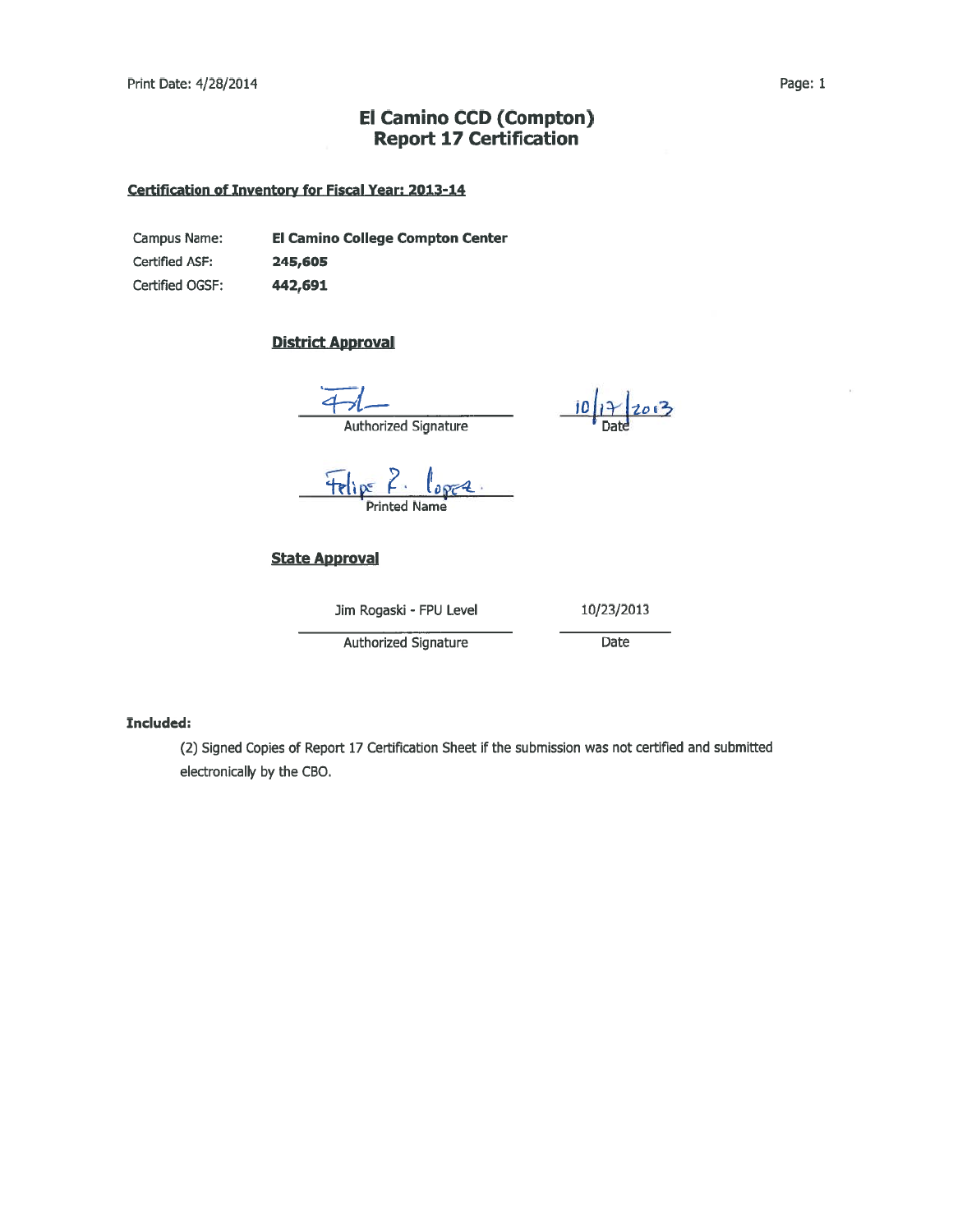# El Camino CCD (Compton)
## Report 17 Certification

**Certification of Inventory for Fiscal Year: 2013-14**

| | |
|---|---|
| Campus Name: | **El Camino College Compton Center** |
| Certified ASF: | **245,605** |
| Certified OGSF: | **442,691** |

**District Approval**

Authorized Signature — Date: 10/17/2013

Felipe R. Lopez
Printed Name

**State Approval**

| Jim Rogaski - FPU Level | 10/23/2013 |
|---|---|
| Authorized Signature | Date |

**Included:**

(2) Signed Copies of Report 17 Certification Sheet if the submission was not certified and submitted electronically by the CBO.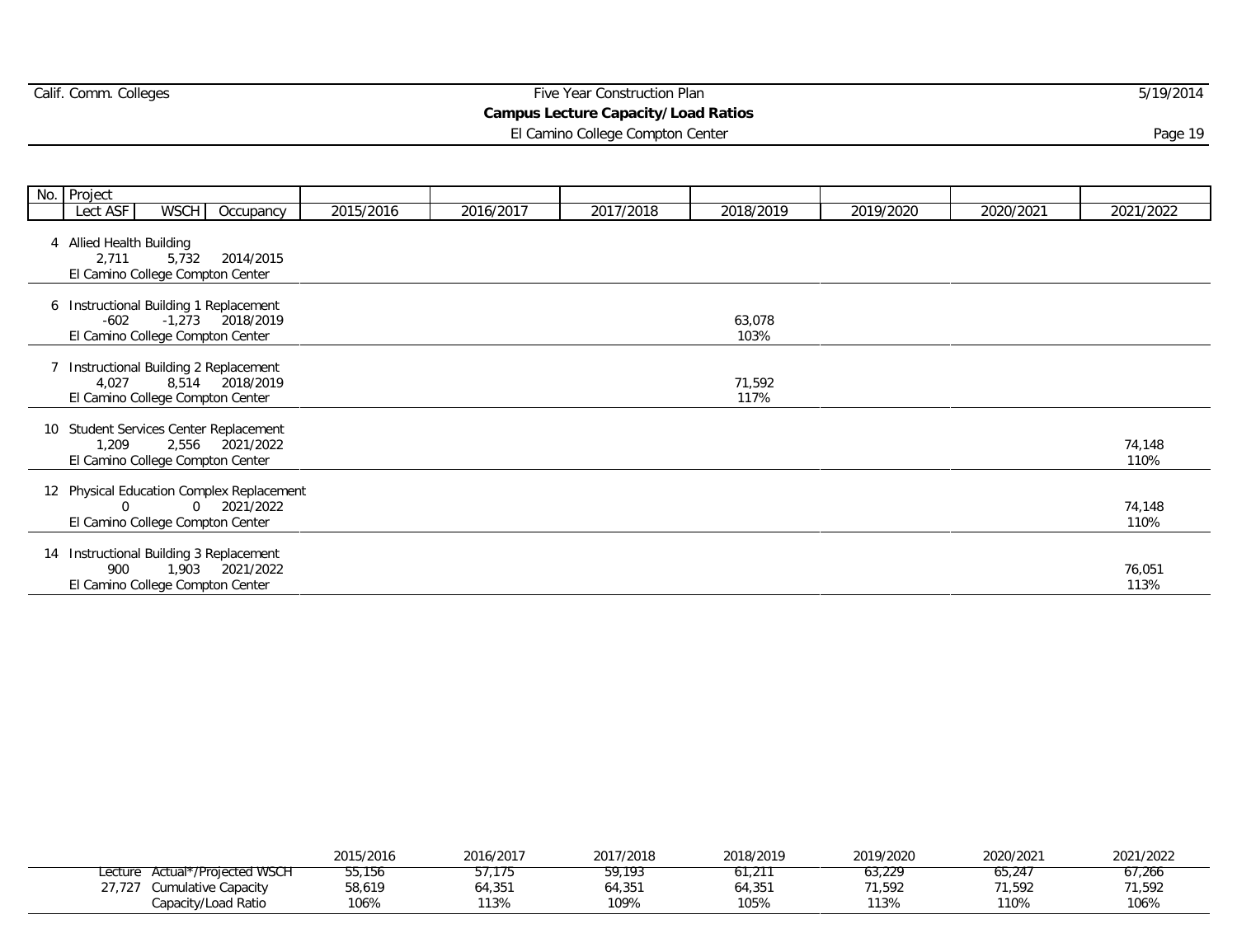Calif. Comm. Colleges | Five Year Construction Plan | 5/19/2014

## Campus Lecture Capacity/Load Ratios

El Camino College Compton Center

| No. | Project (Lect ASF / WSCH / Occupancy) | 2015/2016 | 2016/2017 | 2017/2018 | 2018/2019 | 2019/2020 | 2020/2021 | 2021/2022 |
|---|---|---|---|---|---|---|---|---|
| 4 | Allied Health Building<br>2,711 / 5,732 / 2014/2015<br>El Camino College Compton Center | | | | | | | |
| 6 | Instructional Building 1 Replacement<br>-602 / -1,273 / 2018/2019<br>El Camino College Compton Center | | | | 63,078<br>103% | | | |
| 7 | Instructional Building 2 Replacement<br>4,027 / 8,514 / 2018/2019<br>El Camino College Compton Center | | | | 71,592<br>117% | | | |
| 10 | Student Services Center Replacement<br>1,209 / 2,556 / 2021/2022<br>El Camino College Compton Center | | | | | | | 74,148<br>110% |
| 12 | Physical Education Complex Replacement<br>0 / 0 / 2021/2022<br>El Camino College Compton Center | | | | | | | 74,148<br>110% |
| 14 | Instructional Building 3 Replacement<br>900 / 1,903 / 2021/2022<br>El Camino College Compton Center | | | | | | | 76,051<br>113% |

| Lecture | | 2015/2016 | 2016/2017 | 2017/2018 | 2018/2019 | 2019/2020 | 2020/2021 | 2021/2022 |
|---|---|---|---|---|---|---|---|---|
| | Actual*/Projected WSCH | 55,156 | 57,175 | 59,193 | 61,211 | 63,229 | 65,247 | 67,266 |
| 27,727 | Cumulative Capacity | 58,619 | 64,351 | 64,351 | 64,351 | 71,592 | 71,592 | 71,592 |
| | Capacity/Load Ratio | 106% | 113% | 109% | 105% | 113% | 110% | 106% |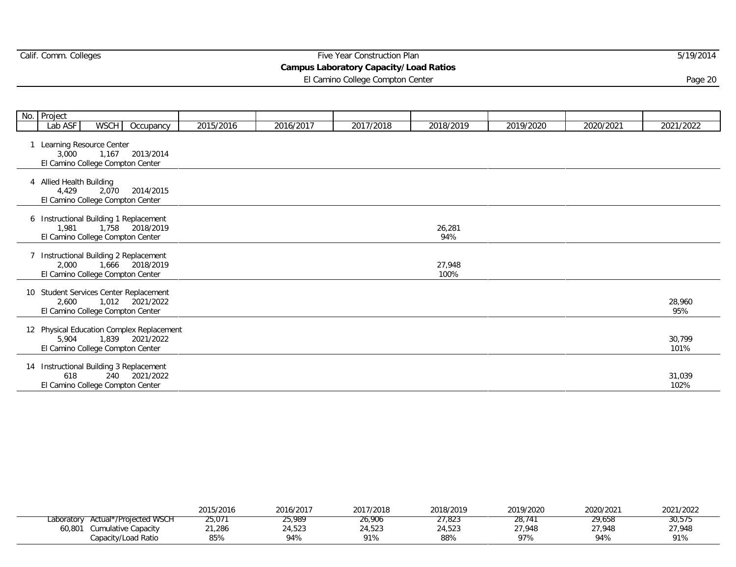# Five Year Construction Plan

## Campus Laboratory Capacity/Load Ratios

El Camino College Compton Center

| No. | Project<br>Lab ASF / WSCH / Occupancy | 2015/2016 | 2016/2017 | 2017/2018 | 2018/2019 | 2019/2020 | 2020/2021 | 2021/2022 |
|---|---|---|---|---|---|---|---|---|
| 1 | Learning Resource Center<br>3,000 / 1,167 / 2013/2014<br>El Camino College Compton Center | | | | | | | |
| 4 | Allied Health Building<br>4,429 / 2,070 / 2014/2015<br>El Camino College Compton Center | | | | | | | |
| 6 | Instructional Building 1 Replacement<br>1,981 / 1,758 / 2018/2019<br>El Camino College Compton Center | | | | 26,281<br>94% | | | |
| 7 | Instructional Building 2 Replacement<br>2,000 / 1,666 / 2018/2019<br>El Camino College Compton Center | | | | 27,948<br>100% | | | |
| 10 | Student Services Center Replacement<br>2,600 / 1,012 / 2021/2022<br>El Camino College Compton Center | | | | | | | 28,960<br>95% |
| 12 | Physical Education Complex Replacement<br>5,904 / 1,839 / 2021/2022<br>El Camino College Compton Center | | | | | | | 30,799<br>101% |
| 14 | Instructional Building 3 Replacement<br>618 / 240 / 2021/2022<br>El Camino College Compton Center | | | | | | | 31,039<br>102% |

| | | 2015/2016 | 2016/2017 | 2017/2018 | 2018/2019 | 2019/2020 | 2020/2021 | 2021/2022 |
|---|---|---|---|---|---|---|---|---|
| Laboratory | Actual*/Projected WSCH | 25,071 | 25,989 | 26,906 | 27,823 | 28,741 | 29,658 | 30,575 |
| 60,801 | Cumulative Capacity | 21,286 | 24,523 | 24,523 | 24,523 | 27,948 | 27,948 | 27,948 |
| | Capacity/Load Ratio | 85% | 94% | 91% | 88% | 97% | 94% | 91% |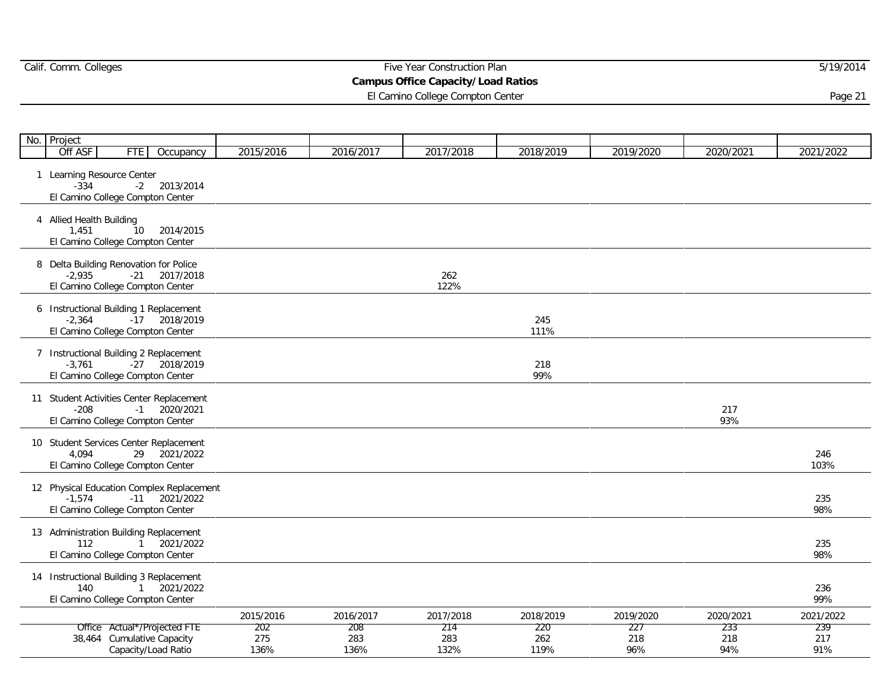## Campus Office Capacity/Load Ratios

El Camino College Compton Center

| No. | Project | Off ASF | FTE | Occupancy | 2015/2016 | 2016/2017 | 2017/2018 | 2018/2019 | 2019/2020 | 2020/2021 | 2021/2022 |
|---|---|---|---|---|---|---|---|---|---|---|---|
| 1 | Learning Resource Center<br>El Camino College Compton Center | -334 | -2 | 2013/2014 | | | | | | | |
| 4 | Allied Health Building<br>El Camino College Compton Center | 1,451 | 10 | 2014/2015 | | | | | | | |
| 8 | Delta Building Renovation for Police<br>El Camino College Compton Center | -2,935 | -21 | 2017/2018 | | | 262<br>122% | | | | |
| 6 | Instructional Building 1 Replacement<br>El Camino College Compton Center | -2,364 | -17 | 2018/2019 | | | | 245<br>111% | | | |
| 7 | Instructional Building 2 Replacement<br>El Camino College Compton Center | -3,761 | -27 | 2018/2019 | | | | 218<br>99% | | | |
| 11 | Student Activities Center Replacement<br>El Camino College Compton Center | -208 | -1 | 2020/2021 | | | | | | 217<br>93% | |
| 10 | Student Services Center Replacement<br>El Camino College Compton Center | 4,094 | 29 | 2021/2022 | | | | | | | 246<br>103% |
| 12 | Physical Education Complex Replacement<br>El Camino College Compton Center | -1,574 | -11 | 2021/2022 | | | | | | | 235<br>98% |
| 13 | Administration Building Replacement<br>El Camino College Compton Center | 112 | 1 | 2021/2022 | | | | | | | 235<br>98% |
| 14 | Instructional Building 3 Replacement<br>El Camino College Compton Center | 140 | 1 | 2021/2022 | | | | | | | 236<br>99% |

| | | 2015/2016 | 2016/2017 | 2017/2018 | 2018/2019 | 2019/2020 | 2020/2021 | 2021/2022 |
|---|---|---|---|---|---|---|---|---|
| Office | Actual*/Projected FTE | 202 | 208 | 214 | 220 | 227 | 233 | 239 |
| 38,464 | Cumulative Capacity | 275 | 283 | 283 | 262 | 218 | 218 | 217 |
| | Capacity/Load Ratio | 136% | 136% | 132% | 119% | 96% | 94% | 91% |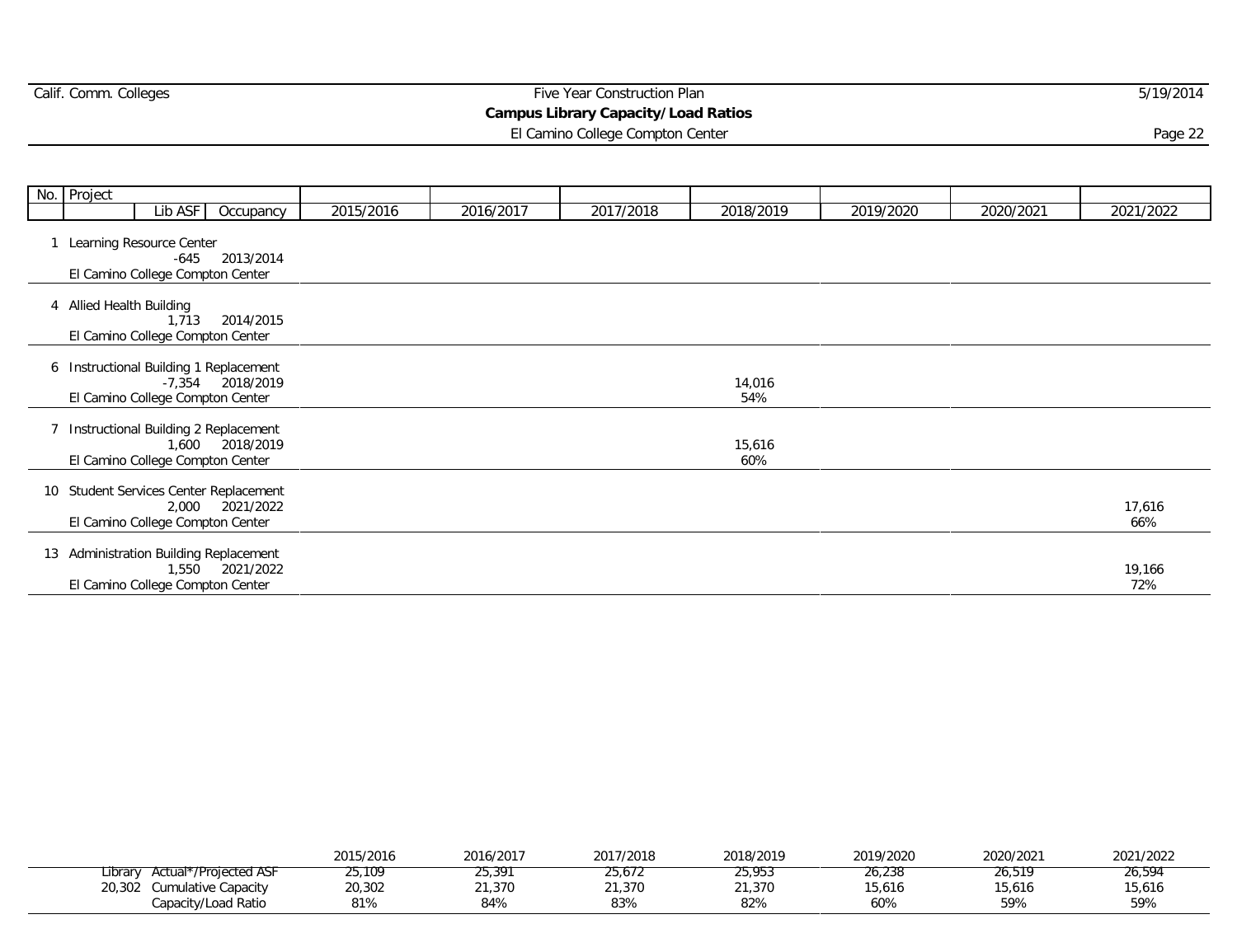Calif. Comm. Colleges | Five Year Construction Plan | 5/19/2014

## Campus Library Capacity/Load Ratios

El Camino College Compton Center

| No. | Project | Lib ASF | Occupancy | 2015/2016 | 2016/2017 | 2017/2018 | 2018/2019 | 2019/2020 | 2020/2021 | 2021/2022 |
|---|---|---|---|---|---|---|---|---|---|---|
| 1 | Learning Resource Center<br>El Camino College Compton Center | -645 | 2013/2014 | | | | | | | |
| 4 | Allied Health Building<br>El Camino College Compton Center | 1,713 | 2014/2015 | | | | | | | |
| 6 | Instructional Building 1 Replacement<br>El Camino College Compton Center | -7,354 | 2018/2019 | | | | 14,016<br>54% | | | |
| 7 | Instructional Building 2 Replacement<br>El Camino College Compton Center | 1,600 | 2018/2019 | | | | 15,616<br>60% | | | |
| 10 | Student Services Center Replacement<br>El Camino College Compton Center | 2,000 | 2021/2022 | | | | | | | 17,616<br>66% |
| 13 | Administration Building Replacement<br>El Camino College Compton Center | 1,550 | 2021/2022 | | | | | | | 19,166<br>72% |

| | | 2015/2016 | 2016/2017 | 2017/2018 | 2018/2019 | 2019/2020 | 2020/2021 | 2021/2022 |
|---|---|---|---|---|---|---|---|---|
| Library | Actual*/Projected ASF | 25,109 | 25,391 | 25,672 | 25,953 | 26,238 | 26,519 | 26,594 |
| 20,302 | Cumulative Capacity | 20,302 | 21,370 | 21,370 | 21,370 | 15,616 | 15,616 | 15,616 |
| | Capacity/Load Ratio | 81% | 84% | 83% | 82% | 60% | 59% | 59% |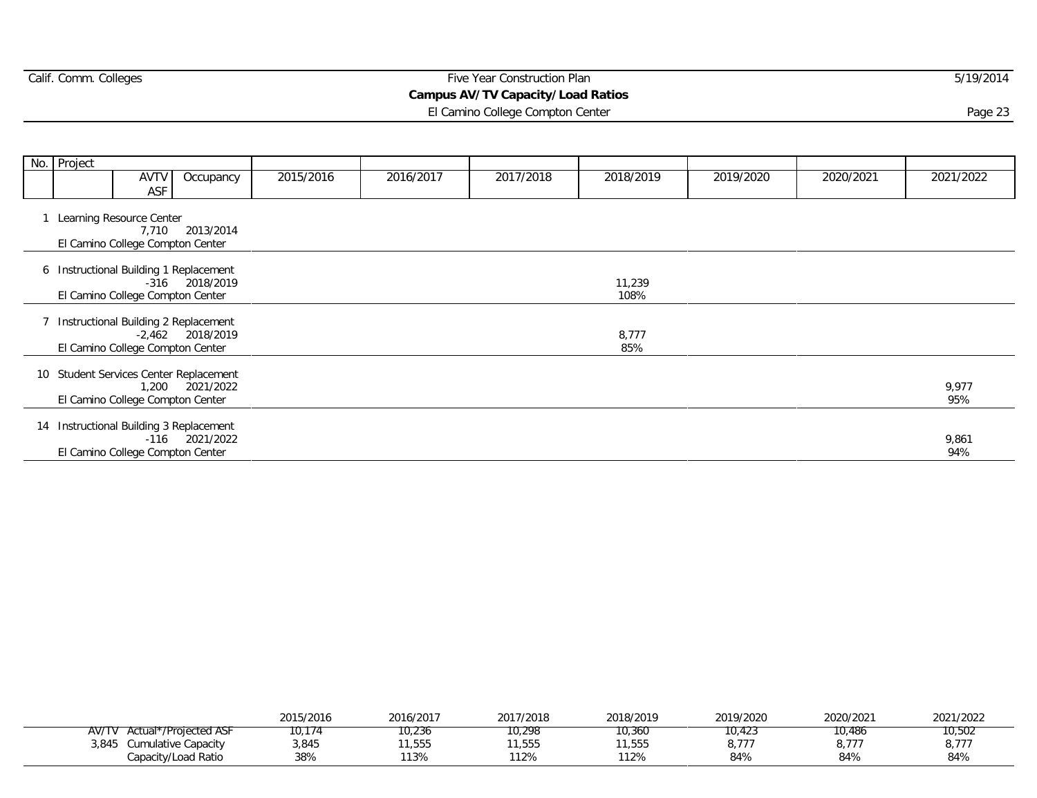# Five Year Construction Plan

## Campus AV/TV Capacity/Load Ratios

El Camino College Compton Center

| No. | Project | AVTV ASF | Occupancy | 2015/2016 | 2016/2017 | 2017/2018 | 2018/2019 | 2019/2020 | 2020/2021 | 2021/2022 |
|---|---|---|---|---|---|---|---|---|---|---|
| 1 | Learning Resource Center<br>El Camino College Compton Center | 7,710 | 2013/2014 | | | | | | | |
| 6 | Instructional Building 1 Replacement<br>El Camino College Compton Center | -316 | 2018/2019 | | | | 11,239<br>108% | | | |
| 7 | Instructional Building 2 Replacement<br>El Camino College Compton Center | -2,462 | 2018/2019 | | | | 8,777<br>85% | | | |
| 10 | Student Services Center Replacement<br>El Camino College Compton Center | 1,200 | 2021/2022 | | | | | | | 9,977<br>95% |
| 14 | Instructional Building 3 Replacement<br>El Camino College Compton Center | -116 | 2021/2022 | | | | | | | 9,861<br>94% |

| | | 2015/2016 | 2016/2017 | 2017/2018 | 2018/2019 | 2019/2020 | 2020/2021 | 2021/2022 |
|---|---|---|---|---|---|---|---|---|
| AV/TV | Actual*/Projected ASF | 10,174 | 10,236 | 10,298 | 10,360 | 10,423 | 10,486 | 10,502 |
| 3,845 | Cumulative Capacity | 3,845 | 11,555 | 11,555 | 11,555 | 8,777 | 8,777 | 8,777 |
| | Capacity/Load Ratio | 38% | 113% | 112% | 112% | 84% | 84% | 84% |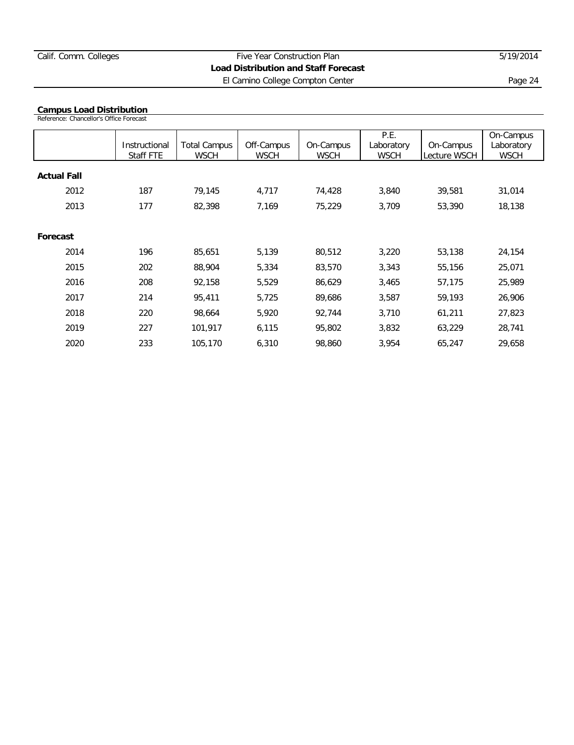**Load Distribution and Staff Forecast**

El Camino College Compton Center

## Campus Load Distribution

Reference: Chancellor's Office Forecast

| | Instructional Staff FTE | Total Campus WSCH | Off-Campus WSCH | On-Campus WSCH | P.E. Laboratory WSCH | On-Campus Lecture WSCH | On-Campus Laboratory WSCH |
|---|---|---|---|---|---|---|---|
| **Actual Fall** | | | | | | | |
| 2012 | 187 | 79,145 | 4,717 | 74,428 | 3,840 | 39,581 | 31,014 |
| 2013 | 177 | 82,398 | 7,169 | 75,229 | 3,709 | 53,390 | 18,138 |
| **Forecast** | | | | | | | |
| 2014 | 196 | 85,651 | 5,139 | 80,512 | 3,220 | 53,138 | 24,154 |
| 2015 | 202 | 88,904 | 5,334 | 83,570 | 3,343 | 55,156 | 25,071 |
| 2016 | 208 | 92,158 | 5,529 | 86,629 | 3,465 | 57,175 | 25,989 |
| 2017 | 214 | 95,411 | 5,725 | 89,686 | 3,587 | 59,193 | 26,906 |
| 2018 | 220 | 98,664 | 5,920 | 92,744 | 3,710 | 61,211 | 27,823 |
| 2019 | 227 | 101,917 | 6,115 | 95,802 | 3,832 | 63,229 | 28,741 |
| 2020 | 233 | 105,170 | 6,310 | 98,860 | 3,954 | 65,247 | 29,658 |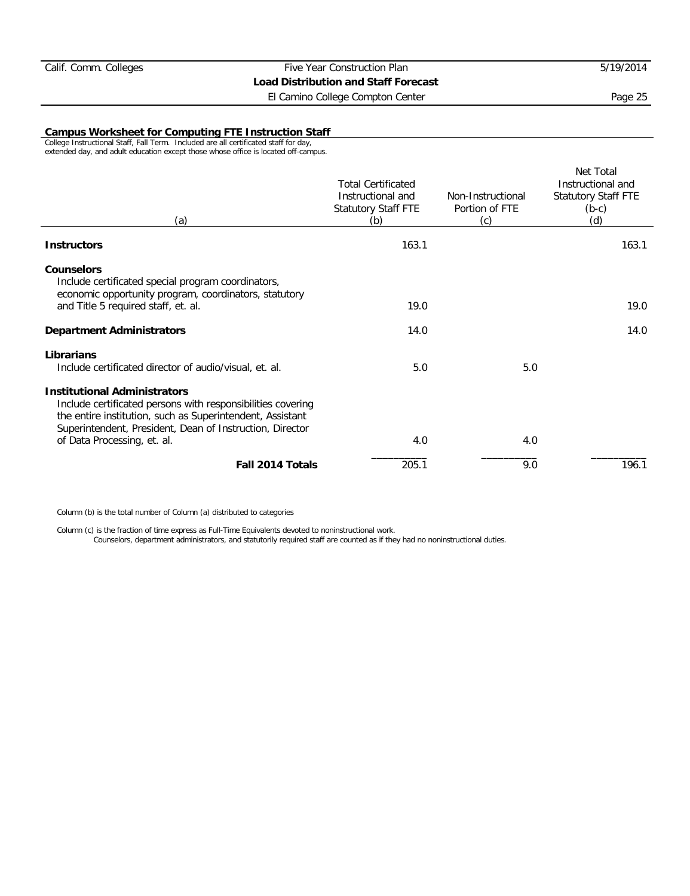## Campus Worksheet for Computing FTE Instruction Staff

College Instructional Staff, Fall Term. Included are all certificated staff for day, extended day, and adult education except those whose office is located off-campus.

| (a) | Total Certificated Instructional and Statutory Staff FTE (b) | Non-Instructional Portion of FTE (c) | Net Total Instructional and Statutory Staff FTE (b-c) (d) |
|---|---|---|---|
| **Instructors** | 163.1 | | 163.1 |
| **Counselors** Include certificated special program coordinators, economic opportunity program, coordinators, statutory and Title 5 required staff, et. al. | 19.0 | | 19.0 |
| **Department Administrators** | 14.0 | | 14.0 |
| **Librarians** Include certificated director of audio/visual, et. al. | 5.0 | 5.0 | |
| **Institutional Administrators** Include certificated persons with responsibilities covering the entire institution, such as Superintendent, Assistant Superintendent, President, Dean of Instruction, Director of Data Processing, et. al. | 4.0 | 4.0 | |
| **Fall 2014 Totals** | 205.1 | 9.0 | 196.1 |

Column (b) is the total number of Column (a) distributed to categories

Column (c) is the fraction of time express as Full-Time Equivalents devoted to noninstructional work.
Counselors, department administrators, and statutorily required staff are counted as if they had no noninstructional duties.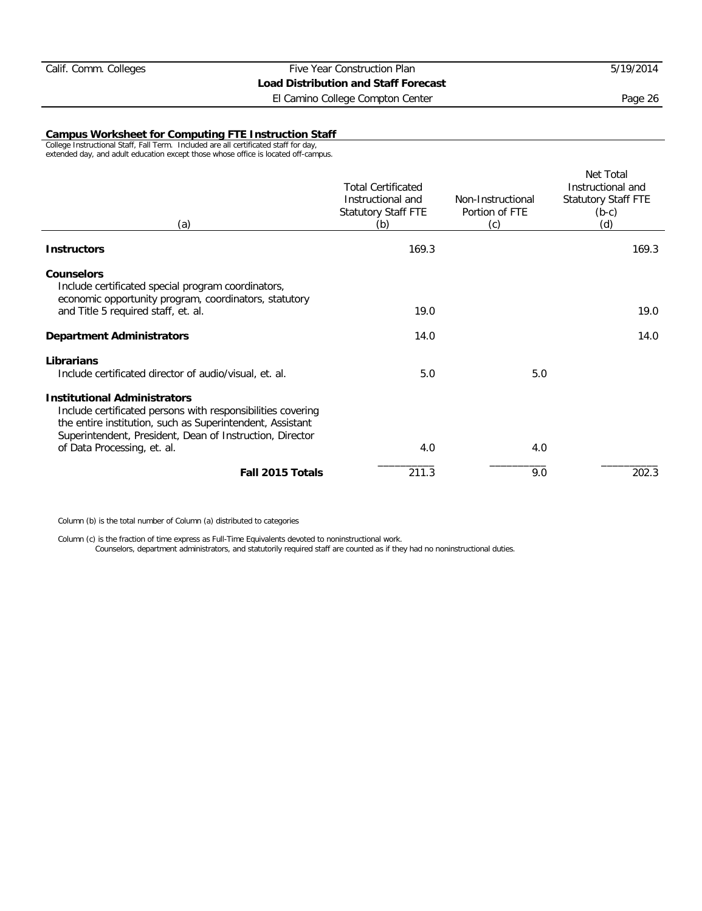## Campus Worksheet for Computing FTE Instruction Staff

College Instructional Staff, Fall Term. Included are all certificated staff for day, extended day, and adult education except those whose office is located off-campus.

| (a) | Total Certificated Instructional and Statutory Staff FTE (b) | Non-Instructional Portion of FTE (c) | Net Total Instructional and Statutory Staff FTE (b-c) (d) |
|---|---|---|---|
| **Instructors** | 169.3 | | 169.3 |
| **Counselors** Include certificated special program coordinators, economic opportunity program, coordinators, statutory and Title 5 required staff, et. al. | 19.0 | | 19.0 |
| **Department Administrators** | 14.0 | | 14.0 |
| **Librarians** Include certificated director of audio/visual, et. al. | 5.0 | 5.0 | |
| **Institutional Administrators** Include certificated persons with responsibilities covering the entire institution, such as Superintendent, Assistant Superintendent, President, Dean of Instruction, Director of Data Processing, et. al. | 4.0 | 4.0 | |
| **Fall 2015 Totals** | 211.3 | 9.0 | 202.3 |

Column (b) is the total number of Column (a) distributed to categories

Column (c) is the fraction of time express as Full-Time Equivalents devoted to noninstructional work.
Counselors, department administrators, and statutorily required staff are counted as if they had no noninstructional duties.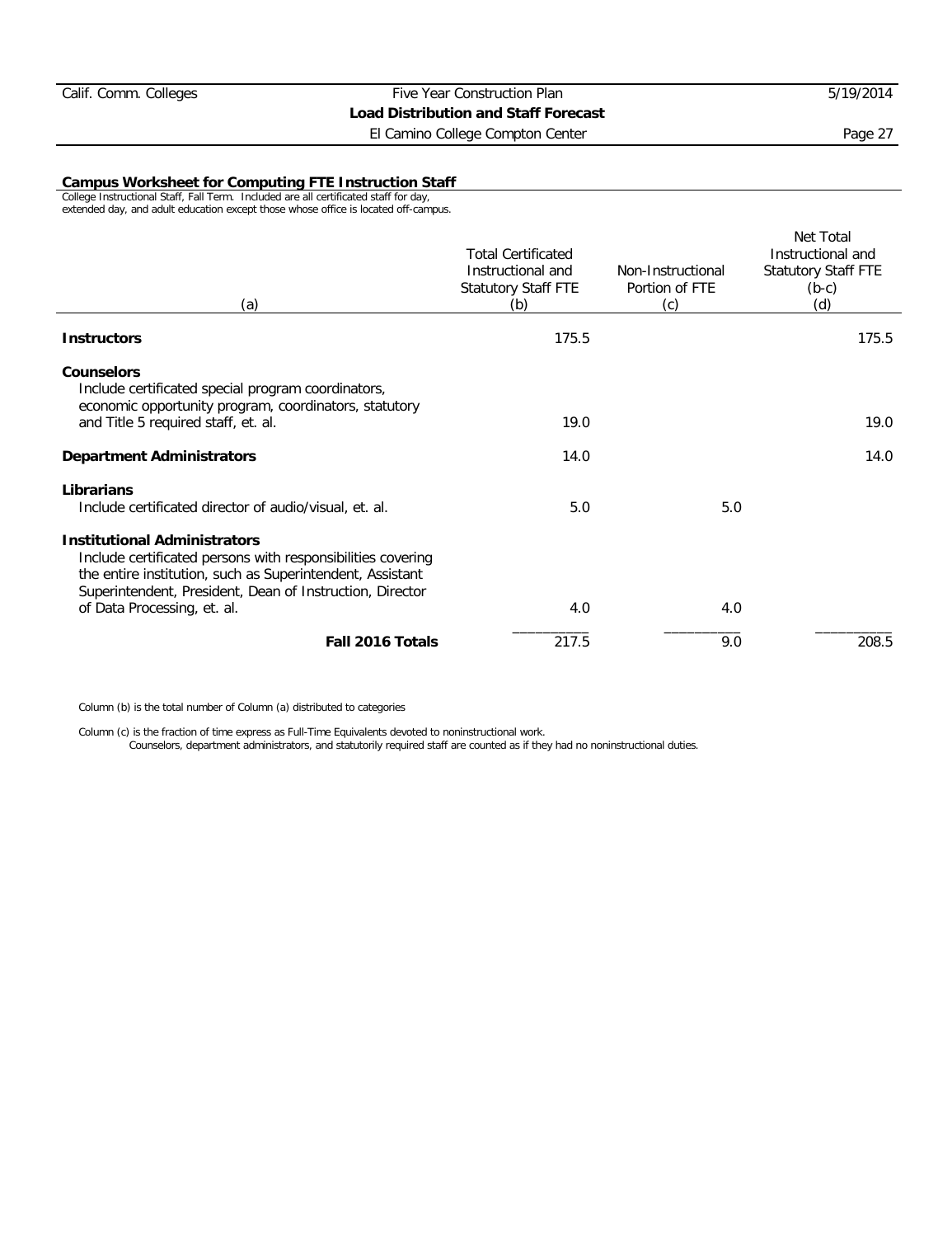## Campus Worksheet for Computing FTE Instruction Staff

College Instructional Staff, Fall Term. Included are all certificated staff for day, extended day, and adult education except those whose office is located off-campus.

| (a) | Total Certificated Instructional and Statutory Staff FTE (b) | Non-Instructional Portion of FTE (c) | Net Total Instructional and Statutory Staff FTE (b-c) (d) |
|---|---|---|---|
| **Instructors** | 175.5 | | 175.5 |
| **Counselors** Include certificated special program coordinators, economic opportunity program, coordinators, statutory and Title 5 required staff, et. al. | 19.0 | | 19.0 |
| **Department Administrators** | 14.0 | | 14.0 |
| **Librarians** Include certificated director of audio/visual, et. al. | 5.0 | 5.0 | |
| **Institutional Administrators** Include certificated persons with responsibilities covering the entire institution, such as Superintendent, Assistant Superintendent, President, Dean of Instruction, Director of Data Processing, et. al. | 4.0 | 4.0 | |
| **Fall 2016 Totals** | 217.5 | 9.0 | 208.5 |

Column (b) is the total number of Column (a) distributed to categories

Column (c) is the fraction of time express as Full-Time Equivalents devoted to noninstructional work.
Counselors, department administrators, and statutorily required staff are counted as if they had no noninstructional duties.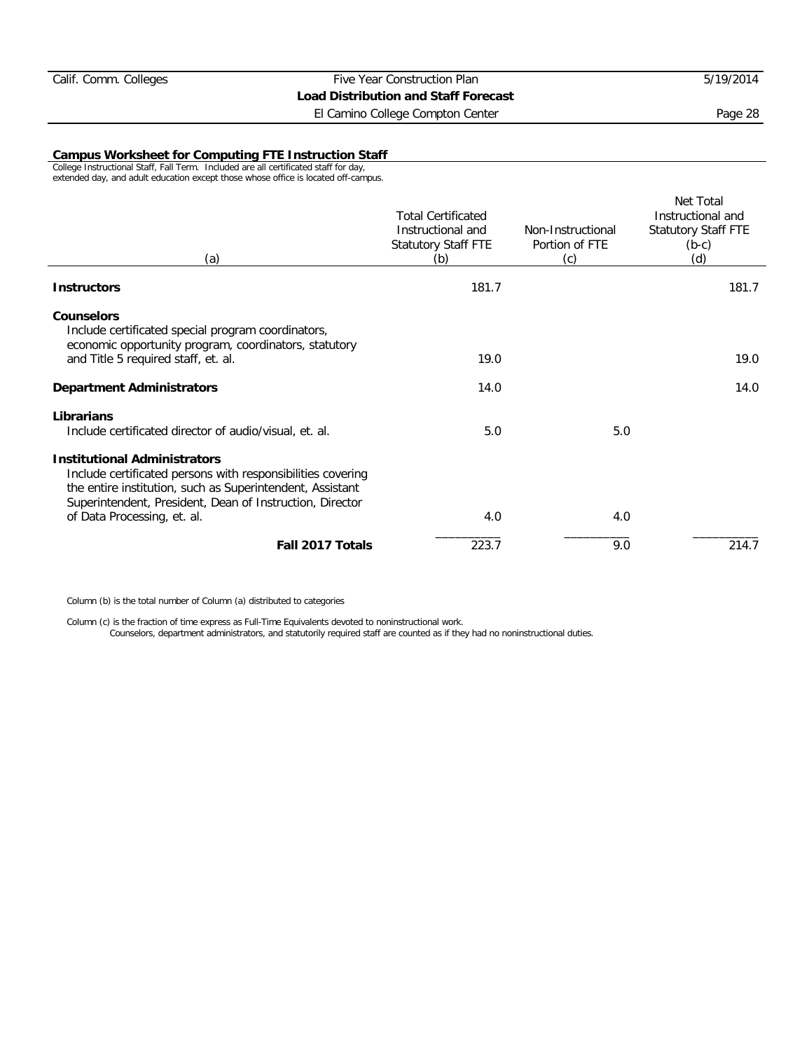## Campus Worksheet for Computing FTE Instruction Staff

College Instructional Staff, Fall Term. Included are all certificated staff for day, extended day, and adult education except those whose office is located off-campus.

| (a) | Total Certificated Instructional and Statutory Staff FTE (b) | Non-Instructional Portion of FTE (c) | Net Total Instructional and Statutory Staff FTE (b-c) (d) |
|---|---|---|---|
| **Instructors** | 181.7 | | 181.7 |
| **Counselors** Include certificated special program coordinators, economic opportunity program, coordinators, statutory and Title 5 required staff, et. al. | 19.0 | | 19.0 |
| **Department Administrators** | 14.0 | | 14.0 |
| **Librarians** Include certificated director of audio/visual, et. al. | 5.0 | 5.0 | |
| **Institutional Administrators** Include certificated persons with responsibilities covering the entire institution, such as Superintendent, Assistant Superintendent, President, Dean of Instruction, Director of Data Processing, et. al. | 4.0 | 4.0 | |
| **Fall 2017 Totals** | 223.7 | 9.0 | 214.7 |

Column (b) is the total number of Column (a) distributed to categories

Column (c) is the fraction of time express as Full-Time Equivalents devoted to noninstructional work.
Counselors, department administrators, and statutorily required staff are counted as if they had no noninstructional duties.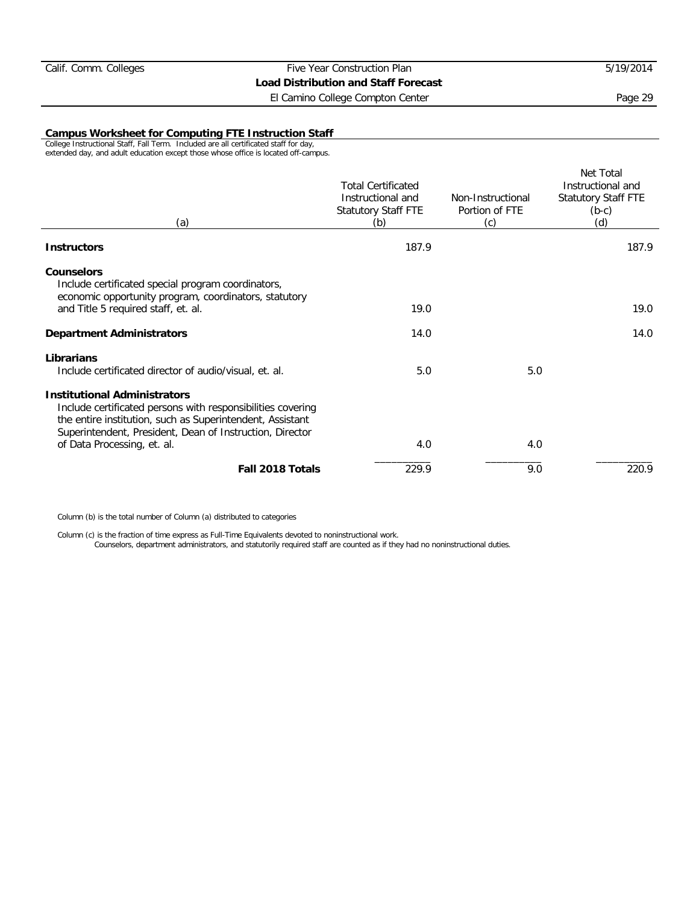## Campus Worksheet for Computing FTE Instruction Staff

College Instructional Staff, Fall Term. Included are all certificated staff for day, extended day, and adult education except those whose office is located off-campus.

| (a) | Total Certificated Instructional and Statutory Staff FTE (b) | Non-Instructional Portion of FTE (c) | Net Total Instructional and Statutory Staff FTE (b-c) (d) |
|---|---|---|---|
| **Instructors** | 187.9 | | 187.9 |
| **Counselors**<br>Include certificated special program coordinators, economic opportunity program, coordinators, statutory and Title 5 required staff, et. al. | 19.0 | | 19.0 |
| **Department Administrators** | 14.0 | | 14.0 |
| **Librarians**<br>Include certificated director of audio/visual, et. al. | 5.0 | 5.0 | |
| **Institutional Administrators**<br>Include certificated persons with responsibilities covering the entire institution, such as Superintendent, Assistant Superintendent, President, Dean of Instruction, Director of Data Processing, et. al. | 4.0 | 4.0 | |
| **Fall 2018 Totals** | 229.9 | 9.0 | 220.9 |

Column (b) is the total number of Column (a) distributed to categories

Column (c) is the fraction of time express as Full-Time Equivalents devoted to noninstructional work.
Counselors, department administrators, and statutorily required staff are counted as if they had no noninstructional duties.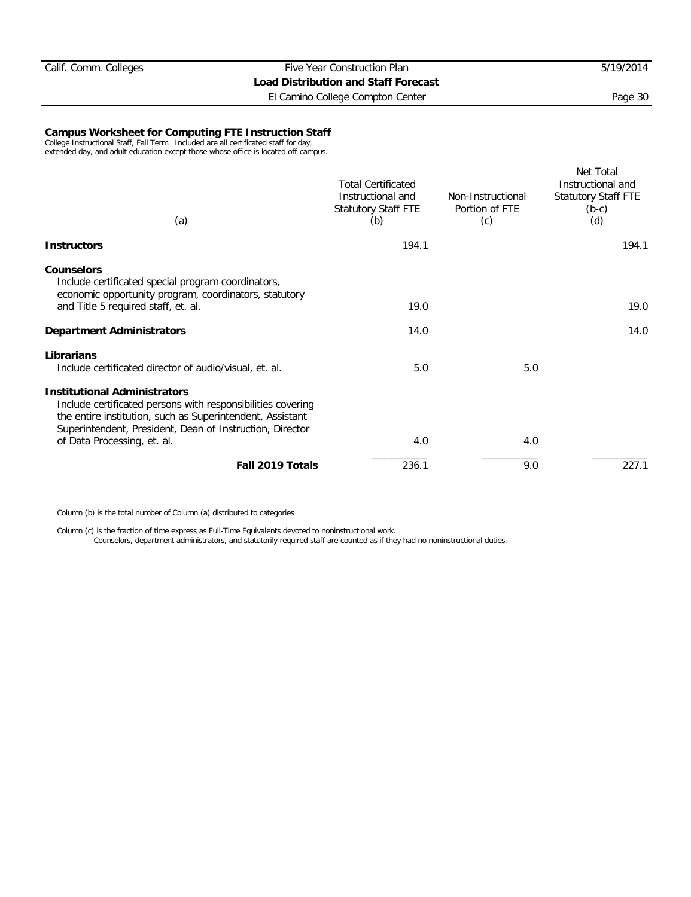**Campus Worksheet for Computing FTE Instruction Staff**

College Instructional Staff, Fall Term. Included are all certificated staff for day, extended day, and adult education except those whose office is located off-campus.

| (a) | Total Certificated Instructional and Statutory Staff FTE (b) | Non-Instructional Portion of FTE (c) | Net Total Instructional and Statutory Staff FTE (b-c) (d) |
|---|---|---|---|
| **Instructors** | 194.1 | | 194.1 |
| **Counselors** Include certificated special program coordinators, economic opportunity program, coordinators, statutory and Title 5 required staff, et. al. | 19.0 | | 19.0 |
| **Department Administrators** | 14.0 | | 14.0 |
| **Librarians** Include certificated director of audio/visual, et. al. | 5.0 | 5.0 | |
| **Institutional Administrators** Include certificated persons with responsibilities covering the entire institution, such as Superintendent, Assistant Superintendent, President, Dean of Instruction, Director of Data Processing, et. al. | 4.0 | 4.0 | |
| **Fall 2019 Totals** | 236.1 | 9.0 | 227.1 |

Column (b) is the total number of Column (a) distributed to categories

Column (c) is the fraction of time express as Full-Time Equivalents devoted to noninstructional work.
Counselors, department administrators, and statutorily required staff are counted as if they had no noninstructional duties.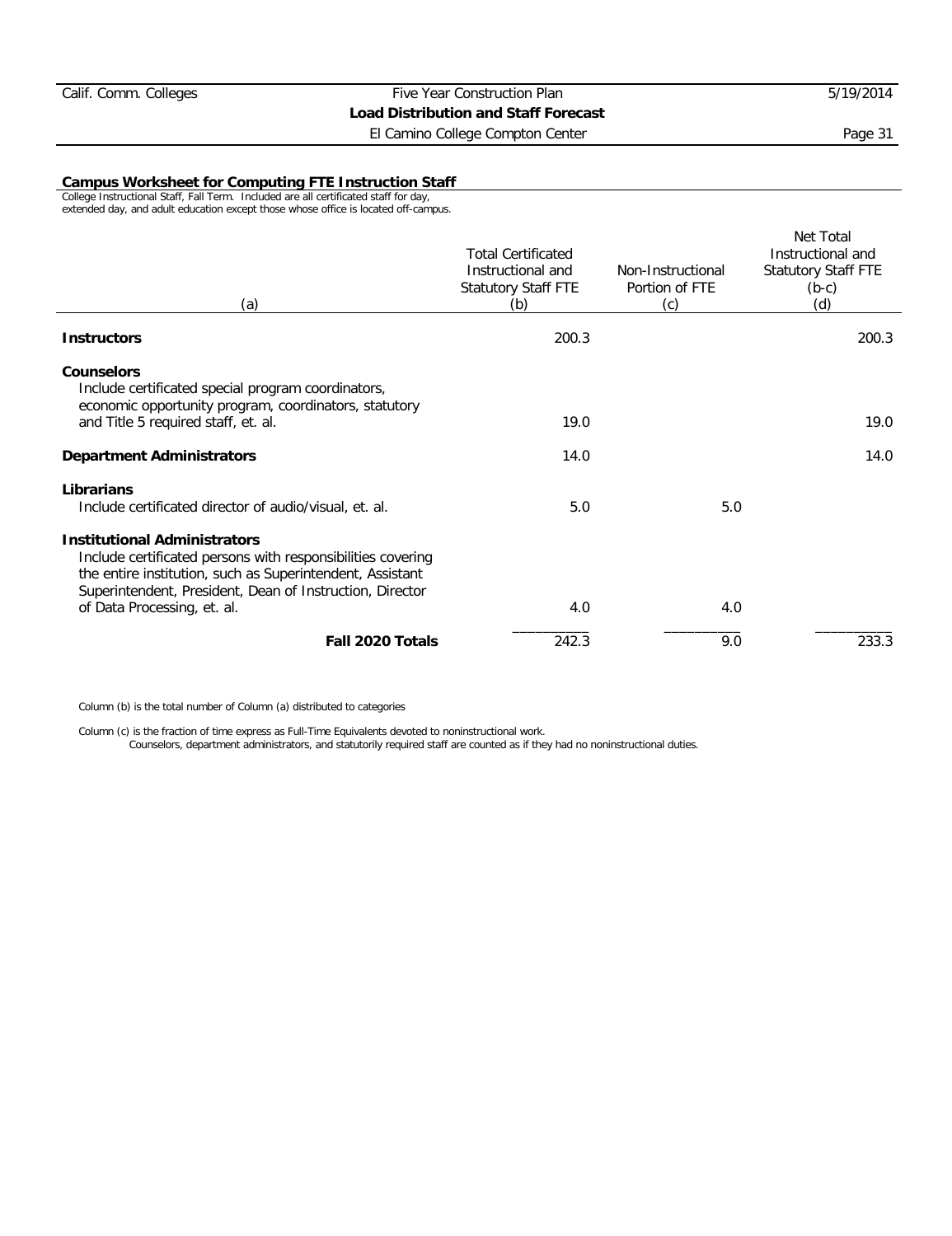**Campus Worksheet for Computing FTE Instruction Staff**

College Instructional Staff, Fall Term. Included are all certificated staff for day, extended day, and adult education except those whose office is located off-campus.

| (a) | Total Certificated Instructional and Statutory Staff FTE (b) | Non-Instructional Portion of FTE (c) | Net Total Instructional and Statutory Staff FTE (b-c) (d) |
|---|---|---|---|
| **Instructors** | 200.3 | | 200.3 |
| **Counselors** Include certificated special program coordinators, economic opportunity program, coordinators, statutory and Title 5 required staff, et. al. | 19.0 | | 19.0 |
| **Department Administrators** | 14.0 | | 14.0 |
| **Librarians** Include certificated director of audio/visual, et. al. | 5.0 | 5.0 | |
| **Institutional Administrators** Include certificated persons with responsibilities covering the entire institution, such as Superintendent, Assistant Superintendent, President, Dean of Instruction, Director of Data Processing, et. al. | 4.0 | 4.0 | |
| **Fall 2020 Totals** | 242.3 | 9.0 | 233.3 |

Column (b) is the total number of Column (a) distributed to categories

Column (c) is the fraction of time express as Full-Time Equivalents devoted to noninstructional work.
Counselors, department administrators, and statutorily required staff are counted as if they had no noninstructional duties.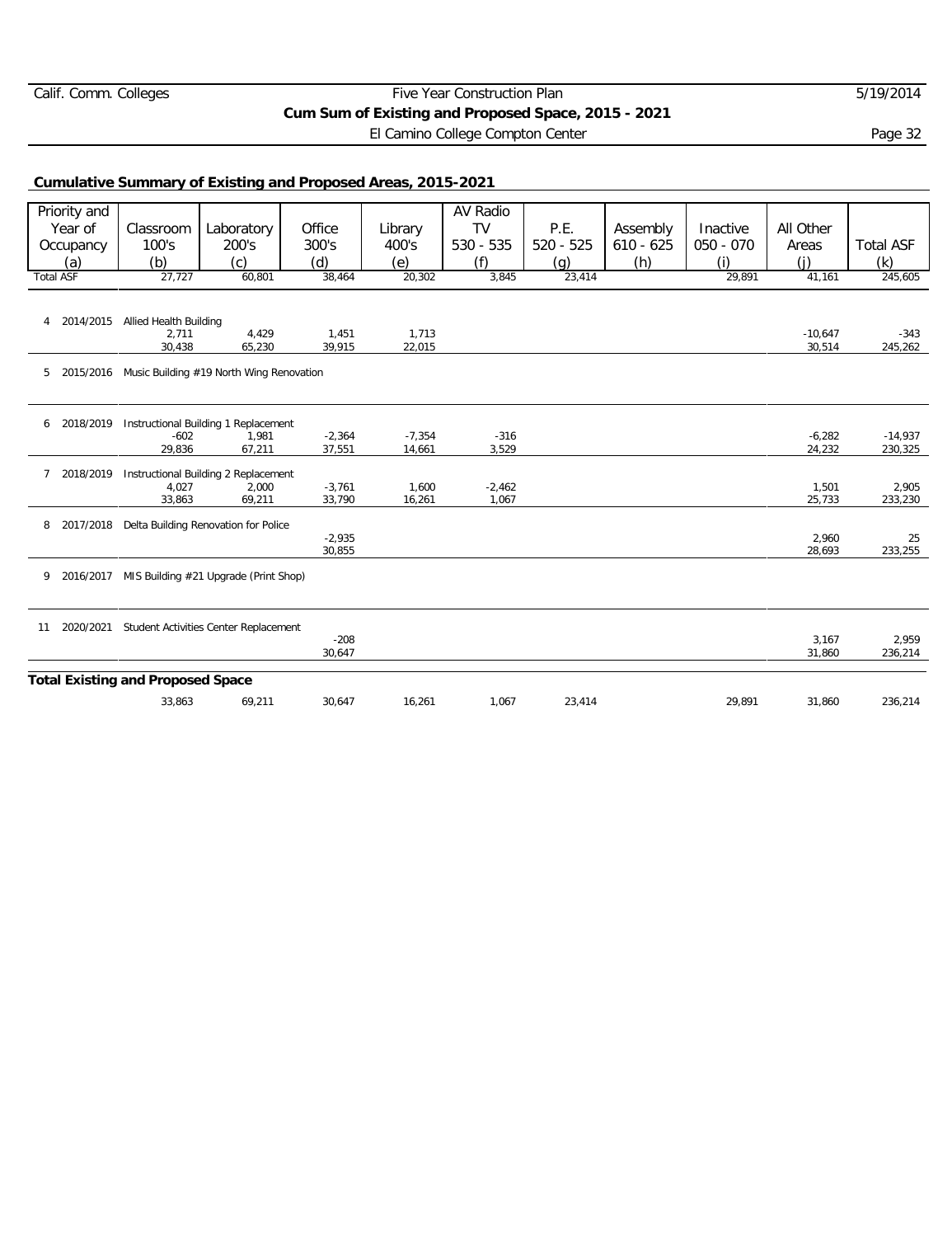Calif. Comm. Colleges | Five Year Construction Plan | 5/19/2014

**Cum Sum of Existing and Proposed Space, 2015 - 2021**

El Camino College Compton Center

### Cumulative Summary of Existing and Proposed Areas, 2015-2021

| Priority and Year of Occupancy (a) | Classroom 100's (b) | Laboratory 200's (c) | Office 300's (d) | Library 400's (e) | AV Radio TV 530 - 535 (f) | P.E. 520 - 525 (g) | Assembly 610 - 625 (h) | Inactive 050 - 070 (i) | All Other Areas (j) | Total ASF (k) |
|---|---|---|---|---|---|---|---|---|---|---|
| Total ASF | 27,727 | 60,801 | 38,464 | 20,302 | 3,845 | 23,414 | | 29,891 | 41,161 | 245,605 |
| 4 2014/2015 Allied Health Building | | | | | | | | | | |
| | 2,711 | 4,429 | 1,451 | 1,713 | | | | | -10,647 | -343 |
| | 30,438 | 65,230 | 39,915 | 22,015 | | | | | 30,514 | 245,262 |
| 5 2015/2016 Music Building #19 North Wing Renovation | | | | | | | | | | |
| 6 2018/2019 Instructional Building 1 Replacement | | | | | | | | | | |
| | -602 | 1,981 | -2,364 | -7,354 | -316 | | | | -6,282 | -14,937 |
| | 29,836 | 67,211 | 37,551 | 14,661 | 3,529 | | | | 24,232 | 230,325 |
| 7 2018/2019 Instructional Building 2 Replacement | | | | | | | | | | |
| | 4,027 | 2,000 | -3,761 | 1,600 | -2,462 | | | | 1,501 | 2,905 |
| | 33,863 | 69,211 | 33,790 | 16,261 | 1,067 | | | | 25,733 | 233,230 |
| 8 2017/2018 Delta Building Renovation for Police | | | | | | | | | | |
| | | | -2,935 | | | | | | 2,960 | 25 |
| | | | 30,855 | | | | | | 28,693 | 233,255 |
| 9 2016/2017 MIS Building #21 Upgrade (Print Shop) | | | | | | | | | | |
| 11 2020/2021 Student Activities Center Replacement | | | | | | | | | | |
| | | | -208 | | | | | | 3,167 | 2,959 |
| | | | 30,647 | | | | | | 31,860 | 236,214 |
| **Total Existing and Proposed Space** | 33,863 | 69,211 | 30,647 | 16,261 | 1,067 | 23,414 | | 29,891 | 31,860 | 236,214 |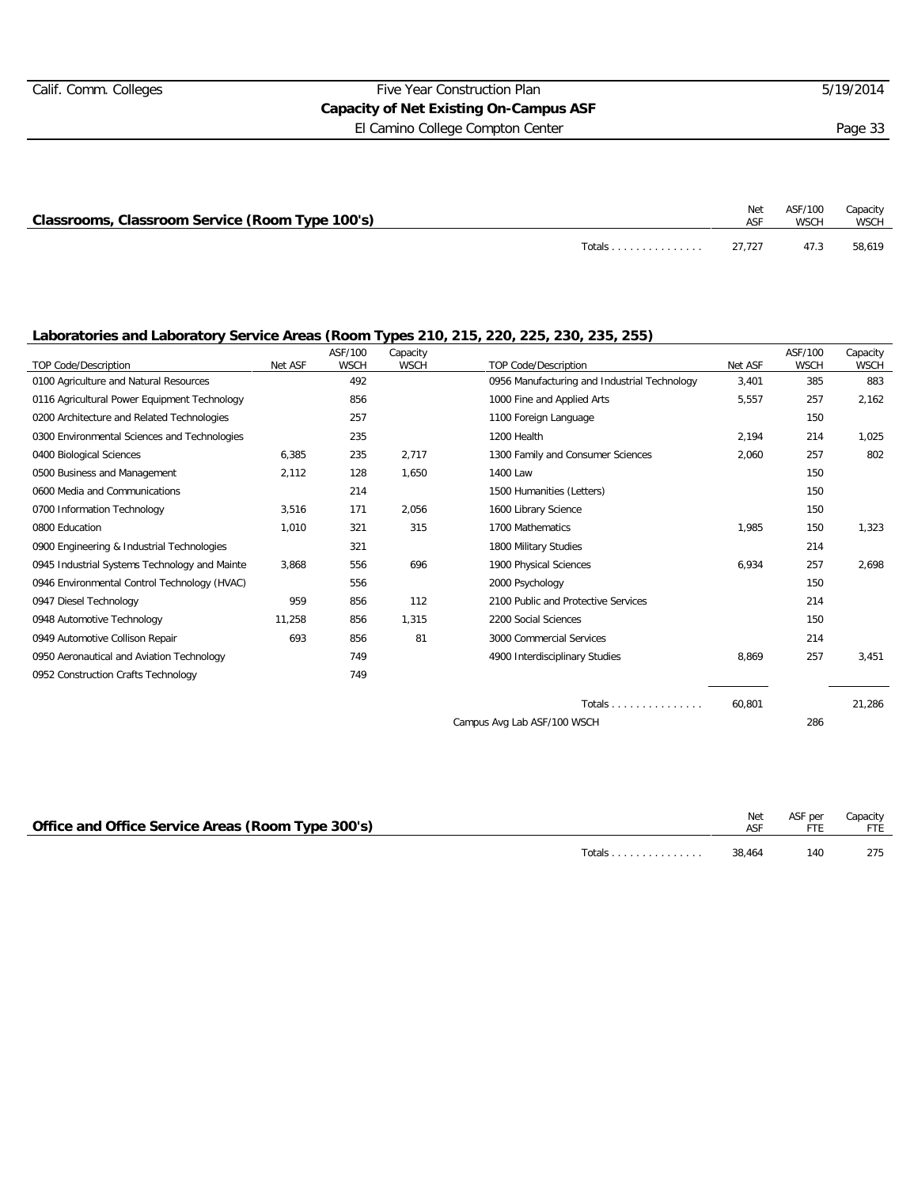## Capacity of Net Existing On-Campus ASF

El Camino College Compton Center

### Classrooms, Classroom Service (Room Type 100's)

| | Net ASF | ASF/100 WSCH | Capacity WSCH |
|---|---|---|---|
| Totals | 27,727 | 47.3 | 58,619 |

### Laboratories and Laboratory Service Areas (Room Types 210, 215, 220, 225, 230, 235, 255)

| TOP Code/Description | Net ASF | ASF/100 WSCH | Capacity WSCH |
|---|---|---|---|
| 0100 Agriculture and Natural Resources | | 492 | |
| 0116 Agricultural Power Equipment Technology | | 856 | |
| 0200 Architecture and Related Technologies | | 257 | |
| 0300 Environmental Sciences and Technologies | | 235 | |
| 0400 Biological Sciences | 6,385 | 235 | 2,717 |
| 0500 Business and Management | 2,112 | 128 | 1,650 |
| 0600 Media and Communications | | 214 | |
| 0700 Information Technology | 3,516 | 171 | 2,056 |
| 0800 Education | 1,010 | 321 | 315 |
| 0900 Engineering & Industrial Technologies | | 321 | |
| 0945 Industrial Systems Technology and Mainte | 3,868 | 556 | 696 |
| 0946 Environmental Control Technology (HVAC) | | 556 | |
| 0947 Diesel Technology | 959 | 856 | 112 |
| 0948 Automotive Technology | 11,258 | 856 | 1,315 |
| 0949 Automotive Collison Repair | 693 | 856 | 81 |
| 0950 Aeronautical and Aviation Technology | | 749 | |
| 0952 Construction Crafts Technology | | 749 | |
| 0956 Manufacturing and Industrial Technology | 3,401 | 385 | 883 |
| 1000 Fine and Applied Arts | 5,557 | 257 | 2,162 |
| 1100 Foreign Language | | 150 | |
| 1200 Health | 2,194 | 214 | 1,025 |
| 1300 Family and Consumer Sciences | 2,060 | 257 | 802 |
| 1400 Law | | 150 | |
| 1500 Humanities (Letters) | | 150 | |
| 1600 Library Science | | 150 | |
| 1700 Mathematics | 1,985 | 150 | 1,323 |
| 1800 Military Studies | | 214 | |
| 1900 Physical Sciences | 6,934 | 257 | 2,698 |
| 2000 Psychology | | 150 | |
| 2100 Public and Protective Services | | 214 | |
| 2200 Social Sciences | | 150 | |
| 3000 Commercial Services | | 214 | |
| 4900 Interdisciplinary Studies | 8,869 | 257 | 3,451 |
| Totals | 60,801 | | 21,286 |
| Campus Avg Lab ASF/100 WSCH | | 286 | |

### Office and Office Service Areas (Room Type 300's)

| | Net ASF | ASF per FTE | Capacity FTE |
|---|---|---|---|
| Totals | 38,464 | 140 | 275 |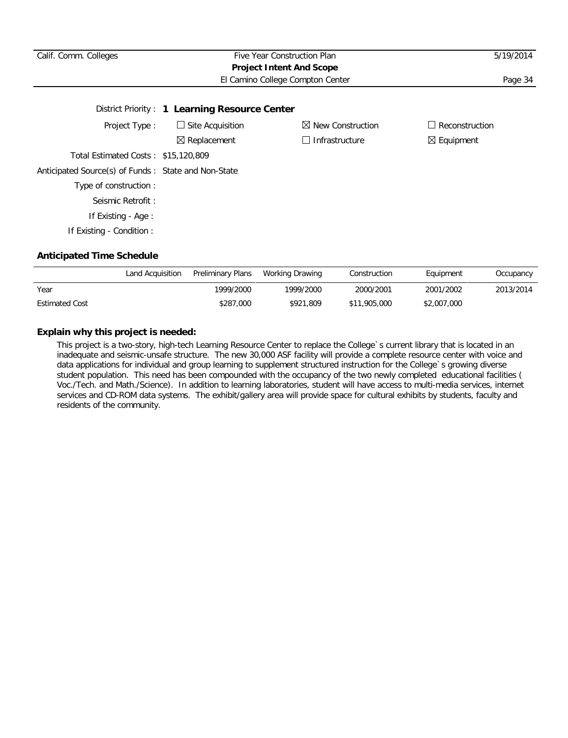District Priority : **1 Learning Resource Center**

Project Type :
- ☐ Site Acquisition
- ☒ New Construction
- ☐ Reconstruction
- ☒ Replacement
- ☐ Infrastructure
- ☒ Equipment

Total Estimated Costs : $15,120,809

Anticipated Source(s) of Funds : State and Non-State

Type of construction :

Seismic Retrofit :

If Existing - Age :

If Existing - Condition :

## Anticipated Time Schedule

| | Land Acquisition | Preliminary Plans | Working Drawing | Construction | Equipment | Occupancy |
|---|---|---|---|---|---|---|
| Year | | 1999/2000 | 1999/2000 | 2000/2001 | 2001/2002 | 2013/2014 |
| Estimated Cost | | $287,000 | $921,809 | $11,905,000 | $2,007,000 | |

## Explain why this project is needed:

This project is a two-story, high-tech Learning Resource Center to replace the College`s current library that is located in an inadequate and seismic-unsafe structure. The new 30,000 ASF facility will provide a complete resource center with voice and data applications for individual and group learning to supplement structured instruction for the College`s growing diverse student population. This need has been compounded with the occupancy of the two newly completed educational facilities ( Voc./Tech. and Math./Science). In addition to learning laboratories, student will have access to multi-media services, internet services and CD-ROM data systems. The exhibit/gallery area will provide space for cultural exhibits by students, faculty and residents of the community.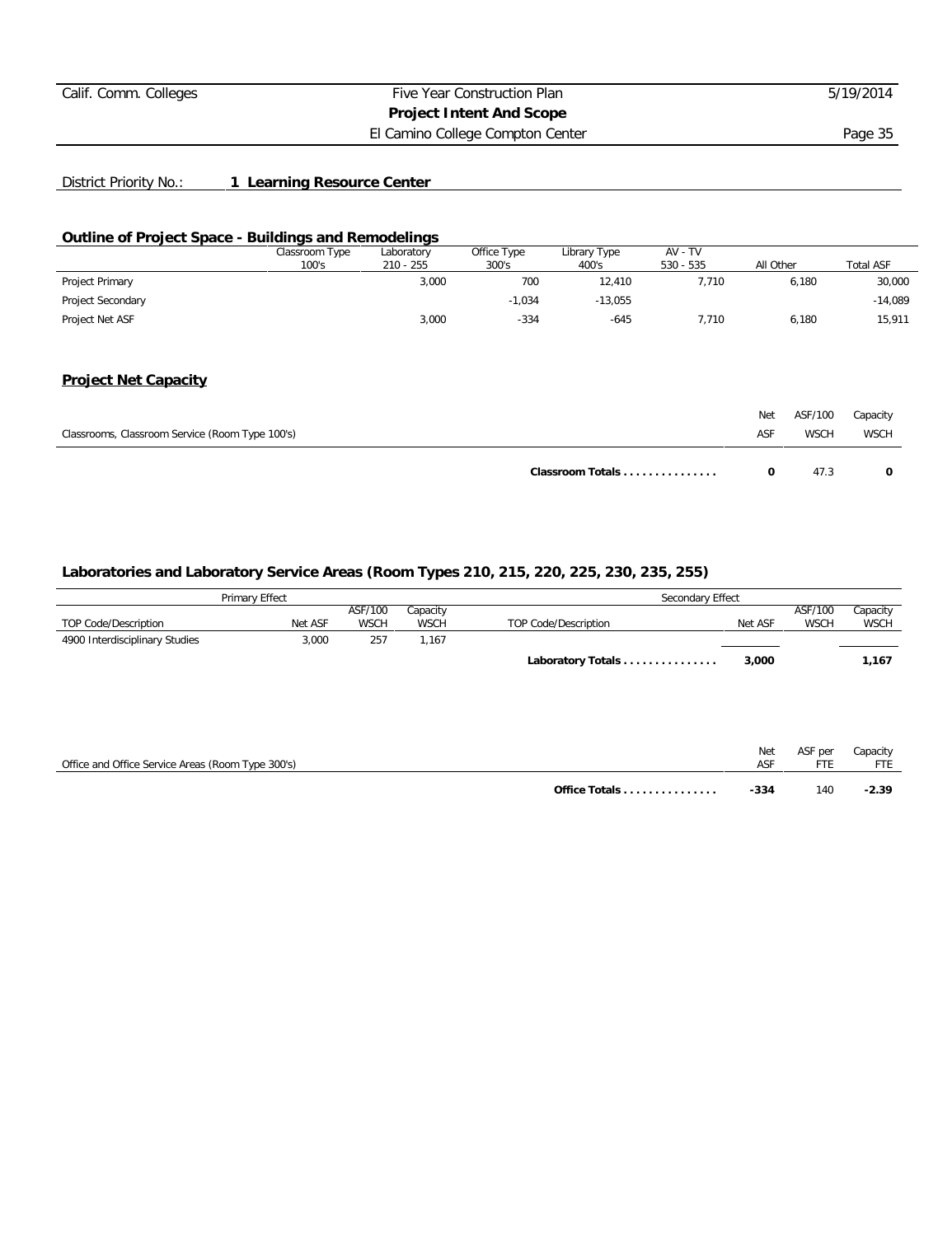District Priority No.: **1 Learning Resource Center**

## Outline of Project Space - Buildings and Remodelings

| | Classroom Type 100's | Laboratory 210 - 255 | Office Type 300's | Library Type 400's | AV - TV 530 - 535 | All Other | Total ASF |
|---|---|---|---|---|---|---|---|
| Project Primary | | 3,000 | 700 | 12,410 | 7,710 | 6,180 | 30,000 |
| Project Secondary | | | -1,034 | -13,055 | | | -14,089 |
| Project Net ASF | | 3,000 | -334 | -645 | 7,710 | 6,180 | 15,911 |

## Project Net Capacity

| Classrooms, Classroom Service (Room Type 100's) | Net ASF | ASF/100 WSCH | Capacity WSCH |
|---|---|---|---|
| **Classroom Totals** | **0** | 47.3 | **0** |

### Laboratories and Laboratory Service Areas (Room Types 210, 215, 220, 225, 230, 235, 255)

| Primary Effect | | | | Secondary Effect | | | |
|---|---|---|---|---|---|---|---|
| TOP Code/Description | Net ASF | ASF/100 WSCH | Capacity WSCH | TOP Code/Description | Net ASF | ASF/100 WSCH | Capacity WSCH |
| 4900 Interdisciplinary Studies | 3,000 | 257 | 1,167 | | | | |
| | | | | **Laboratory Totals** | **3,000** | | **1,167** |

| Office and Office Service Areas (Room Type 300's) | Net ASF | ASF per FTE | Capacity FTE |
|---|---|---|---|
| **Office Totals** | **-334** | 140 | **-2.39** |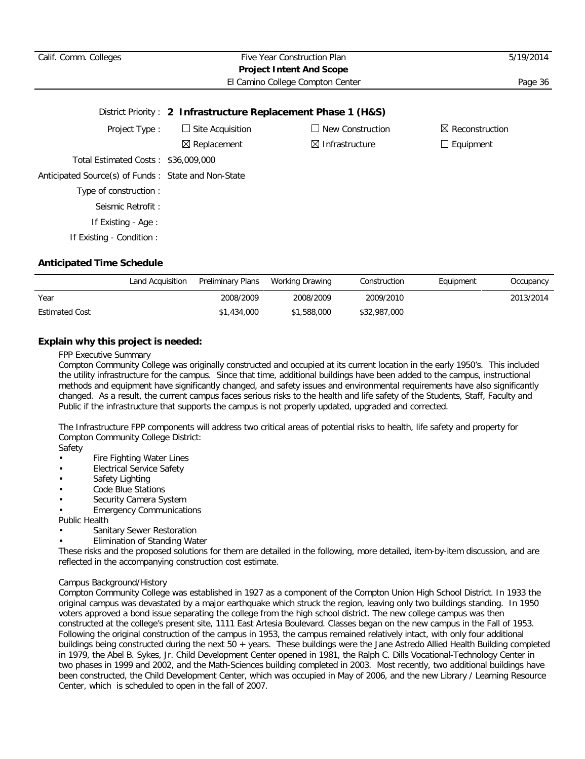District Priority : **2 Infrastructure Replacement Phase 1 (H&S)**

| | | | |
|---|---|---|---|
| Project Type : | ☐ Site Acquisition | ☐ New Construction | ☒ Reconstruction |
| | ☒ Replacement | ☒ Infrastructure | ☐ Equipment |

Total Estimated Costs : $36,009,000

Anticipated Source(s) of Funds : State and Non-State

Type of construction :

Seismic Retrofit :

If Existing - Age :

If Existing - Condition :

### Anticipated Time Schedule

| | Land Acquisition | Preliminary Plans | Working Drawing | Construction | Equipment | Occupancy |
|---|---|---|---|---|---|---|
| Year | | 2008/2009 | 2008/2009 | 2009/2010 | | 2013/2014 |
| Estimated Cost | | $1,434,000 | $1,588,000 | $32,987,000 | | |

### Explain why this project is needed:

FPP Executive Summary

Compton Community College was originally constructed and occupied at its current location in the early 1950's. This included the utility infrastructure for the campus. Since that time, additional buildings have been added to the campus, instructional methods and equipment have significantly changed, and safety issues and environmental requirements have also significantly changed. As a result, the current campus faces serious risks to the health and life safety of the Students, Staff, Faculty and Public if the infrastructure that supports the campus is not properly updated, upgraded and corrected.

The Infrastructure FPP components will address two critical areas of potential risks to health, life safety and property for Compton Community College District:

Safety

- Fire Fighting Water Lines
- Electrical Service Safety
- Safety Lighting
- Code Blue Stations
- Security Camera System
- Emergency Communications

Public Health

- Sanitary Sewer Restoration
- Elimination of Standing Water

These risks and the proposed solutions for them are detailed in the following, more detailed, item-by-item discussion, and are reflected in the accompanying construction cost estimate.

Campus Background/History

Compton Community College was established in 1927 as a component of the Compton Union High School District. In 1933 the original campus was devastated by a major earthquake which struck the region, leaving only two buildings standing. In 1950 voters approved a bond issue separating the college from the high school district. The new college campus was then constructed at the college's present site, 1111 East Artesia Boulevard. Classes began on the new campus in the Fall of 1953. Following the original construction of the campus in 1953, the campus remained relatively intact, with only four additional buildings being constructed during the next 50 + years. These buildings were the Jane Astredo Allied Health Building completed in 1979, the Abel B. Sykes, Jr. Child Development Center opened in 1981, the Ralph C. Dills Vocational-Technology Center in two phases in 1999 and 2002, and the Math-Sciences building completed in 2003. Most recently, two additional buildings have been constructed, the Child Development Center, which was occupied in May of 2006, and the new Library / Learning Resource Center, which is scheduled to open in the fall of 2007.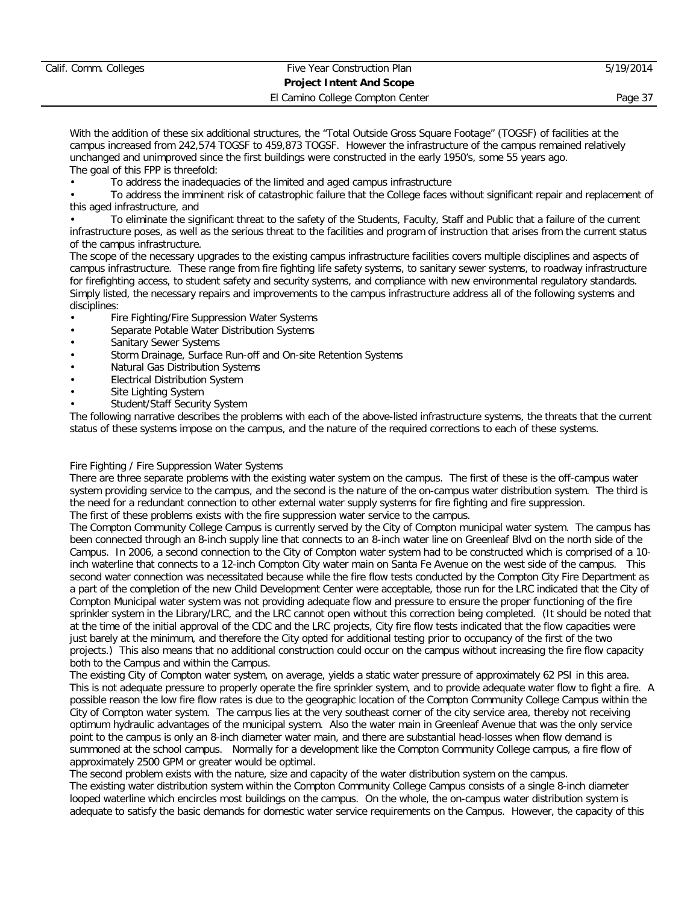With the addition of these six additional structures, the "Total Outside Gross Square Footage" (TOGSF) of facilities at the campus increased from 242,574 TOGSF to 459,873 TOGSF. However the infrastructure of the campus remained relatively unchanged and unimproved since the first buildings were constructed in the early 1950's, some 55 years ago.

The goal of this FPP is threefold:

- To address the inadequacies of the limited and aged campus infrastructure
- To address the imminent risk of catastrophic failure that the College faces without significant repair and replacement of this aged infrastructure, and
- To eliminate the significant threat to the safety of the Students, Faculty, Staff and Public that a failure of the current infrastructure poses, as well as the serious threat to the facilities and program of instruction that arises from the current status of the campus infrastructure.

The scope of the necessary upgrades to the existing campus infrastructure facilities covers multiple disciplines and aspects of campus infrastructure. These range from fire fighting life safety systems, to sanitary sewer systems, to roadway infrastructure for firefighting access, to student safety and security systems, and compliance with new environmental regulatory standards. Simply listed, the necessary repairs and improvements to the campus infrastructure address all of the following systems and disciplines:

- Fire Fighting/Fire Suppression Water Systems
- Separate Potable Water Distribution Systems
- Sanitary Sewer Systems
- Storm Drainage, Surface Run-off and On-site Retention Systems
- Natural Gas Distribution Systems
- Electrical Distribution System
- Site Lighting System
- Student/Staff Security System

The following narrative describes the problems with each of the above-listed infrastructure systems, the threats that the current status of these systems impose on the campus, and the nature of the required corrections to each of these systems.

Fire Fighting / Fire Suppression Water Systems

There are three separate problems with the existing water system on the campus. The first of these is the off-campus water system providing service to the campus, and the second is the nature of the on-campus water distribution system. The third is the need for a redundant connection to other external water supply systems for fire fighting and fire suppression.

The first of these problems exists with the fire suppression water service to the campus.

The Compton Community College Campus is currently served by the City of Compton municipal water system. The campus has been connected through an 8-inch supply line that connects to an 8-inch water line on Greenleaf Blvd on the north side of the Campus. In 2006, a second connection to the City of Compton water system had to be constructed which is comprised of a 10-inch waterline that connects to a 12-inch Compton City water main on Santa Fe Avenue on the west side of the campus. This second water connection was necessitated because while the fire flow tests conducted by the Compton City Fire Department as a part of the completion of the new Child Development Center were acceptable, those run for the LRC indicated that the City of Compton Municipal water system was not providing adequate flow and pressure to ensure the proper functioning of the fire sprinkler system in the Library/LRC, and the LRC cannot open without this correction being completed. (It should be noted that at the time of the initial approval of the CDC and the LRC projects, City fire flow tests indicated that the flow capacities were just barely at the minimum, and therefore the City opted for additional testing prior to occupancy of the first of the two projects.) This also means that no additional construction could occur on the campus without increasing the fire flow capacity both to the Campus and within the Campus.

The existing City of Compton water system, on average, yields a static water pressure of approximately 62 PSI in this area. This is not adequate pressure to properly operate the fire sprinkler system, and to provide adequate water flow to fight a fire. A possible reason the low fire flow rates is due to the geographic location of the Compton Community College Campus within the City of Compton water system. The campus lies at the very southeast corner of the city service area, thereby not receiving optimum hydraulic advantages of the municipal system. Also the water main in Greenleaf Avenue that was the only service point to the campus is only an 8-inch diameter water main, and there are substantial head-losses when flow demand is summoned at the school campus. Normally for a development like the Compton Community College campus, a fire flow of approximately 2500 GPM or greater would be optimal.

The second problem exists with the nature, size and capacity of the water distribution system on the campus.

The existing water distribution system within the Compton Community College Campus consists of a single 8-inch diameter looped waterline which encircles most buildings on the campus. On the whole, the on-campus water distribution system is adequate to satisfy the basic demands for domestic water service requirements on the Campus. However, the capacity of this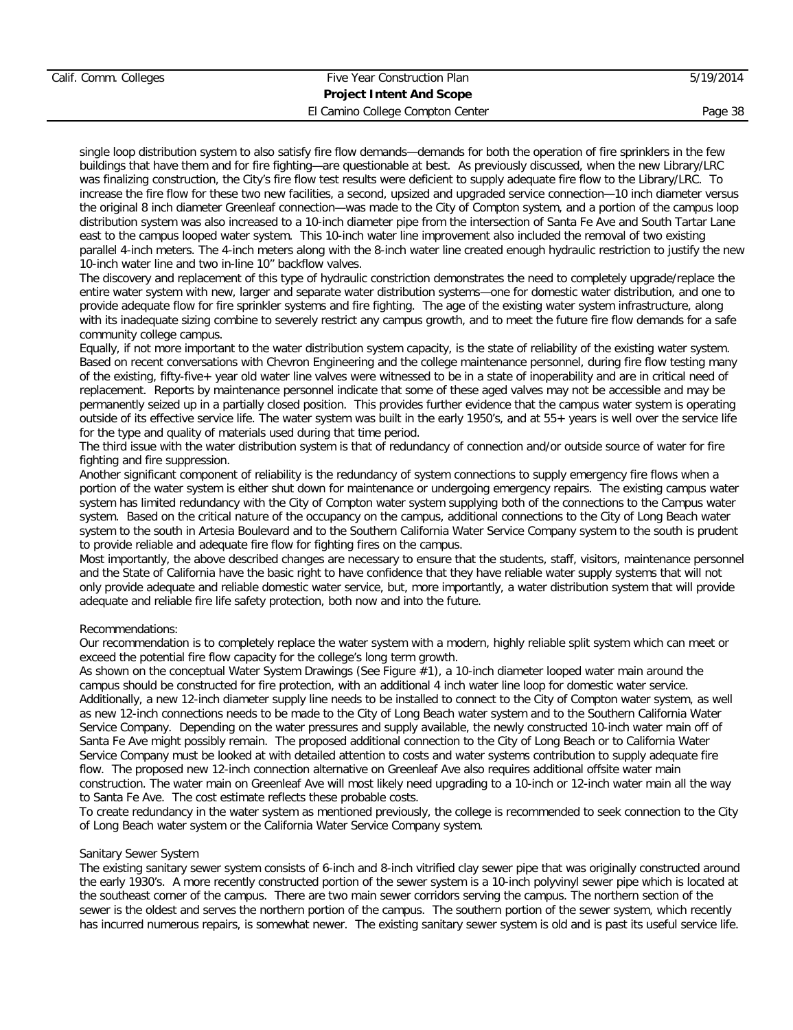single loop distribution system to also satisfy fire flow demands—demands for both the operation of fire sprinklers in the few buildings that have them and for fire fighting—are questionable at best. As previously discussed, when the new Library/LRC was finalizing construction, the City's fire flow test results were deficient to supply adequate fire flow to the Library/LRC. To increase the fire flow for these two new facilities, a second, upsized and upgraded service connection—10 inch diameter versus the original 8 inch diameter Greenleaf connection—was made to the City of Compton system, and a portion of the campus loop distribution system was also increased to a 10-inch diameter pipe from the intersection of Santa Fe Ave and South Tartar Lane east to the campus looped water system. This 10-inch water line improvement also included the removal of two existing parallel 4-inch meters. The 4-inch meters along with the 8-inch water line created enough hydraulic restriction to justify the new 10-inch water line and two in-line 10" backflow valves.

The discovery and replacement of this type of hydraulic constriction demonstrates the need to completely upgrade/replace the entire water system with new, larger and separate water distribution systems—one for domestic water distribution, and one to provide adequate flow for fire sprinkler systems and fire fighting. The age of the existing water system infrastructure, along with its inadequate sizing combine to severely restrict any campus growth, and to meet the future fire flow demands for a safe community college campus.

Equally, if not more important to the water distribution system capacity, is the state of reliability of the existing water system. Based on recent conversations with Chevron Engineering and the college maintenance personnel, during fire flow testing many of the existing, fifty-five+ year old water line valves were witnessed to be in a state of inoperability and are in critical need of replacement. Reports by maintenance personnel indicate that some of these aged valves may not be accessible and may be permanently seized up in a partially closed position. This provides further evidence that the campus water system is operating outside of its effective service life. The water system was built in the early 1950's, and at 55+ years is well over the service life for the type and quality of materials used during that time period.

The third issue with the water distribution system is that of redundancy of connection and/or outside source of water for fire fighting and fire suppression.

Another significant component of reliability is the redundancy of system connections to supply emergency fire flows when a portion of the water system is either shut down for maintenance or undergoing emergency repairs. The existing campus water system has limited redundancy with the City of Compton water system supplying both of the connections to the Campus water system. Based on the critical nature of the occupancy on the campus, additional connections to the City of Long Beach water system to the south in Artesia Boulevard and to the Southern California Water Service Company system to the south is prudent to provide reliable and adequate fire flow for fighting fires on the campus.

Most importantly, the above described changes are necessary to ensure that the students, staff, visitors, maintenance personnel and the State of California have the basic right to have confidence that they have reliable water supply systems that will not only provide adequate and reliable domestic water service, but, more importantly, a water distribution system that will provide adequate and reliable fire life safety protection, both now and into the future.

Recommendations:

Our recommendation is to completely replace the water system with a modern, highly reliable split system which can meet or exceed the potential fire flow capacity for the college's long term growth.

As shown on the conceptual Water System Drawings (See Figure #1), a 10-inch diameter looped water main around the campus should be constructed for fire protection, with an additional 4 inch water line loop for domestic water service. Additionally, a new 12-inch diameter supply line needs to be installed to connect to the City of Compton water system, as well as new 12-inch connections needs to be made to the City of Long Beach water system and to the Southern California Water Service Company. Depending on the water pressures and supply available, the newly constructed 10-inch water main off of Santa Fe Ave might possibly remain. The proposed additional connection to the City of Long Beach or to California Water Service Company must be looked at with detailed attention to costs and water systems contribution to supply adequate fire flow. The proposed new 12-inch connection alternative on Greenleaf Ave also requires additional offsite water main construction. The water main on Greenleaf Ave will most likely need upgrading to a 10-inch or 12-inch water main all the way to Santa Fe Ave. The cost estimate reflects these probable costs.

To create redundancy in the water system as mentioned previously, the college is recommended to seek connection to the City of Long Beach water system or the California Water Service Company system.

Sanitary Sewer System

The existing sanitary sewer system consists of 6-inch and 8-inch vitrified clay sewer pipe that was originally constructed around the early 1930's. A more recently constructed portion of the sewer system is a 10-inch polyvinyl sewer pipe which is located at the southeast corner of the campus. There are two main sewer corridors serving the campus. The northern section of the sewer is the oldest and serves the northern portion of the campus. The southern portion of the sewer system, which recently has incurred numerous repairs, is somewhat newer. The existing sanitary sewer system is old and is past its useful service life.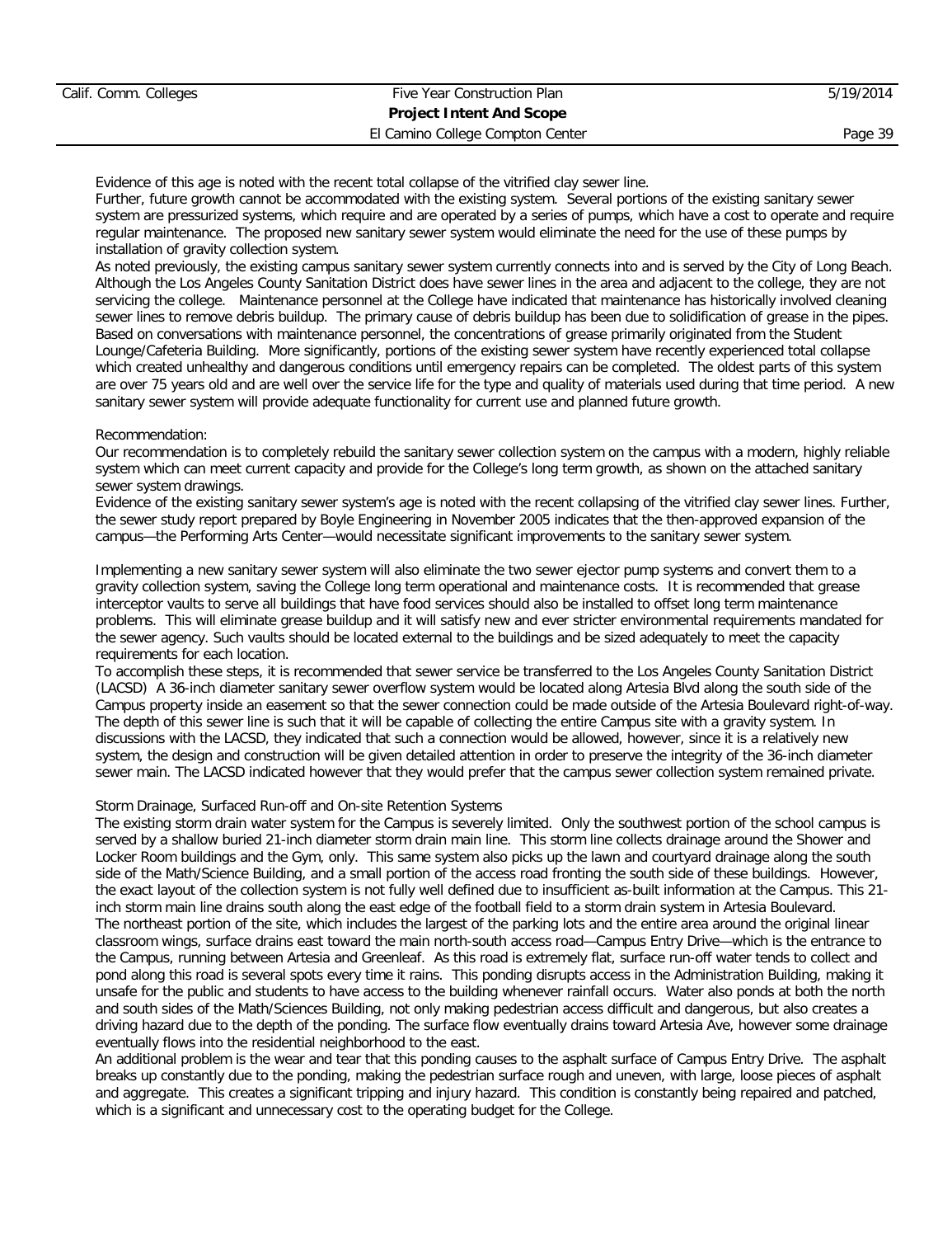Evidence of this age is noted with the recent total collapse of the vitrified clay sewer line.
Further, future growth cannot be accommodated with the existing system. Several portions of the existing sanitary sewer system are pressurized systems, which require and are operated by a series of pumps, which have a cost to operate and require regular maintenance. The proposed new sanitary sewer system would eliminate the need for the use of these pumps by installation of gravity collection system.
As noted previously, the existing campus sanitary sewer system currently connects into and is served by the City of Long Beach. Although the Los Angeles County Sanitation District does have sewer lines in the area and adjacent to the college, they are not servicing the college. Maintenance personnel at the College have indicated that maintenance has historically involved cleaning sewer lines to remove debris buildup. The primary cause of debris buildup has been due to solidification of grease in the pipes. Based on conversations with maintenance personnel, the concentrations of grease primarily originated from the Student Lounge/Cafeteria Building. More significantly, portions of the existing sewer system have recently experienced total collapse which created unhealthy and dangerous conditions until emergency repairs can be completed. The oldest parts of this system are over 75 years old and are well over the service life for the type and quality of materials used during that time period. A new sanitary sewer system will provide adequate functionality for current use and planned future growth.

Recommendation:
Our recommendation is to completely rebuild the sanitary sewer collection system on the campus with a modern, highly reliable system which can meet current capacity and provide for the College's long term growth, as shown on the attached sanitary sewer system drawings.
Evidence of the existing sanitary sewer system's age is noted with the recent collapsing of the vitrified clay sewer lines. Further, the sewer study report prepared by Boyle Engineering in November 2005 indicates that the then-approved expansion of the campus—the Performing Arts Center—would necessitate significant improvements to the sanitary sewer system.

Implementing a new sanitary sewer system will also eliminate the two sewer ejector pump systems and convert them to a gravity collection system, saving the College long term operational and maintenance costs. It is recommended that grease interceptor vaults to serve all buildings that have food services should also be installed to offset long term maintenance problems. This will eliminate grease buildup and it will satisfy new and ever stricter environmental requirements mandated for the sewer agency. Such vaults should be located external to the buildings and be sized adequately to meet the capacity requirements for each location.
To accomplish these steps, it is recommended that sewer service be transferred to the Los Angeles County Sanitation District (LACSD) A 36-inch diameter sanitary sewer overflow system would be located along Artesia Blvd along the south side of the Campus property inside an easement so that the sewer connection could be made outside of the Artesia Boulevard right-of-way. The depth of this sewer line is such that it will be capable of collecting the entire Campus site with a gravity system. In discussions with the LACSD, they indicated that such a connection would be allowed, however, since it is a relatively new system, the design and construction will be given detailed attention in order to preserve the integrity of the 36-inch diameter sewer main. The LACSD indicated however that they would prefer that the campus sewer collection system remained private.

Storm Drainage, Surfaced Run-off and On-site Retention Systems
The existing storm drain water system for the Campus is severely limited. Only the southwest portion of the school campus is served by a shallow buried 21-inch diameter storm drain main line. This storm line collects drainage around the Shower and Locker Room buildings and the Gym, only. This same system also picks up the lawn and courtyard drainage along the south side of the Math/Science Building, and a small portion of the access road fronting the south side of these buildings. However, the exact layout of the collection system is not fully well defined due to insufficient as-built information at the Campus. This 21-inch storm main line drains south along the east edge of the football field to a storm drain system in Artesia Boulevard.
The northeast portion of the site, which includes the largest of the parking lots and the entire area around the original linear classroom wings, surface drains east toward the main north-south access road—Campus Entry Drive—which is the entrance to the Campus, running between Artesia and Greenleaf. As this road is extremely flat, surface run-off water tends to collect and pond along this road is several spots every time it rains. This ponding disrupts access in the Administration Building, making it unsafe for the public and students to have access to the building whenever rainfall occurs. Water also ponds at both the north and south sides of the Math/Sciences Building, not only making pedestrian access difficult and dangerous, but also creates a driving hazard due to the depth of the ponding. The surface flow eventually drains toward Artesia Ave, however some drainage eventually flows into the residential neighborhood to the east.
An additional problem is the wear and tear that this ponding causes to the asphalt surface of Campus Entry Drive. The asphalt breaks up constantly due to the ponding, making the pedestrian surface rough and uneven, with large, loose pieces of asphalt and aggregate. This creates a significant tripping and injury hazard. This condition is constantly being repaired and patched, which is a significant and unnecessary cost to the operating budget for the College.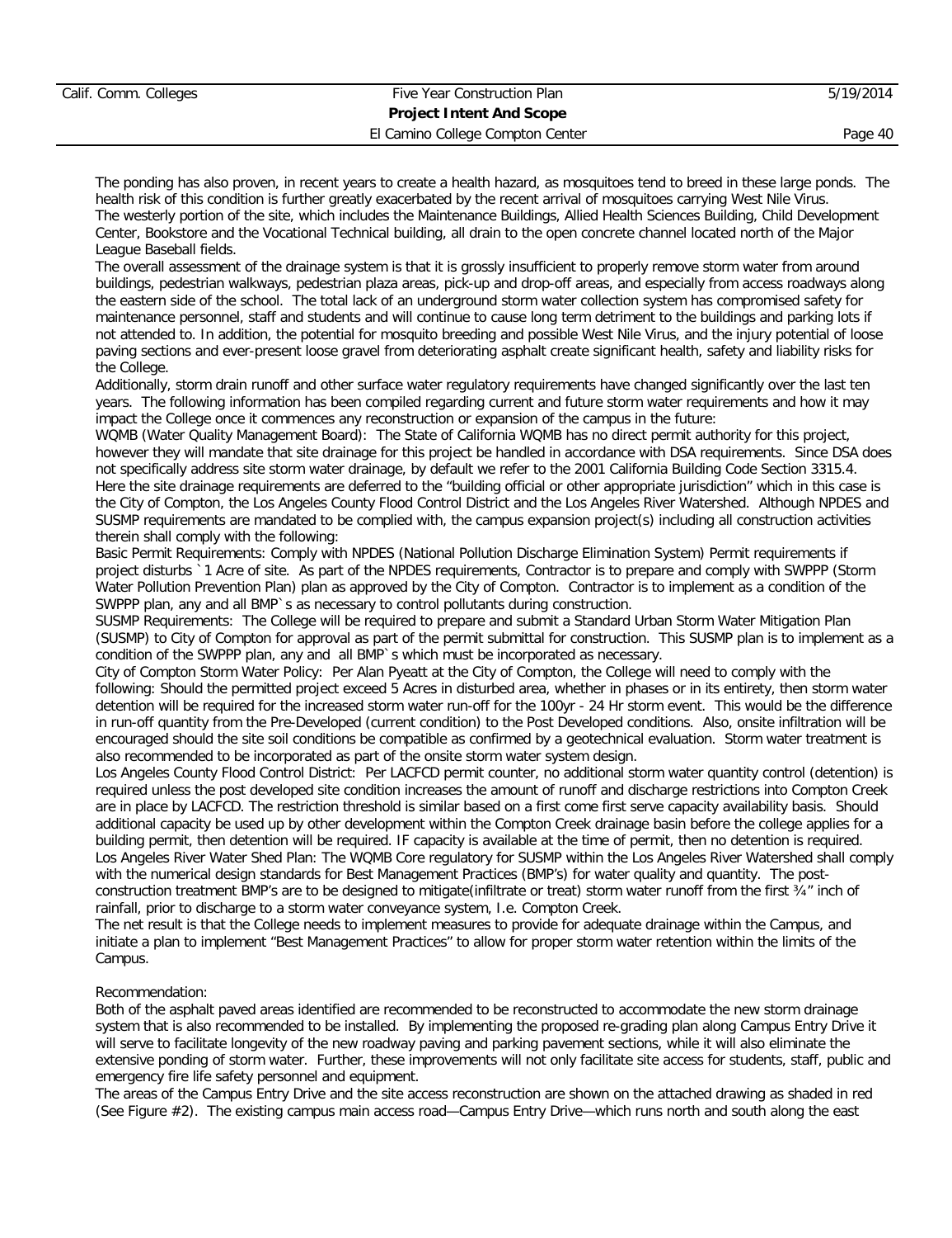The ponding has also proven, in recent years to create a health hazard, as mosquitoes tend to breed in these large ponds. The health risk of this condition is further greatly exacerbated by the recent arrival of mosquitoes carrying West Nile Virus.

The westerly portion of the site, which includes the Maintenance Buildings, Allied Health Sciences Building, Child Development Center, Bookstore and the Vocational Technical building, all drain to the open concrete channel located north of the Major League Baseball fields.

The overall assessment of the drainage system is that it is grossly insufficient to properly remove storm water from around buildings, pedestrian walkways, pedestrian plaza areas, pick-up and drop-off areas, and especially from access roadways along the eastern side of the school. The total lack of an underground storm water collection system has compromised safety for maintenance personnel, staff and students and will continue to cause long term detriment to the buildings and parking lots if not attended to. In addition, the potential for mosquito breeding and possible West Nile Virus, and the injury potential of loose paving sections and ever-present loose gravel from deteriorating asphalt create significant health, safety and liability risks for the College.

Additionally, storm drain runoff and other surface water regulatory requirements have changed significantly over the last ten years. The following information has been compiled regarding current and future storm water requirements and how it may impact the College once it commences any reconstruction or expansion of the campus in the future:

WQMB (Water Quality Management Board): The State of California WQMB has no direct permit authority for this project, however they will mandate that site drainage for this project be handled in accordance with DSA requirements. Since DSA does not specifically address site storm water drainage, by default we refer to the 2001 California Building Code Section 3315.4. Here the site drainage requirements are deferred to the "building official or other appropriate jurisdiction" which in this case is the City of Compton, the Los Angeles County Flood Control District and the Los Angeles River Watershed. Although NPDES and SUSMP requirements are mandated to be complied with, the campus expansion project(s) including all construction activities therein shall comply with the following:

Basic Permit Requirements: Comply with NPDES (National Pollution Discharge Elimination System) Permit requirements if project disturbs `1 Acre of site. As part of the NPDES requirements, Contractor is to prepare and comply with SWPPP (Storm Water Pollution Prevention Plan) plan as approved by the City of Compton. Contractor is to implement as a condition of the SWPPP plan, any and all BMP`s as necessary to control pollutants during construction.

SUSMP Requirements: The College will be required to prepare and submit a Standard Urban Storm Water Mitigation Plan (SUSMP) to City of Compton for approval as part of the permit submittal for construction. This SUSMP plan is to implement as a condition of the SWPPP plan, any and all BMP`s which must be incorporated as necessary.

City of Compton Storm Water Policy: Per Alan Pyeatt at the City of Compton, the College will need to comply with the following: Should the permitted project exceed 5 Acres in disturbed area, whether in phases or in its entirety, then storm water detention will be required for the increased storm water run-off for the 100yr - 24 Hr storm event. This would be the difference in run-off quantity from the Pre-Developed (current condition) to the Post Developed conditions. Also, onsite infiltration will be encouraged should the site soil conditions be compatible as confirmed by a geotechnical evaluation. Storm water treatment is also recommended to be incorporated as part of the onsite storm water system design.

Los Angeles County Flood Control District: Per LACFCD permit counter, no additional storm water quantity control (detention) is required unless the post developed site condition increases the amount of runoff and discharge restrictions into Compton Creek are in place by LACFCD. The restriction threshold is similar based on a first come first serve capacity availability basis. Should additional capacity be used up by other development within the Compton Creek drainage basin before the college applies for a building permit, then detention will be required. IF capacity is available at the time of permit, then no detention is required.

Los Angeles River Water Shed Plan: The WQMB Core regulatory for SUSMP within the Los Angeles River Watershed shall comply with the numerical design standards for Best Management Practices (BMP's) for water quality and quantity. The post-construction treatment BMP's are to be designed to mitigate(infiltrate or treat) storm water runoff from the first ¾" inch of rainfall, prior to discharge to a storm water conveyance system, I.e. Compton Creek.

The net result is that the College needs to implement measures to provide for adequate drainage within the Campus, and initiate a plan to implement "Best Management Practices" to allow for proper storm water retention within the limits of the Campus.

Recommendation:

Both of the asphalt paved areas identified are recommended to be reconstructed to accommodate the new storm drainage system that is also recommended to be installed. By implementing the proposed re-grading plan along Campus Entry Drive it will serve to facilitate longevity of the new roadway paving and parking pavement sections, while it will also eliminate the extensive ponding of storm water. Further, these improvements will not only facilitate site access for students, staff, public and emergency fire life safety personnel and equipment.

The areas of the Campus Entry Drive and the site access reconstruction are shown on the attached drawing as shaded in red (See Figure #2). The existing campus main access road—Campus Entry Drive—which runs north and south along the east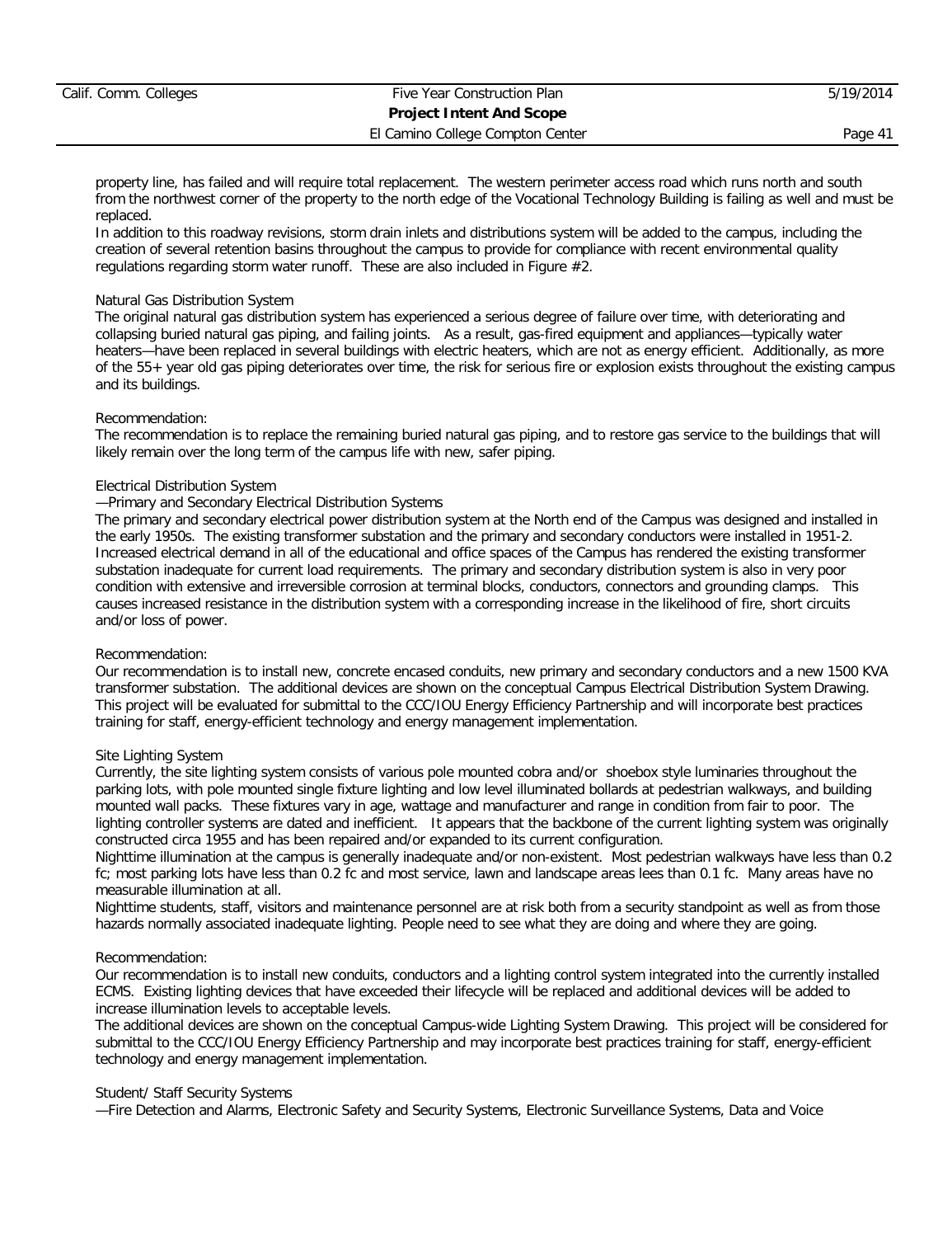property line, has failed and will require total replacement. The western perimeter access road which runs north and south from the northwest corner of the property to the north edge of the Vocational Technology Building is failing as well and must be replaced.

In addition to this roadway revisions, storm drain inlets and distributions system will be added to the campus, including the creation of several retention basins throughout the campus to provide for compliance with recent environmental quality regulations regarding storm water runoff. These are also included in Figure #2.

Natural Gas Distribution System

The original natural gas distribution system has experienced a serious degree of failure over time, with deteriorating and collapsing buried natural gas piping, and failing joints. As a result, gas-fired equipment and appliances—typically water heaters—have been replaced in several buildings with electric heaters, which are not as energy efficient. Additionally, as more of the 55+ year old gas piping deteriorates over time, the risk for serious fire or explosion exists throughout the existing campus and its buildings.

Recommendation:

The recommendation is to replace the remaining buried natural gas piping, and to restore gas service to the buildings that will likely remain over the long term of the campus life with new, safer piping.

Electrical Distribution System

—Primary and Secondary Electrical Distribution Systems

The primary and secondary electrical power distribution system at the North end of the Campus was designed and installed in the early 1950s. The existing transformer substation and the primary and secondary conductors were installed in 1951-2. Increased electrical demand in all of the educational and office spaces of the Campus has rendered the existing transformer substation inadequate for current load requirements. The primary and secondary distribution system is also in very poor condition with extensive and irreversible corrosion at terminal blocks, conductors, connectors and grounding clamps. This causes increased resistance in the distribution system with a corresponding increase in the likelihood of fire, short circuits and/or loss of power.

Recommendation:

Our recommendation is to install new, concrete encased conduits, new primary and secondary conductors and a new 1500 KVA transformer substation. The additional devices are shown on the conceptual Campus Electrical Distribution System Drawing. This project will be evaluated for submittal to the CCC/IOU Energy Efficiency Partnership and will incorporate best practices training for staff, energy-efficient technology and energy management implementation.

Site Lighting System

Currently, the site lighting system consists of various pole mounted cobra and/or shoebox style luminaries throughout the parking lots, with pole mounted single fixture lighting and low level illuminated bollards at pedestrian walkways, and building mounted wall packs. These fixtures vary in age, wattage and manufacturer and range in condition from fair to poor. The lighting controller systems are dated and inefficient. It appears that the backbone of the current lighting system was originally constructed circa 1955 and has been repaired and/or expanded to its current configuration.

Nighttime illumination at the campus is generally inadequate and/or non-existent. Most pedestrian walkways have less than 0.2 fc; most parking lots have less than 0.2 fc and most service, lawn and landscape areas lees than 0.1 fc. Many areas have no measurable illumination at all.

Nighttime students, staff, visitors and maintenance personnel are at risk both from a security standpoint as well as from those hazards normally associated inadequate lighting. People need to see what they are doing and where they are going.

Recommendation:

Our recommendation is to install new conduits, conductors and a lighting control system integrated into the currently installed ECMS. Existing lighting devices that have exceeded their lifecycle will be replaced and additional devices will be added to increase illumination levels to acceptable levels.

The additional devices are shown on the conceptual Campus-wide Lighting System Drawing. This project will be considered for submittal to the CCC/IOU Energy Efficiency Partnership and may incorporate best practices training for staff, energy-efficient technology and energy management implementation.

Student/ Staff Security Systems

—Fire Detection and Alarms, Electronic Safety and Security Systems, Electronic Surveillance Systems, Data and Voice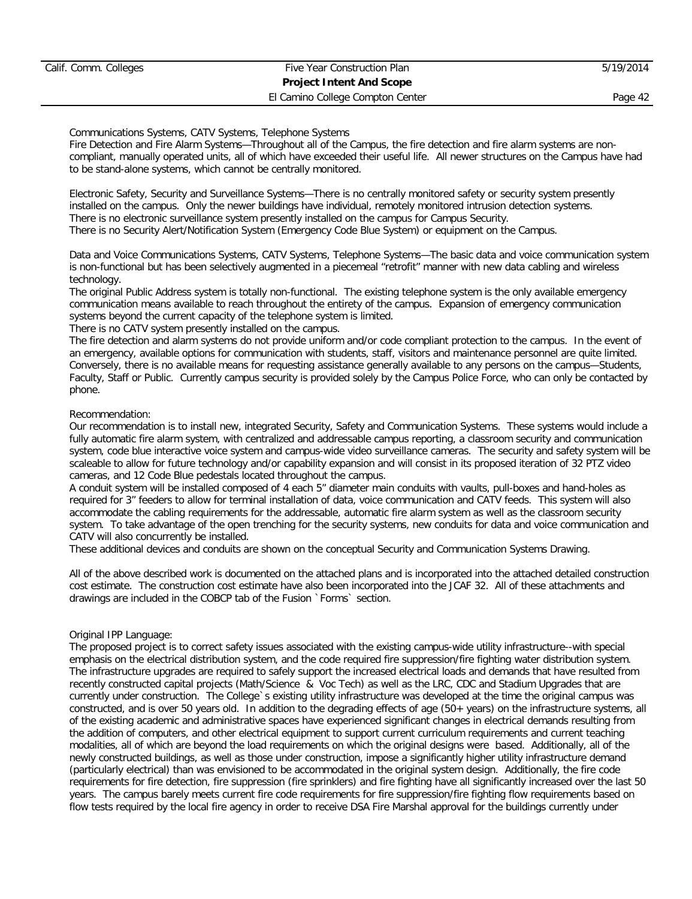Communications Systems, CATV Systems, Telephone Systems

Fire Detection and Fire Alarm Systems—Throughout all of the Campus, the fire detection and fire alarm systems are non-compliant, manually operated units, all of which have exceeded their useful life. All newer structures on the Campus have had to be stand-alone systems, which cannot be centrally monitored.

Electronic Safety, Security and Surveillance Systems—There is no centrally monitored safety or security system presently installed on the campus. Only the newer buildings have individual, remotely monitored intrusion detection systems.
There is no electronic surveillance system presently installed on the campus for Campus Security.
There is no Security Alert/Notification System (Emergency Code Blue System) or equipment on the Campus.

Data and Voice Communications Systems, CATV Systems, Telephone Systems—The basic data and voice communication system is non-functional but has been selectively augmented in a piecemeal "retrofit" manner with new data cabling and wireless technology.
The original Public Address system is totally non-functional. The existing telephone system is the only available emergency communication means available to reach throughout the entirety of the campus. Expansion of emergency communication systems beyond the current capacity of the telephone system is limited.
There is no CATV system presently installed on the campus.
The fire detection and alarm systems do not provide uniform and/or code compliant protection to the campus. In the event of an emergency, available options for communication with students, staff, visitors and maintenance personnel are quite limited. Conversely, there is no available means for requesting assistance generally available to any persons on the campus—Students, Faculty, Staff or Public. Currently campus security is provided solely by the Campus Police Force, who can only be contacted by phone.

Recommendation:
Our recommendation is to install new, integrated Security, Safety and Communication Systems. These systems would include a fully automatic fire alarm system, with centralized and addressable campus reporting, a classroom security and communication system, code blue interactive voice system and campus-wide video surveillance cameras. The security and safety system will be scaleable to allow for future technology and/or capability expansion and will consist in its proposed iteration of 32 PTZ video cameras, and 12 Code Blue pedestals located throughout the campus.
A conduit system will be installed composed of 4 each 5" diameter main conduits with vaults, pull-boxes and hand-holes as required for 3" feeders to allow for terminal installation of data, voice communication and CATV feeds. This system will also accommodate the cabling requirements for the addressable, automatic fire alarm system as well as the classroom security system. To take advantage of the open trenching for the security systems, new conduits for data and voice communication and CATV will also concurrently be installed.
These additional devices and conduits are shown on the conceptual Security and Communication Systems Drawing.

All of the above described work is documented on the attached plans and is incorporated into the attached detailed construction cost estimate. The construction cost estimate have also been incorporated into the JCAF 32. All of these attachments and drawings are included in the COBCP tab of the Fusion `Forms` section.

Original IPP Language:
The proposed project is to correct safety issues associated with the existing campus-wide utility infrastructure--with special emphasis on the electrical distribution system, and the code required fire suppression/fire fighting water distribution system. The infrastructure upgrades are required to safely support the increased electrical loads and demands that have resulted from recently constructed capital projects (Math/Science & Voc Tech) as well as the LRC, CDC and Stadium Upgrades that are currently under construction. The College`s existing utility infrastructure was developed at the time the original campus was constructed, and is over 50 years old. In addition to the degrading effects of age (50+ years) on the infrastructure systems, all of the existing academic and administrative spaces have experienced significant changes in electrical demands resulting from the addition of computers, and other electrical equipment to support current curriculum requirements and current teaching modalities, all of which are beyond the load requirements on which the original designs were based. Additionally, all of the newly constructed buildings, as well as those under construction, impose a significantly higher utility infrastructure demand (particularly electrical) than was envisioned to be accommodated in the original system design. Additionally, the fire code requirements for fire detection, fire suppression (fire sprinklers) and fire fighting have all significantly increased over the last 50 years. The campus barely meets current fire code requirements for fire suppression/fire fighting flow requirements based on flow tests required by the local fire agency in order to receive DSA Fire Marshal approval for the buildings currently under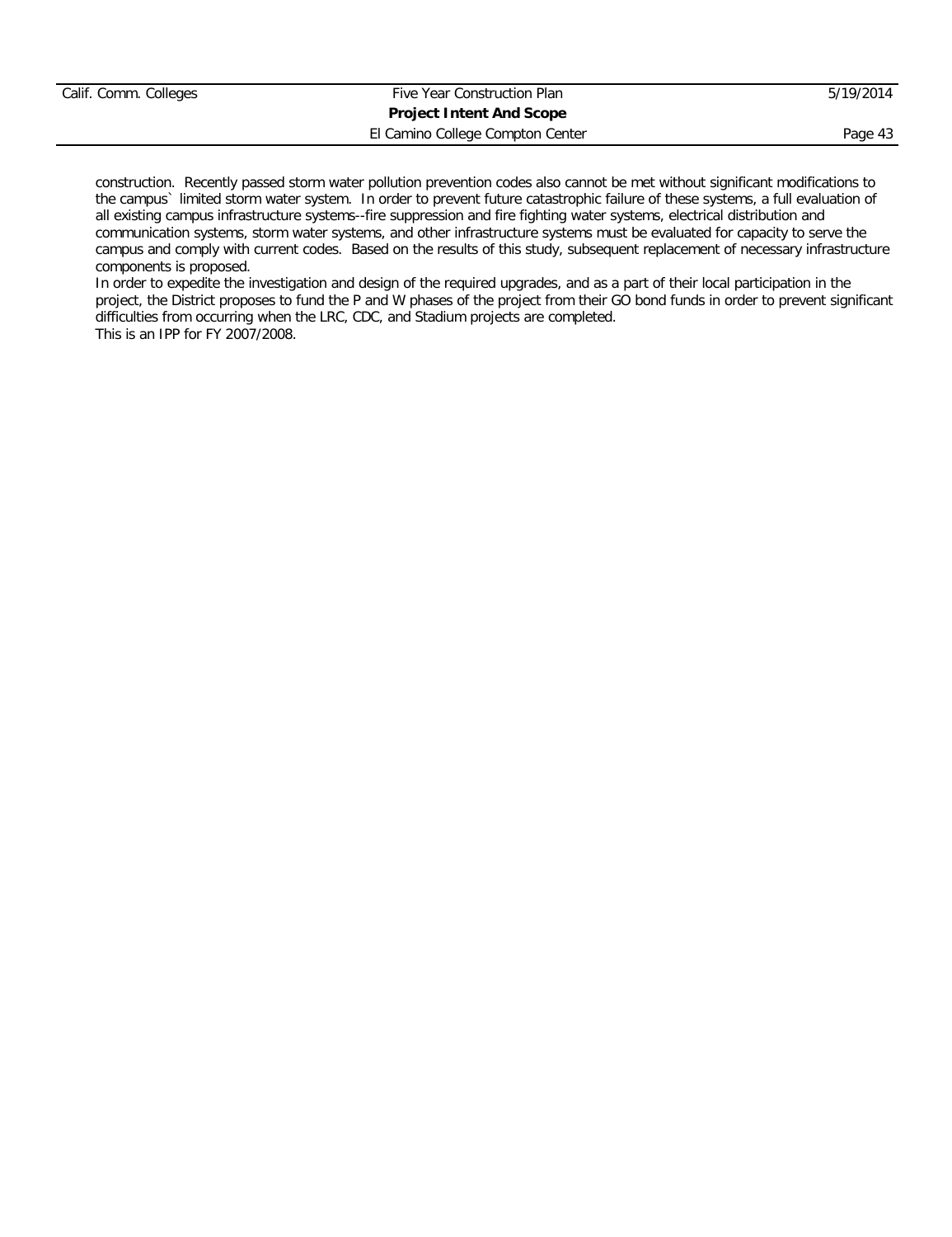construction. Recently passed storm water pollution prevention codes also cannot be met without significant modifications to the campus` limited storm water system. In order to prevent future catastrophic failure of these systems, a full evaluation of all existing campus infrastructure systems--fire suppression and fire fighting water systems, electrical distribution and communication systems, storm water systems, and other infrastructure systems must be evaluated for capacity to serve the campus and comply with current codes. Based on the results of this study, subsequent replacement of necessary infrastructure components is proposed.

In order to expedite the investigation and design of the required upgrades, and as a part of their local participation in the project, the District proposes to fund the P and W phases of the project from their GO bond funds in order to prevent significant difficulties from occurring when the LRC, CDC, and Stadium projects are completed.

This is an IPP for FY 2007/2008.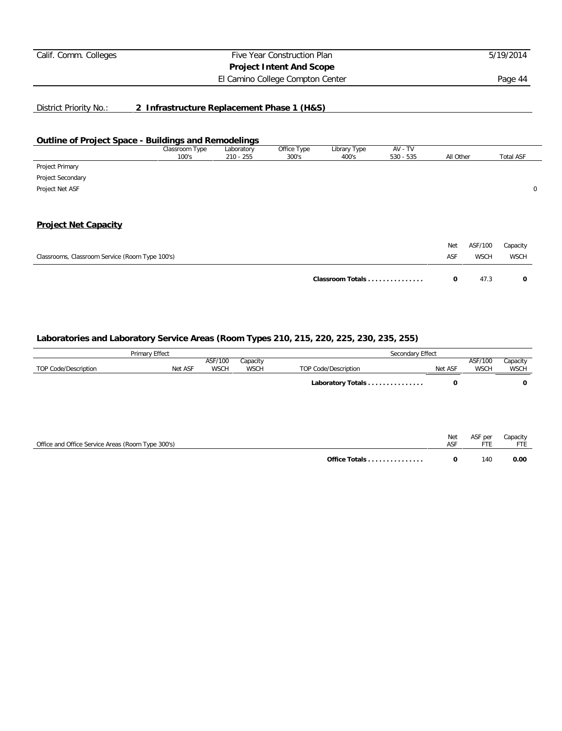District Priority No.: **2 Infrastructure Replacement Phase 1 (H&S)**

## Outline of Project Space - Buildings and Remodelings

| | Classroom Type 100's | Laboratory 210 - 255 | Office Type 300's | Library Type 400's | AV - TV 530 - 535 | All Other | Total ASF |
|---|---|---|---|---|---|---|---|
| Project Primary | | | | | | | |
| Project Secondary | | | | | | | |
| Project Net ASF | | | | | | | 0 |

## Project Net Capacity

| Classrooms, Classroom Service (Room Type 100's) | Net ASF | ASF/100 WSCH | Capacity WSCH |
|---|---|---|---|
| **Classroom Totals . . . . . . . . . . . . . . .** | **0** | 47.3 | **0** |

### Laboratories and Laboratory Service Areas (Room Types 210, 215, 220, 225, 230, 235, 255)

| Primary Effect | | | | Secondary Effect | | | |
|---|---|---|---|---|---|---|---|
| TOP Code/Description | Net ASF | ASF/100 WSCH | Capacity WSCH | TOP Code/Description | Net ASF | ASF/100 WSCH | Capacity WSCH |
| | | | | **Laboratory Totals . . . . . . . . . . . . . . .** | **0** | | **0** |

| Office and Office Service Areas (Room Type 300's) | Net ASF | ASF per FTE | Capacity FTE |
|---|---|---|---|
| **Office Totals . . . . . . . . . . . . . .** | **0** | 140 | **0.00** |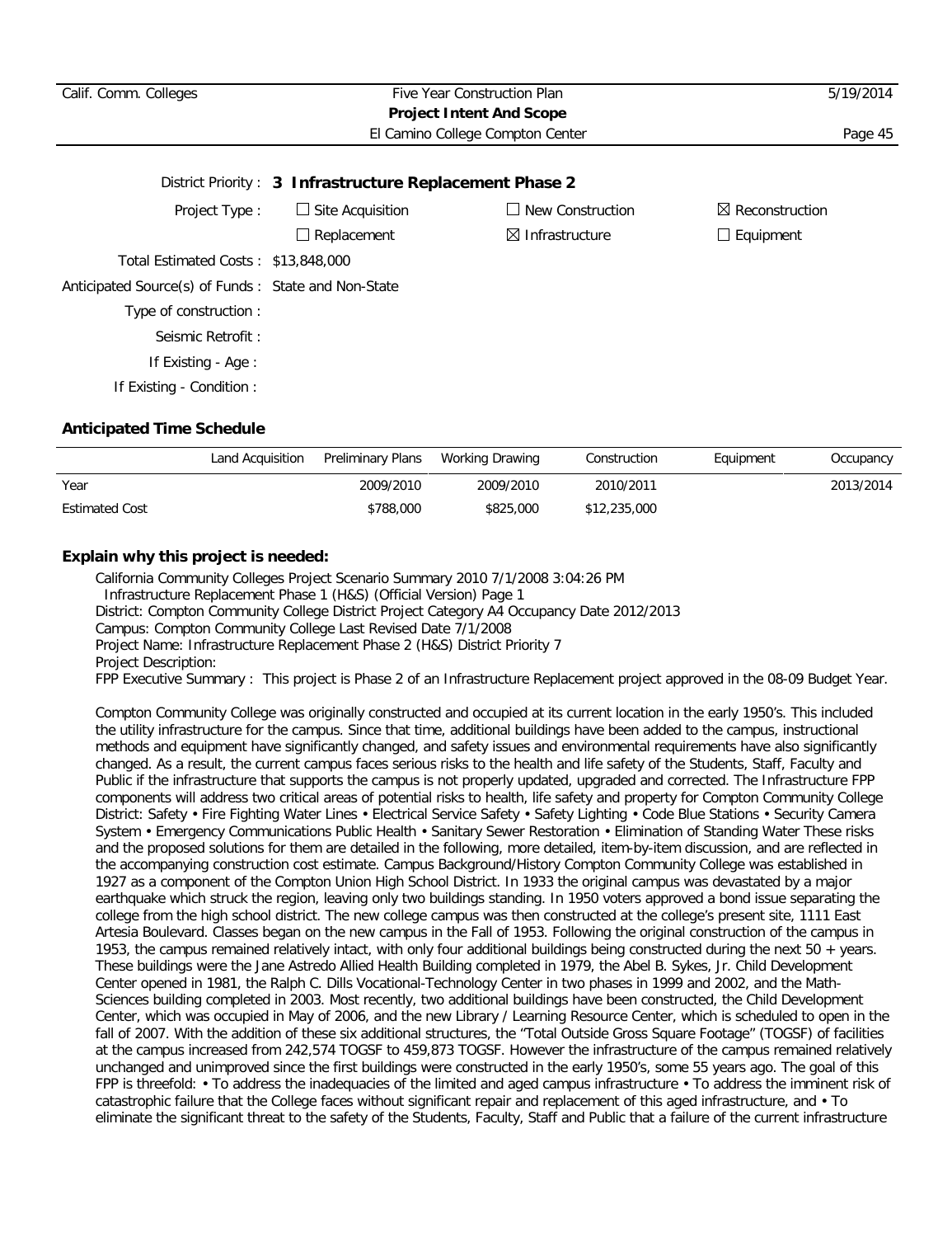District Priority : **3 Infrastructure Replacement Phase 2**

Project Type : ☐ Site Acquisition ☐ New Construction ☒ Reconstruction

☐ Replacement ☒ Infrastructure ☐ Equipment

Total Estimated Costs : $13,848,000

Anticipated Source(s) of Funds : State and Non-State

Type of construction :

Seismic Retrofit :

If Existing - Age :

If Existing - Condition :

### Anticipated Time Schedule

| | Land Acquisition | Preliminary Plans | Working Drawing | Construction | Equipment | Occupancy |
|---|---|---|---|---|---|---|
| Year | | 2009/2010 | 2009/2010 | 2010/2011 | | 2013/2014 |
| Estimated Cost | | $788,000 | $825,000 | $12,235,000 | | |

### Explain why this project is needed:

California Community Colleges Project Scenario Summary 2010 7/1/2008 3:04:26 PM
Infrastructure Replacement Phase 1 (H&S) (Official Version) Page 1
District: Compton Community College District Project Category A4 Occupancy Date 2012/2013
Campus: Compton Community College Last Revised Date 7/1/2008
Project Name: Infrastructure Replacement Phase 2 (H&S) District Priority 7
Project Description:
FPP Executive Summary : This project is Phase 2 of an Infrastructure Replacement project approved in the 08-09 Budget Year.

Compton Community College was originally constructed and occupied at its current location in the early 1950's. This included the utility infrastructure for the campus. Since that time, additional buildings have been added to the campus, instructional methods and equipment have significantly changed, and safety issues and environmental requirements have also significantly changed. As a result, the current campus faces serious risks to the health and life safety of the Students, Staff, Faculty and Public if the infrastructure that supports the campus is not properly updated, upgraded and corrected. The Infrastructure FPP components will address two critical areas of potential risks to health, life safety and property for Compton Community College District: Safety • Fire Fighting Water Lines • Electrical Service Safety • Safety Lighting • Code Blue Stations • Security Camera System • Emergency Communications Public Health • Sanitary Sewer Restoration • Elimination of Standing Water These risks and the proposed solutions for them are detailed in the following, more detailed, item-by-item discussion, and are reflected in the accompanying construction cost estimate. Campus Background/History Compton Community College was established in 1927 as a component of the Compton Union High School District. In 1933 the original campus was devastated by a major earthquake which struck the region, leaving only two buildings standing. In 1950 voters approved a bond issue separating the college from the high school district. The new college campus was then constructed at the college's present site, 1111 East Artesia Boulevard. Classes began on the new campus in the Fall of 1953. Following the original construction of the campus in 1953, the campus remained relatively intact, with only four additional buildings being constructed during the next 50 + years. These buildings were the Jane Astredo Allied Health Building completed in 1979, the Abel B. Sykes, Jr. Child Development Center opened in 1981, the Ralph C. Dills Vocational-Technology Center in two phases in 1999 and 2002, and the Math-Sciences building completed in 2003. Most recently, two additional buildings have been constructed, the Child Development Center, which was occupied in May of 2006, and the new Library / Learning Resource Center, which is scheduled to open in the fall of 2007. With the addition of these six additional structures, the "Total Outside Gross Square Footage" (TOGSF) of facilities at the campus increased from 242,574 TOGSF to 459,873 TOGSF. However the infrastructure of the campus remained relatively unchanged and unimproved since the first buildings were constructed in the early 1950's, some 55 years ago. The goal of this FPP is threefold: • To address the inadequacies of the limited and aged campus infrastructure • To address the imminent risk of catastrophic failure that the College faces without significant repair and replacement of this aged infrastructure, and • To eliminate the significant threat to the safety of the Students, Faculty, Staff and Public that a failure of the current infrastructure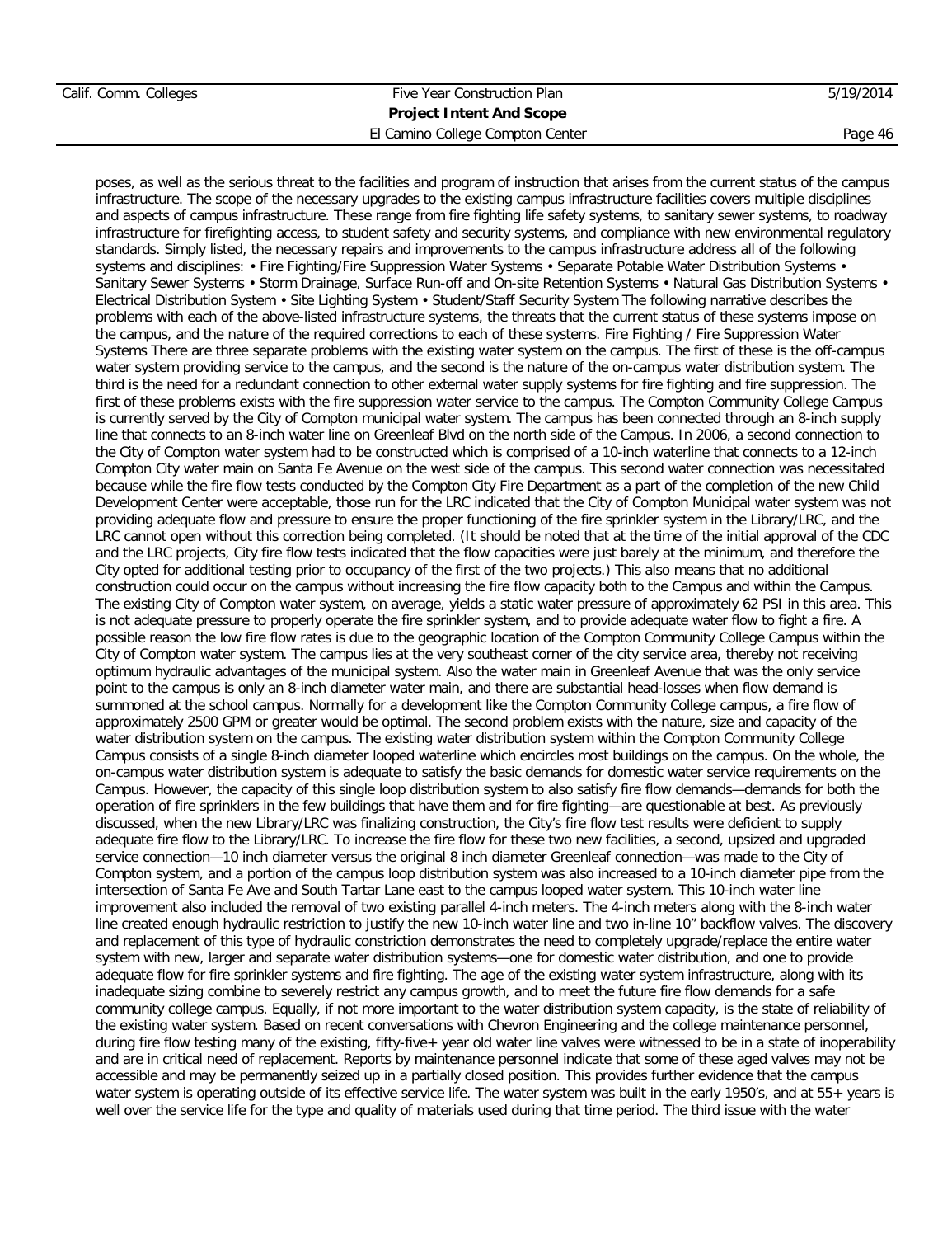poses, as well as the serious threat to the facilities and program of instruction that arises from the current status of the campus infrastructure. The scope of the necessary upgrades to the existing campus infrastructure facilities covers multiple disciplines and aspects of campus infrastructure. These range from fire fighting life safety systems, to sanitary sewer systems, to roadway infrastructure for firefighting access, to student safety and security systems, and compliance with new environmental regulatory standards. Simply listed, the necessary repairs and improvements to the campus infrastructure address all of the following systems and disciplines: • Fire Fighting/Fire Suppression Water Systems • Separate Potable Water Distribution Systems • Sanitary Sewer Systems • Storm Drainage, Surface Run-off and On-site Retention Systems • Natural Gas Distribution Systems • Electrical Distribution System • Site Lighting System • Student/Staff Security System The following narrative describes the problems with each of the above-listed infrastructure systems, the threats that the current status of these systems impose on the campus, and the nature of the required corrections to each of these systems. Fire Fighting / Fire Suppression Water Systems There are three separate problems with the existing water system on the campus. The first of these is the off-campus water system providing service to the campus, and the second is the nature of the on-campus water distribution system. The third is the need for a redundant connection to other external water supply systems for fire fighting and fire suppression. The first of these problems exists with the fire suppression water service to the campus. The Compton Community College Campus is currently served by the City of Compton municipal water system. The campus has been connected through an 8-inch supply line that connects to an 8-inch water line on Greenleaf Blvd on the north side of the Campus. In 2006, a second connection to the City of Compton water system had to be constructed which is comprised of a 10-inch waterline that connects to a 12-inch Compton City water main on Santa Fe Avenue on the west side of the campus. This second water connection was necessitated because while the fire flow tests conducted by the Compton City Fire Department as a part of the completion of the new Child Development Center were acceptable, those run for the LRC indicated that the City of Compton Municipal water system was not providing adequate flow and pressure to ensure the proper functioning of the fire sprinkler system in the Library/LRC, and the LRC cannot open without this correction being completed. (It should be noted that at the time of the initial approval of the CDC and the LRC projects, City fire flow tests indicated that the flow capacities were just barely at the minimum, and therefore the City opted for additional testing prior to occupancy of the first of the two projects.) This also means that no additional construction could occur on the campus without increasing the fire flow capacity both to the Campus and within the Campus. The existing City of Compton water system, on average, yields a static water pressure of approximately 62 PSI in this area. This is not adequate pressure to properly operate the fire sprinkler system, and to provide adequate water flow to fight a fire. A possible reason the low fire flow rates is due to the geographic location of the Compton Community College Campus within the City of Compton water system. The campus lies at the very southeast corner of the city service area, thereby not receiving optimum hydraulic advantages of the municipal system. Also the water main in Greenleaf Avenue that was the only service point to the campus is only an 8-inch diameter water main, and there are substantial head-losses when flow demand is summoned at the school campus. Normally for a development like the Compton Community College campus, a fire flow of approximately 2500 GPM or greater would be optimal. The second problem exists with the nature, size and capacity of the water distribution system on the campus. The existing water distribution system within the Compton Community College Campus consists of a single 8-inch diameter looped waterline which encircles most buildings on the campus. On the whole, the on-campus water distribution system is adequate to satisfy the basic demands for domestic water service requirements on the Campus. However, the capacity of this single loop distribution system to also satisfy fire flow demands—demands for both the operation of fire sprinklers in the few buildings that have them and for fire fighting—are questionable at best. As previously discussed, when the new Library/LRC was finalizing construction, the City's fire flow test results were deficient to supply adequate fire flow to the Library/LRC. To increase the fire flow for these two new facilities, a second, upsized and upgraded service connection—10 inch diameter versus the original 8 inch diameter Greenleaf connection—was made to the City of Compton system, and a portion of the campus loop distribution system was also increased to a 10-inch diameter pipe from the intersection of Santa Fe Ave and South Tartar Lane east to the campus looped water system. This 10-inch water line improvement also included the removal of two existing parallel 4-inch meters. The 4-inch meters along with the 8-inch water line created enough hydraulic restriction to justify the new 10-inch water line and two in-line 10" backflow valves. The discovery and replacement of this type of hydraulic constriction demonstrates the need to completely upgrade/replace the entire water system with new, larger and separate water distribution systems—one for domestic water distribution, and one to provide adequate flow for fire sprinkler systems and fire fighting. The age of the existing water system infrastructure, along with its inadequate sizing combine to severely restrict any campus growth, and to meet the future fire flow demands for a safe community college campus. Equally, if not more important to the water distribution system capacity, is the state of reliability of the existing water system. Based on recent conversations with Chevron Engineering and the college maintenance personnel, during fire flow testing many of the existing, fifty-five+ year old water line valves were witnessed to be in a state of inoperability and are in critical need of replacement. Reports by maintenance personnel indicate that some of these aged valves may not be accessible and may be permanently seized up in a partially closed position. This provides further evidence that the campus water system is operating outside of its effective service life. The water system was built in the early 1950's, and at 55+ years is well over the service life for the type and quality of materials used during that time period. The third issue with the water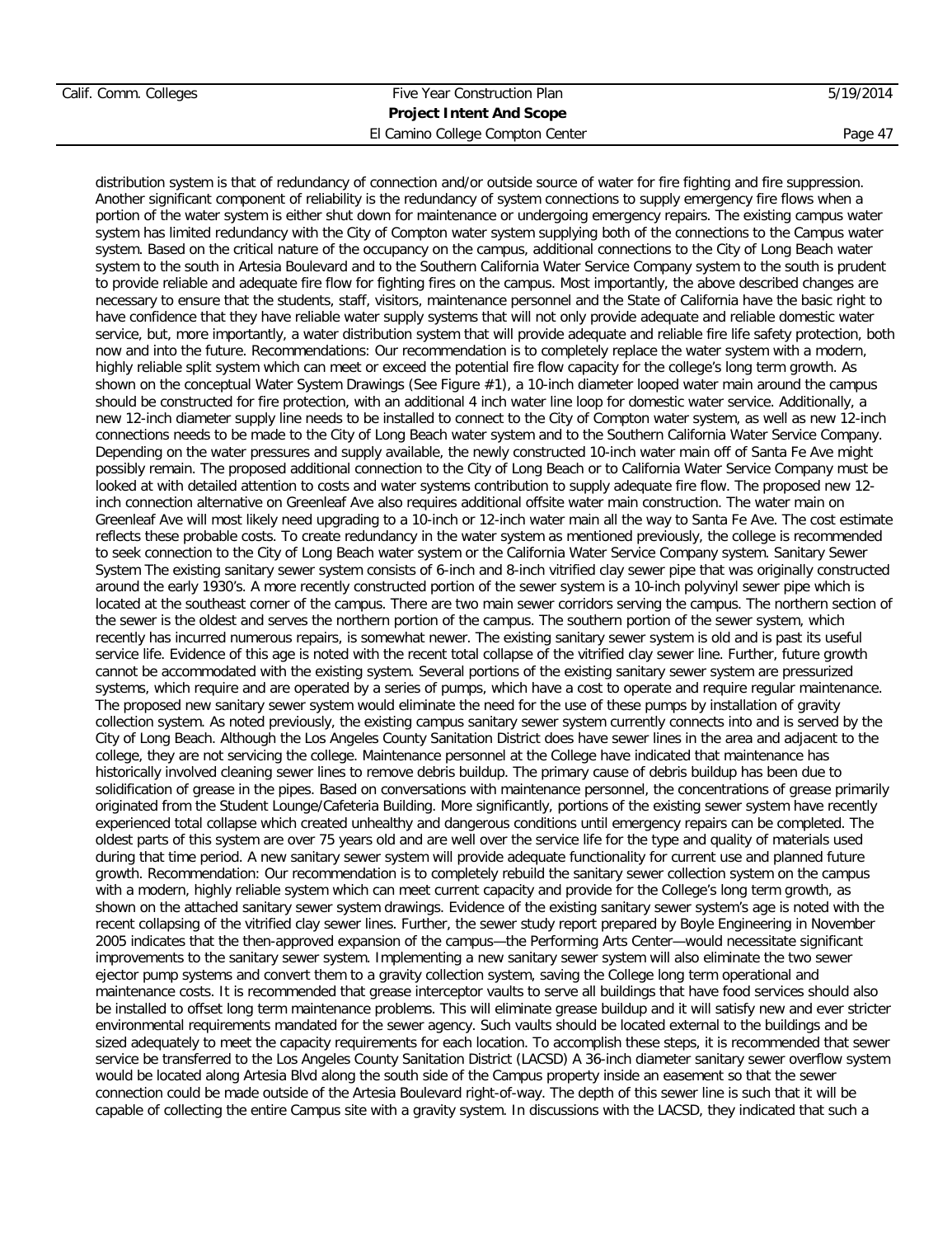distribution system is that of redundancy of connection and/or outside source of water for fire fighting and fire suppression. Another significant component of reliability is the redundancy of system connections to supply emergency fire flows when a portion of the water system is either shut down for maintenance or undergoing emergency repairs. The existing campus water system has limited redundancy with the City of Compton water system supplying both of the connections to the Campus water system. Based on the critical nature of the occupancy on the campus, additional connections to the City of Long Beach water system to the south in Artesia Boulevard and to the Southern California Water Service Company system to the south is prudent to provide reliable and adequate fire flow for fighting fires on the campus. Most importantly, the above described changes are necessary to ensure that the students, staff, visitors, maintenance personnel and the State of California have the basic right to have confidence that they have reliable water supply systems that will not only provide adequate and reliable domestic water service, but, more importantly, a water distribution system that will provide adequate and reliable fire life safety protection, both now and into the future. Recommendations: Our recommendation is to completely replace the water system with a modern, highly reliable split system which can meet or exceed the potential fire flow capacity for the college's long term growth. As shown on the conceptual Water System Drawings (See Figure #1), a 10-inch diameter looped water main around the campus should be constructed for fire protection, with an additional 4 inch water line loop for domestic water service. Additionally, a new 12-inch diameter supply line needs to be installed to connect to the City of Compton water system, as well as new 12-inch connections needs to be made to the City of Long Beach water system and to the Southern California Water Service Company. Depending on the water pressures and supply available, the newly constructed 10-inch water main off of Santa Fe Ave might possibly remain. The proposed additional connection to the City of Long Beach or to California Water Service Company must be looked at with detailed attention to costs and water systems contribution to supply adequate fire flow. The proposed new 12-inch connection alternative on Greenleaf Ave also requires additional offsite water main construction. The water main on Greenleaf Ave will most likely need upgrading to a 10-inch or 12-inch water main all the way to Santa Fe Ave. The cost estimate reflects these probable costs. To create redundancy in the water system as mentioned previously, the college is recommended to seek connection to the City of Long Beach water system or the California Water Service Company system. Sanitary Sewer System The existing sanitary sewer system consists of 6-inch and 8-inch vitrified clay sewer pipe that was originally constructed around the early 1930's. A more recently constructed portion of the sewer system is a 10-inch polyvinyl sewer pipe which is located at the southeast corner of the campus. There are two main sewer corridors serving the campus. The northern section of the sewer is the oldest and serves the northern portion of the campus. The southern portion of the sewer system, which recently has incurred numerous repairs, is somewhat newer. The existing sanitary sewer system is old and is past its useful service life. Evidence of this age is noted with the recent total collapse of the vitrified clay sewer line. Further, future growth cannot be accommodated with the existing system. Several portions of the existing sanitary sewer system are pressurized systems, which require and are operated by a series of pumps, which have a cost to operate and require regular maintenance. The proposed new sanitary sewer system would eliminate the need for the use of these pumps by installation of gravity collection system. As noted previously, the existing campus sanitary sewer system currently connects into and is served by the City of Long Beach. Although the Los Angeles County Sanitation District does have sewer lines in the area and adjacent to the college, they are not servicing the college. Maintenance personnel at the College have indicated that maintenance has historically involved cleaning sewer lines to remove debris buildup. The primary cause of debris buildup has been due to solidification of grease in the pipes. Based on conversations with maintenance personnel, the concentrations of grease primarily originated from the Student Lounge/Cafeteria Building. More significantly, portions of the existing sewer system have recently experienced total collapse which created unhealthy and dangerous conditions until emergency repairs can be completed. The oldest parts of this system are over 75 years old and are well over the service life for the type and quality of materials used during that time period. A new sanitary sewer system will provide adequate functionality for current use and planned future growth. Recommendation: Our recommendation is to completely rebuild the sanitary sewer collection system on the campus with a modern, highly reliable system which can meet current capacity and provide for the College's long term growth, as shown on the attached sanitary sewer system drawings. Evidence of the existing sanitary sewer system's age is noted with the recent collapsing of the vitrified clay sewer lines. Further, the sewer study report prepared by Boyle Engineering in November 2005 indicates that the then-approved expansion of the campus—the Performing Arts Center—would necessitate significant improvements to the sanitary sewer system. Implementing a new sanitary sewer system will also eliminate the two sewer ejector pump systems and convert them to a gravity collection system, saving the College long term operational and maintenance costs. It is recommended that grease interceptor vaults to serve all buildings that have food services should also be installed to offset long term maintenance problems. This will eliminate grease buildup and it will satisfy new and ever stricter environmental requirements mandated for the sewer agency. Such vaults should be located external to the buildings and be sized adequately to meet the capacity requirements for each location. To accomplish these steps, it is recommended that sewer service be transferred to the Los Angeles County Sanitation District (LACSD) A 36-inch diameter sanitary sewer overflow system would be located along Artesia Blvd along the south side of the Campus property inside an easement so that the sewer connection could be made outside of the Artesia Boulevard right-of-way. The depth of this sewer line is such that it will be capable of collecting the entire Campus site with a gravity system. In discussions with the LACSD, they indicated that such a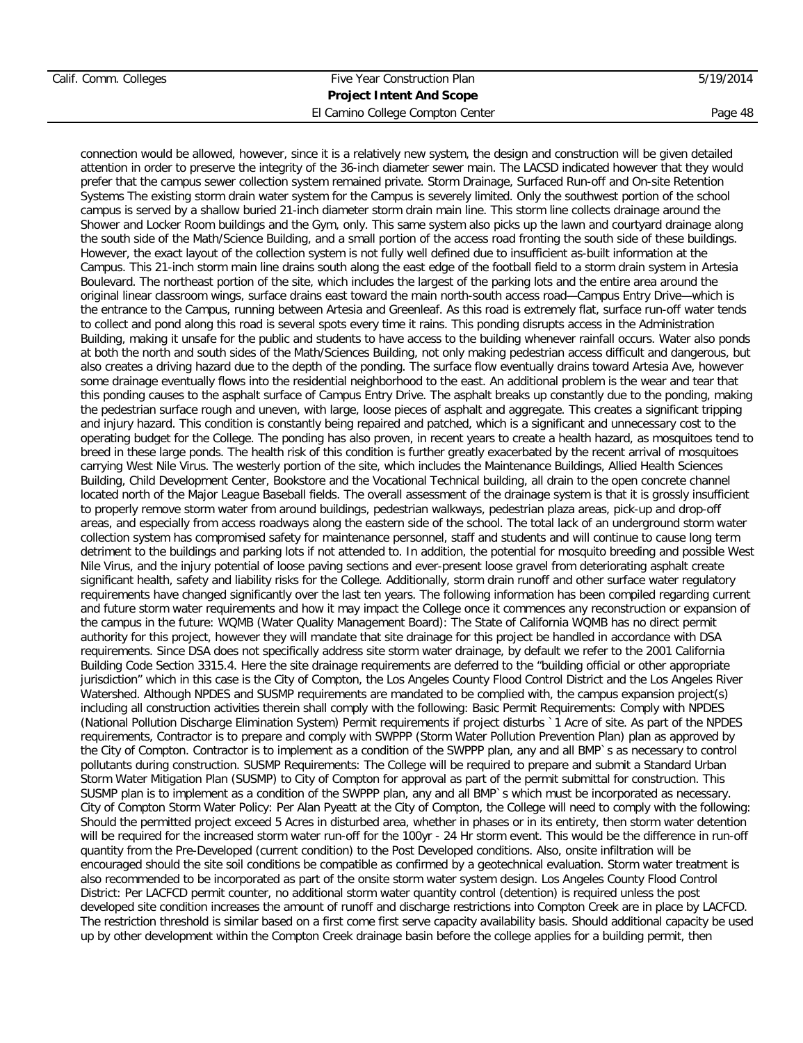connection would be allowed, however, since it is a relatively new system, the design and construction will be given detailed attention in order to preserve the integrity of the 36-inch diameter sewer main. The LACSD indicated however that they would prefer that the campus sewer collection system remained private. Storm Drainage, Surfaced Run-off and On-site Retention Systems The existing storm drain water system for the Campus is severely limited. Only the southwest portion of the school campus is served by a shallow buried 21-inch diameter storm drain main line. This storm line collects drainage around the Shower and Locker Room buildings and the Gym, only. This same system also picks up the lawn and courtyard drainage along the south side of the Math/Science Building, and a small portion of the access road fronting the south side of these buildings. However, the exact layout of the collection system is not fully well defined due to insufficient as-built information at the Campus. This 21-inch storm main line drains south along the east edge of the football field to a storm drain system in Artesia Boulevard. The northeast portion of the site, which includes the largest of the parking lots and the entire area around the original linear classroom wings, surface drains east toward the main north-south access road—Campus Entry Drive—which is the entrance to the Campus, running between Artesia and Greenleaf. As this road is extremely flat, surface run-off water tends to collect and pond along this road is several spots every time it rains. This ponding disrupts access in the Administration Building, making it unsafe for the public and students to have access to the building whenever rainfall occurs. Water also ponds at both the north and south sides of the Math/Sciences Building, not only making pedestrian access difficult and dangerous, but also creates a driving hazard due to the depth of the ponding. The surface flow eventually drains toward Artesia Ave, however some drainage eventually flows into the residential neighborhood to the east. An additional problem is the wear and tear that this ponding causes to the asphalt surface of Campus Entry Drive. The asphalt breaks up constantly due to the ponding, making the pedestrian surface rough and uneven, with large, loose pieces of asphalt and aggregate. This creates a significant tripping and injury hazard. This condition is constantly being repaired and patched, which is a significant and unnecessary cost to the operating budget for the College. The ponding has also proven, in recent years to create a health hazard, as mosquitoes tend to breed in these large ponds. The health risk of this condition is further greatly exacerbated by the recent arrival of mosquitoes carrying West Nile Virus. The westerly portion of the site, which includes the Maintenance Buildings, Allied Health Sciences Building, Child Development Center, Bookstore and the Vocational Technical building, all drain to the open concrete channel located north of the Major League Baseball fields. The overall assessment of the drainage system is that it is grossly insufficient to properly remove storm water from around buildings, pedestrian walkways, pedestrian plaza areas, pick-up and drop-off areas, and especially from access roadways along the eastern side of the school. The total lack of an underground storm water collection system has compromised safety for maintenance personnel, staff and students and will continue to cause long term detriment to the buildings and parking lots if not attended to. In addition, the potential for mosquito breeding and possible West Nile Virus, and the injury potential of loose paving sections and ever-present loose gravel from deteriorating asphalt create significant health, safety and liability risks for the College. Additionally, storm drain runoff and other surface water regulatory requirements have changed significantly over the last ten years. The following information has been compiled regarding current and future storm water requirements and how it may impact the College once it commences any reconstruction or expansion of the campus in the future: WQMB (Water Quality Management Board): The State of California WQMB has no direct permit authority for this project, however they will mandate that site drainage for this project be handled in accordance with DSA requirements. Since DSA does not specifically address site storm water drainage, by default we refer to the 2001 California Building Code Section 3315.4. Here the site drainage requirements are deferred to the "building official or other appropriate jurisdiction" which in this case is the City of Compton, the Los Angeles County Flood Control District and the Los Angeles River Watershed. Although NPDES and SUSMP requirements are mandated to be complied with, the campus expansion project(s) including all construction activities therein shall comply with the following: Basic Permit Requirements: Comply with NPDES (National Pollution Discharge Elimination System) Permit requirements if project disturbs `1 Acre of site. As part of the NPDES requirements, Contractor is to prepare and comply with SWPPP (Storm Water Pollution Prevention Plan) plan as approved by the City of Compton. Contractor is to implement as a condition of the SWPPP plan, any and all BMP`s as necessary to control pollutants during construction. SUSMP Requirements: The College will be required to prepare and submit a Standard Urban Storm Water Mitigation Plan (SUSMP) to City of Compton for approval as part of the permit submittal for construction. This SUSMP plan is to implement as a condition of the SWPPP plan, any and all BMP`s which must be incorporated as necessary. City of Compton Storm Water Policy: Per Alan Pyeatt at the City of Compton, the College will need to comply with the following: Should the permitted project exceed 5 Acres in disturbed area, whether in phases or in its entirety, then storm water detention will be required for the increased storm water run-off for the 100yr - 24 Hr storm event. This would be the difference in run-off quantity from the Pre-Developed (current condition) to the Post Developed conditions. Also, onsite infiltration will be encouraged should the site soil conditions be compatible as confirmed by a geotechnical evaluation. Storm water treatment is also recommended to be incorporated as part of the onsite storm water system design. Los Angeles County Flood Control District: Per LACFCD permit counter, no additional storm water quantity control (detention) is required unless the post developed site condition increases the amount of runoff and discharge restrictions into Compton Creek are in place by LACFCD. The restriction threshold is similar based on a first come first serve capacity availability basis. Should additional capacity be used up by other development within the Compton Creek drainage basin before the college applies for a building permit, then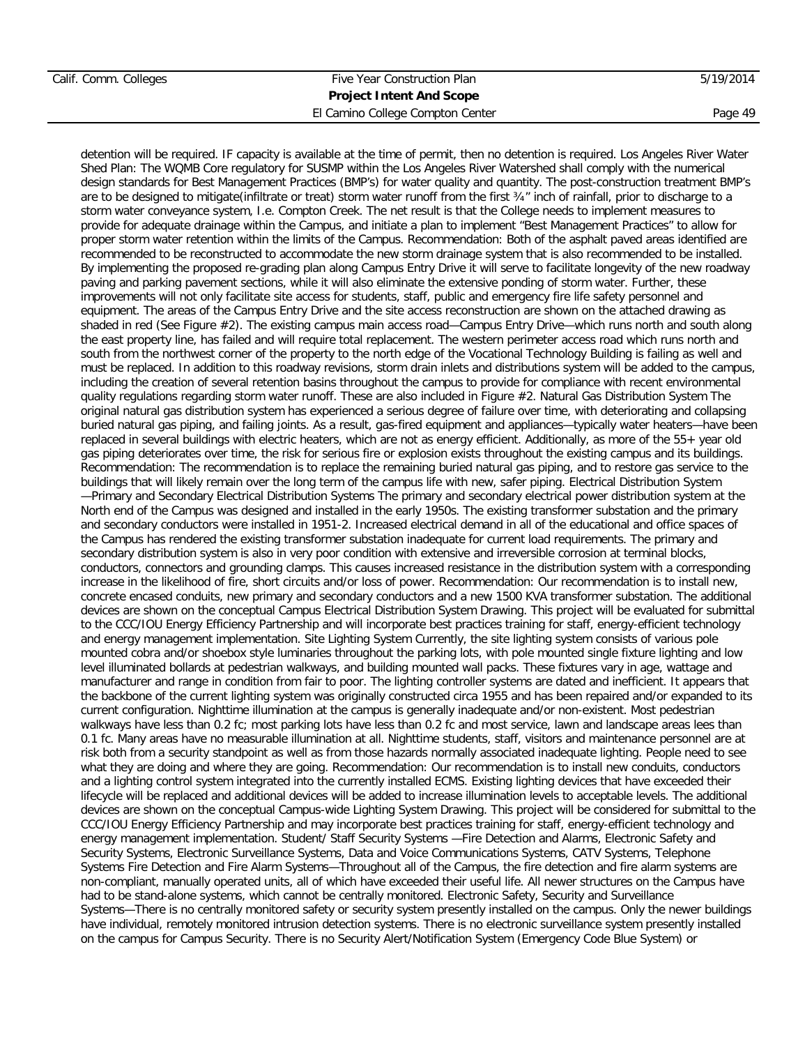detention will be required. IF capacity is available at the time of permit, then no detention is required. Los Angeles River Water Shed Plan: The WQMB Core regulatory for SUSMP within the Los Angeles River Watershed shall comply with the numerical design standards for Best Management Practices (BMP's) for water quality and quantity. The post-construction treatment BMP's are to be designed to mitigate(infiltrate or treat) storm water runoff from the first ¾" inch of rainfall, prior to discharge to a storm water conveyance system, I.e. Compton Creek. The net result is that the College needs to implement measures to provide for adequate drainage within the Campus, and initiate a plan to implement "Best Management Practices" to allow for proper storm water retention within the limits of the Campus. Recommendation: Both of the asphalt paved areas identified are recommended to be reconstructed to accommodate the new storm drainage system that is also recommended to be installed. By implementing the proposed re-grading plan along Campus Entry Drive it will serve to facilitate longevity of the new roadway paving and parking pavement sections, while it will also eliminate the extensive ponding of storm water. Further, these improvements will not only facilitate site access for students, staff, public and emergency fire life safety personnel and equipment. The areas of the Campus Entry Drive and the site access reconstruction are shown on the attached drawing as shaded in red (See Figure #2). The existing campus main access road—Campus Entry Drive—which runs north and south along the east property line, has failed and will require total replacement. The western perimeter access road which runs north and south from the northwest corner of the property to the north edge of the Vocational Technology Building is failing as well and must be replaced. In addition to this roadway revisions, storm drain inlets and distributions system will be added to the campus, including the creation of several retention basins throughout the campus to provide for compliance with recent environmental quality regulations regarding storm water runoff. These are also included in Figure #2. Natural Gas Distribution System The original natural gas distribution system has experienced a serious degree of failure over time, with deteriorating and collapsing buried natural gas piping, and failing joints. As a result, gas-fired equipment and appliances—typically water heaters—have been replaced in several buildings with electric heaters, which are not as energy efficient. Additionally, as more of the 55+ year old gas piping deteriorates over time, the risk for serious fire or explosion exists throughout the existing campus and its buildings. Recommendation: The recommendation is to replace the remaining buried natural gas piping, and to restore gas service to the buildings that will likely remain over the long term of the campus life with new, safer piping. Electrical Distribution System —Primary and Secondary Electrical Distribution Systems The primary and secondary electrical power distribution system at the North end of the Campus was designed and installed in the early 1950s. The existing transformer substation and the primary and secondary conductors were installed in 1951-2. Increased electrical demand in all of the educational and office spaces of the Campus has rendered the existing transformer substation inadequate for current load requirements. The primary and secondary distribution system is also in very poor condition with extensive and irreversible corrosion at terminal blocks, conductors, connectors and grounding clamps. This causes increased resistance in the distribution system with a corresponding increase in the likelihood of fire, short circuits and/or loss of power. Recommendation: Our recommendation is to install new, concrete encased conduits, new primary and secondary conductors and a new 1500 KVA transformer substation. The additional devices are shown on the conceptual Campus Electrical Distribution System Drawing. This project will be evaluated for submittal to the CCC/IOU Energy Efficiency Partnership and will incorporate best practices training for staff, energy-efficient technology and energy management implementation. Site Lighting System Currently, the site lighting system consists of various pole mounted cobra and/or shoebox style luminaries throughout the parking lots, with pole mounted single fixture lighting and low level illuminated bollards at pedestrian walkways, and building mounted wall packs. These fixtures vary in age, wattage and manufacturer and range in condition from fair to poor. The lighting controller systems are dated and inefficient. It appears that the backbone of the current lighting system was originally constructed circa 1955 and has been repaired and/or expanded to its current configuration. Nighttime illumination at the campus is generally inadequate and/or non-existent. Most pedestrian walkways have less than 0.2 fc; most parking lots have less than 0.2 fc and most service, lawn and landscape areas lees than 0.1 fc. Many areas have no measurable illumination at all. Nighttime students, staff, visitors and maintenance personnel are at risk both from a security standpoint as well as from those hazards normally associated inadequate lighting. People need to see what they are doing and where they are going. Recommendation: Our recommendation is to install new conduits, conductors and a lighting control system integrated into the currently installed ECMS. Existing lighting devices that have exceeded their lifecycle will be replaced and additional devices will be added to increase illumination levels to acceptable levels. The additional devices are shown on the conceptual Campus-wide Lighting System Drawing. This project will be considered for submittal to the CCC/IOU Energy Efficiency Partnership and may incorporate best practices training for staff, energy-efficient technology and energy management implementation. Student/ Staff Security Systems —Fire Detection and Alarms, Electronic Safety and Security Systems, Electronic Surveillance Systems, Data and Voice Communications Systems, CATV Systems, Telephone Systems Fire Detection and Fire Alarm Systems—Throughout all of the Campus, the fire detection and fire alarm systems are non-compliant, manually operated units, all of which have exceeded their useful life. All newer structures on the Campus have had to be stand-alone systems, which cannot be centrally monitored. Electronic Safety, Security and Surveillance Systems—There is no centrally monitored safety or security system presently installed on the campus. Only the newer buildings have individual, remotely monitored intrusion detection systems. There is no electronic surveillance system presently installed on the campus for Campus Security. There is no Security Alert/Notification System (Emergency Code Blue System) or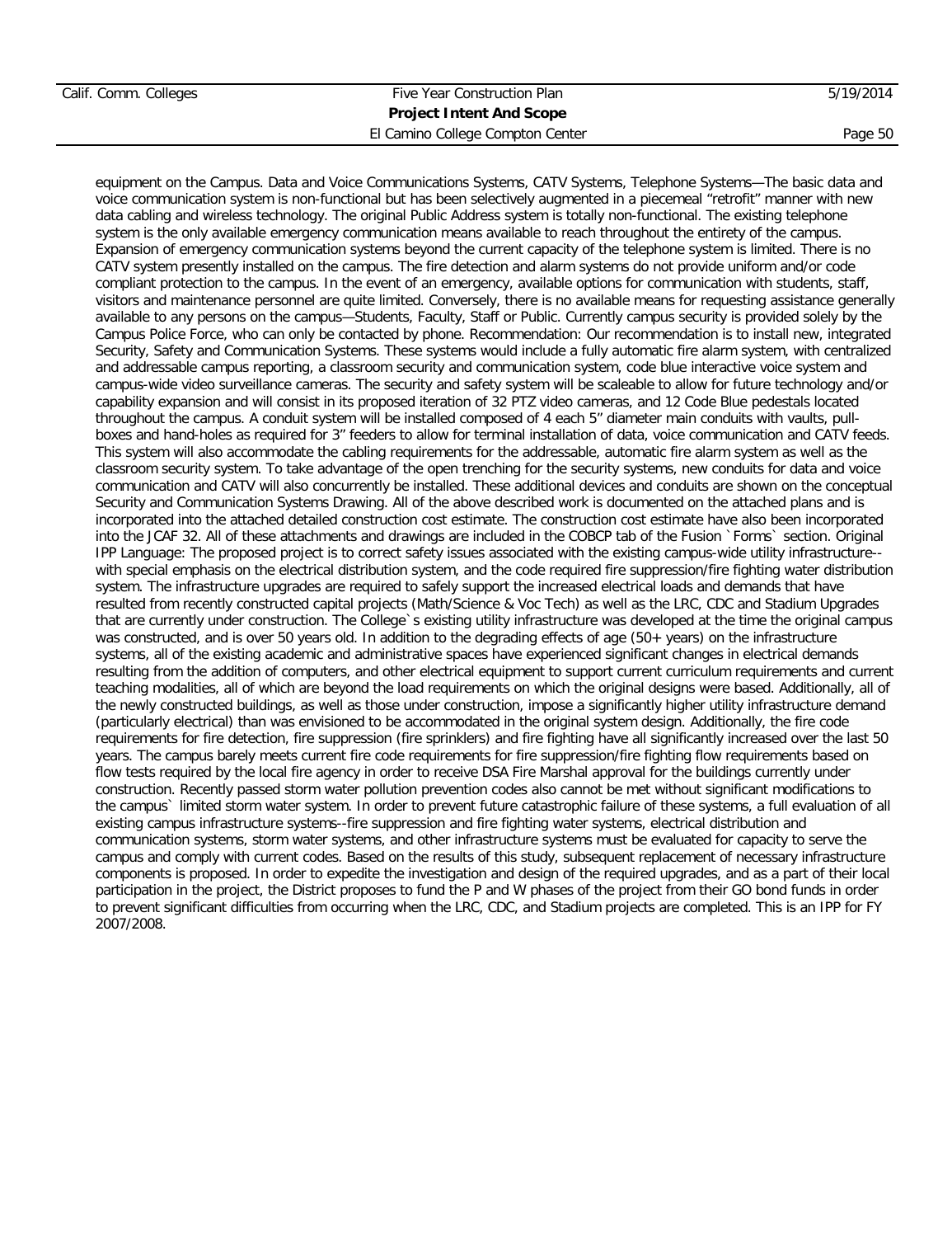equipment on the Campus. Data and Voice Communications Systems, CATV Systems, Telephone Systems—The basic data and voice communication system is non-functional but has been selectively augmented in a piecemeal "retrofit" manner with new data cabling and wireless technology. The original Public Address system is totally non-functional. The existing telephone system is the only available emergency communication means available to reach throughout the entirety of the campus. Expansion of emergency communication systems beyond the current capacity of the telephone system is limited. There is no CATV system presently installed on the campus. The fire detection and alarm systems do not provide uniform and/or code compliant protection to the campus. In the event of an emergency, available options for communication with students, staff, visitors and maintenance personnel are quite limited. Conversely, there is no available means for requesting assistance generally available to any persons on the campus—Students, Faculty, Staff or Public. Currently campus security is provided solely by the Campus Police Force, who can only be contacted by phone. Recommendation: Our recommendation is to install new, integrated Security, Safety and Communication Systems. These systems would include a fully automatic fire alarm system, with centralized and addressable campus reporting, a classroom security and communication system, code blue interactive voice system and campus-wide video surveillance cameras. The security and safety system will be scaleable to allow for future technology and/or capability expansion and will consist in its proposed iteration of 32 PTZ video cameras, and 12 Code Blue pedestals located throughout the campus. A conduit system will be installed composed of 4 each 5" diameter main conduits with vaults, pull-boxes and hand-holes as required for 3" feeders to allow for terminal installation of data, voice communication and CATV feeds. This system will also accommodate the cabling requirements for the addressable, automatic fire alarm system as well as the classroom security system. To take advantage of the open trenching for the security systems, new conduits for data and voice communication and CATV will also concurrently be installed. These additional devices and conduits are shown on the conceptual Security and Communication Systems Drawing. All of the above described work is documented on the attached plans and is incorporated into the attached detailed construction cost estimate. The construction cost estimate have also been incorporated into the JCAF 32. All of these attachments and drawings are included in the COBCP tab of the Fusion `Forms` section. Original IPP Language: The proposed project is to correct safety issues associated with the existing campus-wide utility infrastructure--with special emphasis on the electrical distribution system, and the code required fire suppression/fire fighting water distribution system. The infrastructure upgrades are required to safely support the increased electrical loads and demands that have resulted from recently constructed capital projects (Math/Science & Voc Tech) as well as the LRC, CDC and Stadium Upgrades that are currently under construction. The College`s existing utility infrastructure was developed at the time the original campus was constructed, and is over 50 years old. In addition to the degrading effects of age (50+ years) on the infrastructure systems, all of the existing academic and administrative spaces have experienced significant changes in electrical demands resulting from the addition of computers, and other electrical equipment to support current curriculum requirements and current teaching modalities, all of which are beyond the load requirements on which the original designs were based. Additionally, all of the newly constructed buildings, as well as those under construction, impose a significantly higher utility infrastructure demand (particularly electrical) than was envisioned to be accommodated in the original system design. Additionally, the fire code requirements for fire detection, fire suppression (fire sprinklers) and fire fighting have all significantly increased over the last 50 years. The campus barely meets current fire code requirements for fire suppression/fire fighting flow requirements based on flow tests required by the local fire agency in order to receive DSA Fire Marshal approval for the buildings currently under construction. Recently passed storm water pollution prevention codes also cannot be met without significant modifications to the campus` limited storm water system. In order to prevent future catastrophic failure of these systems, a full evaluation of all existing campus infrastructure systems--fire suppression and fire fighting water systems, electrical distribution and communication systems, storm water systems, and other infrastructure systems must be evaluated for capacity to serve the campus and comply with current codes. Based on the results of this study, subsequent replacement of necessary infrastructure components is proposed. In order to expedite the investigation and design of the required upgrades, and as a part of their local participation in the project, the District proposes to fund the P and W phases of the project from their GO bond funds in order to prevent significant difficulties from occurring when the LRC, CDC, and Stadium projects are completed. This is an IPP for FY 2007/2008.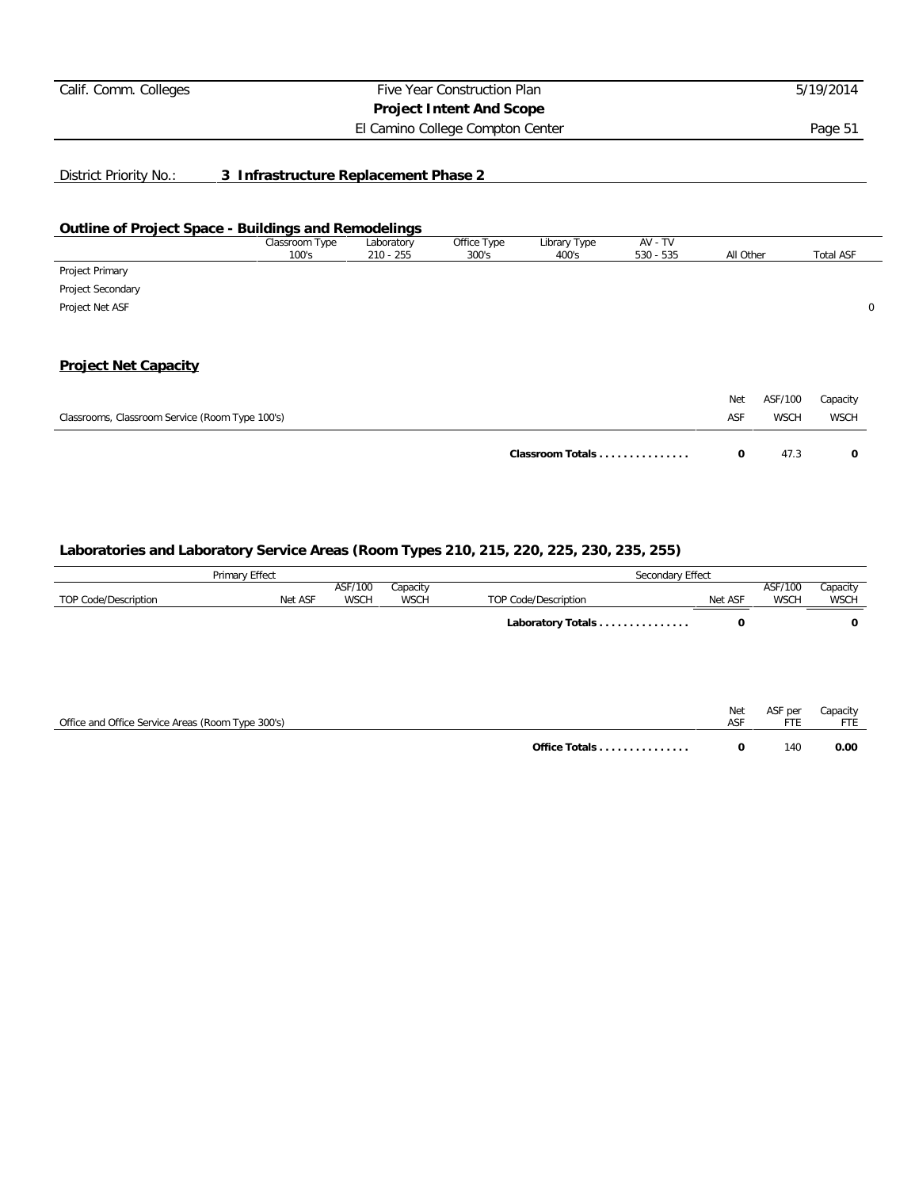District Priority No.: **3 Infrastructure Replacement Phase 2**

## Outline of Project Space - Buildings and Remodelings

| | Classroom Type 100's | Laboratory 210 - 255 | Office Type 300's | Library Type 400's | AV - TV 530 - 535 | All Other | Total ASF |
|---|---|---|---|---|---|---|---|
| Project Primary | | | | | | | |
| Project Secondary | | | | | | | |
| Project Net ASF | | | | | | | 0 |

## Project Net Capacity

| Classrooms, Classroom Service (Room Type 100's) | Net ASF | ASF/100 WSCH | Capacity WSCH |
|---|---|---|---|
| **Classroom Totals . . . . . . . . . . . . . . .** | **0** | 47.3 | **0** |

### Laboratories and Laboratory Service Areas (Room Types 210, 215, 220, 225, 230, 235, 255)

| Primary Effect | | | | Secondary Effect | | | |
|---|---|---|---|---|---|---|---|
| TOP Code/Description | Net ASF | ASF/100 WSCH | Capacity WSCH | TOP Code/Description | Net ASF | ASF/100 WSCH | Capacity WSCH |
| | | | | **Laboratory Totals . . . . . . . . . . . . . . .** | **0** | | **0** |

| Office and Office Service Areas (Room Type 300's) | Net ASF | ASF per FTE | Capacity FTE |
|---|---|---|---|
| **Office Totals . . . . . . . . . . . . . . .** | **0** | 140 | **0.00** |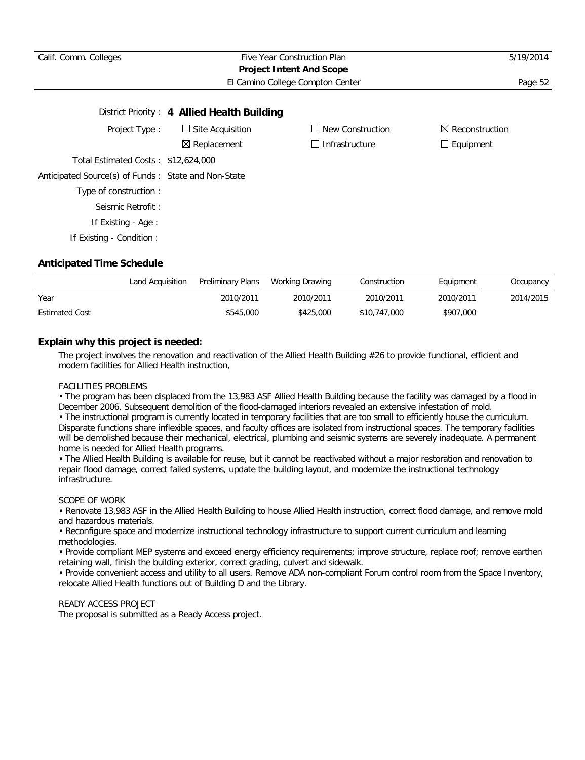District Priority : **4 Allied Health Building**

Project Type : ☐ Site Acquisition ☐ New Construction ☒ Reconstruction

☒ Replacement ☐ Infrastructure ☐ Equipment

Total Estimated Costs : $12,624,000

Anticipated Source(s) of Funds : State and Non-State

Type of construction :

Seismic Retrofit :

If Existing - Age :

If Existing - Condition :

## Anticipated Time Schedule

| | Land Acquisition | Preliminary Plans | Working Drawing | Construction | Equipment | Occupancy |
|---|---|---|---|---|---|---|
| Year | | 2010/2011 | 2010/2011 | 2010/2011 | 2010/2011 | 2014/2015 |
| Estimated Cost | | $545,000 | $425,000 | $10,747,000 | $907,000 | |

## Explain why this project is needed:

The project involves the renovation and reactivation of the Allied Health Building #26 to provide functional, efficient and modern facilities for Allied Health instruction,

FACILITIES PROBLEMS

• The program has been displaced from the 13,983 ASF Allied Health Building because the facility was damaged by a flood in December 2006. Subsequent demolition of the flood-damaged interiors revealed an extensive infestation of mold.

• The instructional program is currently located in temporary facilities that are too small to efficiently house the curriculum. Disparate functions share inflexible spaces, and faculty offices are isolated from instructional spaces. The temporary facilities will be demolished because their mechanical, electrical, plumbing and seismic systems are severely inadequate. A permanent home is needed for Allied Health programs.

• The Allied Health Building is available for reuse, but it cannot be reactivated without a major restoration and renovation to repair flood damage, correct failed systems, update the building layout, and modernize the instructional technology infrastructure.

SCOPE OF WORK

• Renovate 13,983 ASF in the Allied Health Building to house Allied Health instruction, correct flood damage, and remove mold and hazardous materials.

• Reconfigure space and modernize instructional technology infrastructure to support current curriculum and learning methodologies.

• Provide compliant MEP systems and exceed energy efficiency requirements; improve structure, replace roof; remove earthen retaining wall, finish the building exterior, correct grading, culvert and sidewalk.

• Provide convenient access and utility to all users. Remove ADA non-compliant Forum control room from the Space Inventory, relocate Allied Health functions out of Building D and the Library.

READY ACCESS PROJECT

The proposal is submitted as a Ready Access project.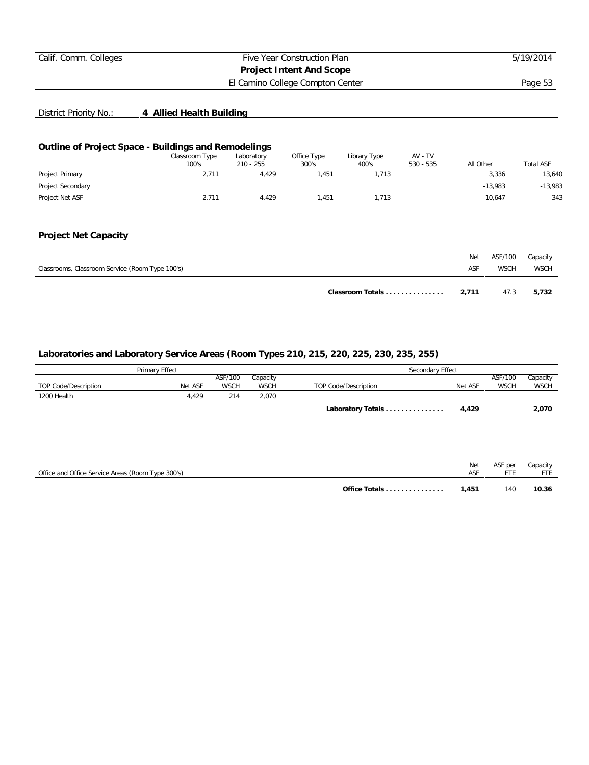District Priority No.: **4 Allied Health Building**

## Outline of Project Space - Buildings and Remodelings

| | Classroom Type 100's | Laboratory 210 - 255 | Office Type 300's | Library Type 400's | AV - TV 530 - 535 | All Other | Total ASF |
|---|---|---|---|---|---|---|---|
| Project Primary | 2,711 | 4,429 | 1,451 | 1,713 | | 3,336 | 13,640 |
| Project Secondary | | | | | | -13,983 | -13,983 |
| Project Net ASF | 2,711 | 4,429 | 1,451 | 1,713 | | -10,647 | -343 |

## Project Net Capacity

| Classrooms, Classroom Service (Room Type 100's) | Net ASF | ASF/100 WSCH | Capacity WSCH |
|---|---|---|---|
| **Classroom Totals** | **2,711** | 47.3 | **5,732** |

### Laboratories and Laboratory Service Areas (Room Types 210, 215, 220, 225, 230, 235, 255)

| Primary Effect | | | | Secondary Effect | | | |
|---|---|---|---|---|---|---|---|
| TOP Code/Description | Net ASF | ASF/100 WSCH | Capacity WSCH | TOP Code/Description | Net ASF | ASF/100 WSCH | Capacity WSCH |
| 1200 Health | 4,429 | 214 | 2,070 | | | | |
| | | | | **Laboratory Totals** | **4,429** | | **2,070** |

| Office and Office Service Areas (Room Type 300's) | Net ASF | ASF per FTE | Capacity FTE |
|---|---|---|---|
| **Office Totals** | **1,451** | 140 | **10.36** |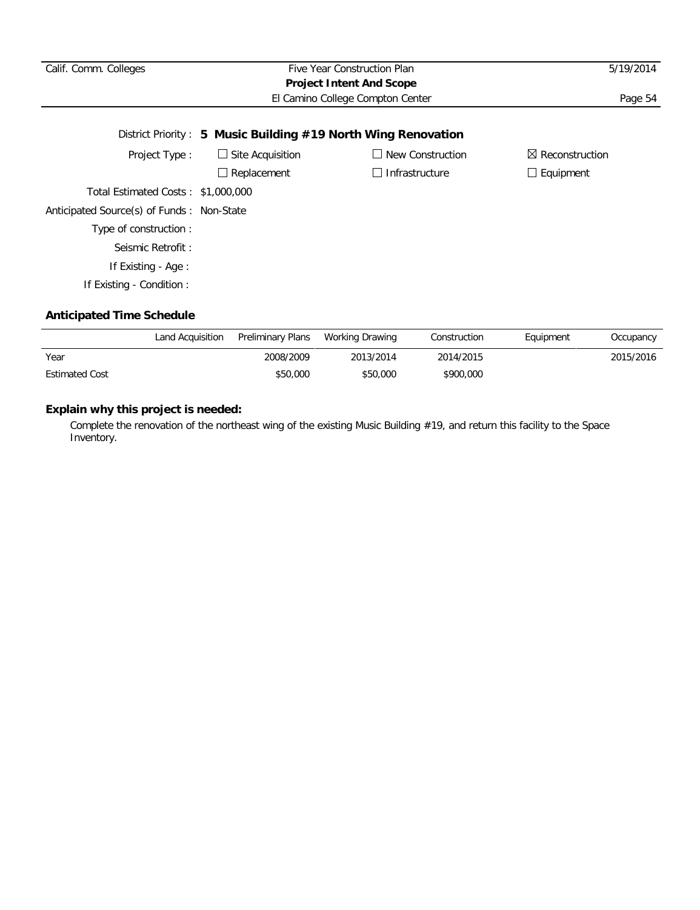District Priority : **5 Music Building #19 North Wing Renovation**

Project Type :

- ☐ Site Acquisition
- ☐ New Construction
- ☒ Reconstruction
- ☐ Replacement
- ☐ Infrastructure
- ☐ Equipment

Total Estimated Costs : $1,000,000

Anticipated Source(s) of Funds : Non-State

Type of construction :

Seismic Retrofit :

If Existing - Age :

If Existing - Condition :

## Anticipated Time Schedule

| | Land Acquisition | Preliminary Plans | Working Drawing | Construction | Equipment | Occupancy |
|---|---|---|---|---|---|---|
| Year | | 2008/2009 | 2013/2014 | 2014/2015 | | 2015/2016 |
| Estimated Cost | | $50,000 | $50,000 | $900,000 | | |

## Explain why this project is needed:

Complete the renovation of the northeast wing of the existing Music Building #19, and return this facility to the Space Inventory.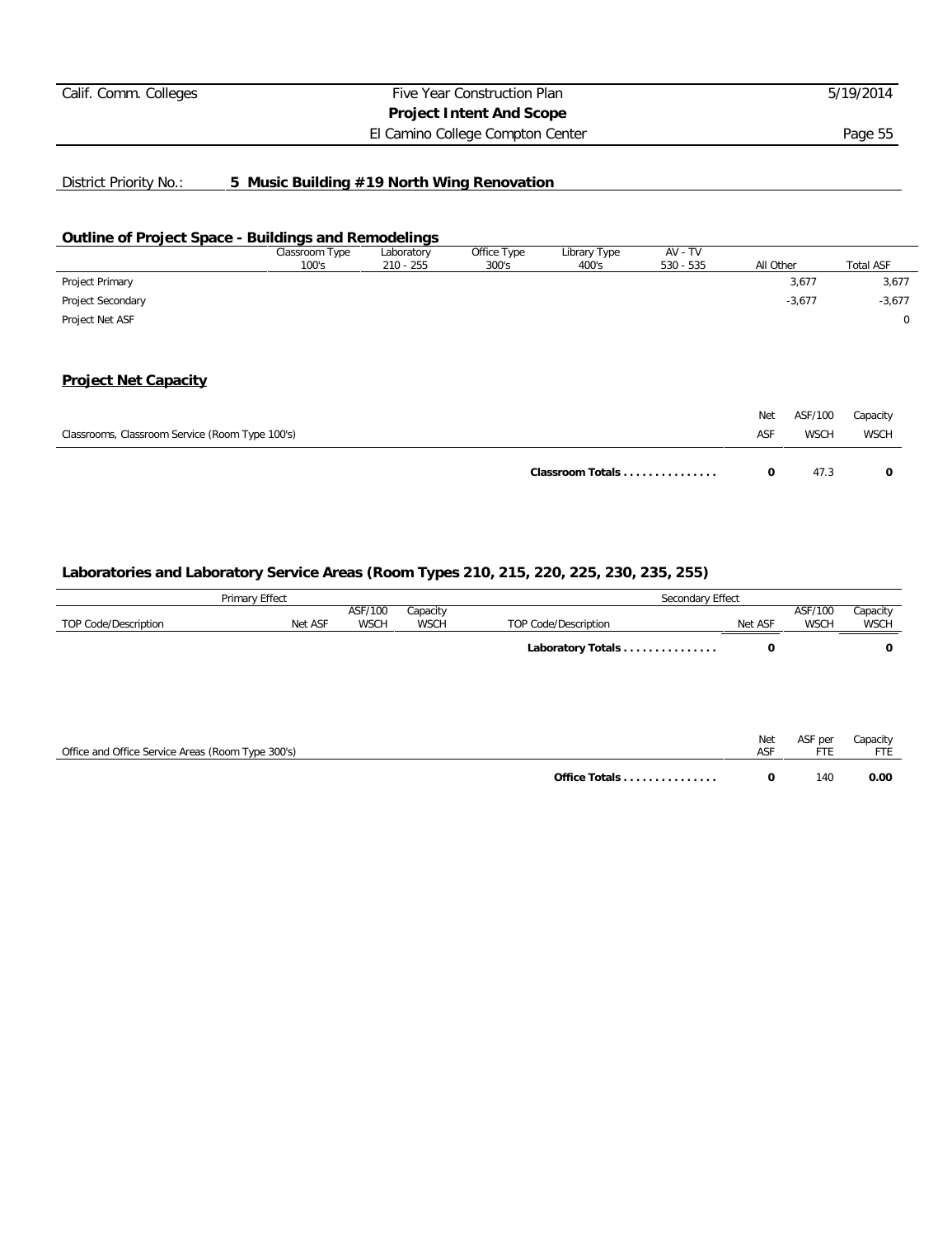District Priority No.: **5 Music Building #19 North Wing Renovation**

## Outline of Project Space - Buildings and Remodelings

| | Classroom Type 100's | Laboratory 210 - 255 | Office Type 300's | Library Type 400's | AV - TV 530 - 535 | All Other | Total ASF |
|---|---|---|---|---|---|---|---|
| Project Primary | | | | | | 3,677 | 3,677 |
| Project Secondary | | | | | | -3,677 | -3,677 |
| Project Net ASF | | | | | | | 0 |

## Project Net Capacity

| Classrooms, Classroom Service (Room Type 100's) | Net ASF | ASF/100 WSCH | Capacity WSCH |
|---|---|---|---|
| **Classroom Totals . . . . . . . . . . . . . . .** | **0** | 47.3 | **0** |

### Laboratories and Laboratory Service Areas (Room Types 210, 215, 220, 225, 230, 235, 255)

| Primary Effect | | | | Secondary Effect | | | |
|---|---|---|---|---|---|---|---|
| TOP Code/Description | Net ASF | ASF/100 WSCH | Capacity WSCH | TOP Code/Description | Net ASF | ASF/100 WSCH | Capacity WSCH |
| | | | | **Laboratory Totals . . . . . . . . . . . . . . .** | **0** | | **0** |

| Office and Office Service Areas (Room Type 300's) | Net ASF | ASF per FTE | Capacity FTE |
|---|---|---|---|
| **Office Totals . . . . . . . . . . . . . . .** | **0** | 140 | **0.00** |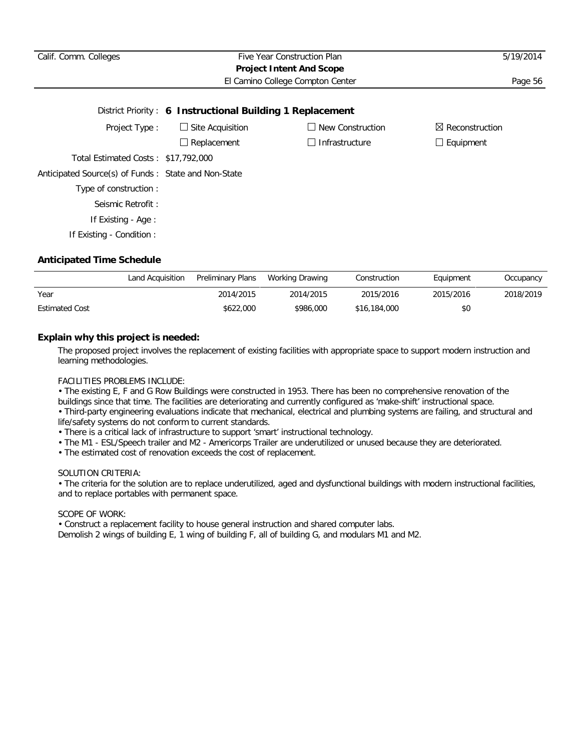District Priority : **6 Instructional Building 1 Replacement**

Project Type : ☐ Site Acquisition ☐ New Construction ☒ Reconstruction ☐ Replacement ☐ Infrastructure ☐ Equipment

Total Estimated Costs : $17,792,000

Anticipated Source(s) of Funds : State and Non-State

Type of construction :

Seismic Retrofit :

If Existing - Age :

If Existing - Condition :

### Anticipated Time Schedule

| | Land Acquisition | Preliminary Plans | Working Drawing | Construction | Equipment | Occupancy |
|---|---|---|---|---|---|---|
| Year | | 2014/2015 | 2014/2015 | 2015/2016 | 2015/2016 | 2018/2019 |
| Estimated Cost | | $622,000 | $986,000 | $16,184,000 | $0 | |

### Explain why this project is needed:

The proposed project involves the replacement of existing facilities with appropriate space to support modern instruction and learning methodologies.

FACILITIES PROBLEMS INCLUDE:

- The existing E, F and G Row Buildings were constructed in 1953. There has been no comprehensive renovation of the buildings since that time. The facilities are deteriorating and currently configured as 'make-shift' instructional space.
- Third-party engineering evaluations indicate that mechanical, electrical and plumbing systems are failing, and structural and life/safety systems do not conform to current standards.
- There is a critical lack of infrastructure to support 'smart' instructional technology.
- The M1 - ESL/Speech trailer and M2 - Americorps Trailer are underutilized or unused because they are deteriorated.
- The estimated cost of renovation exceeds the cost of replacement.

SOLUTION CRITERIA:

- The criteria for the solution are to replace underutilized, aged and dysfunctional buildings with modern instructional facilities, and to replace portables with permanent space.

SCOPE OF WORK:

- Construct a replacement facility to house general instruction and shared computer labs.

Demolish 2 wings of building E, 1 wing of building F, all of building G, and modulars M1 and M2.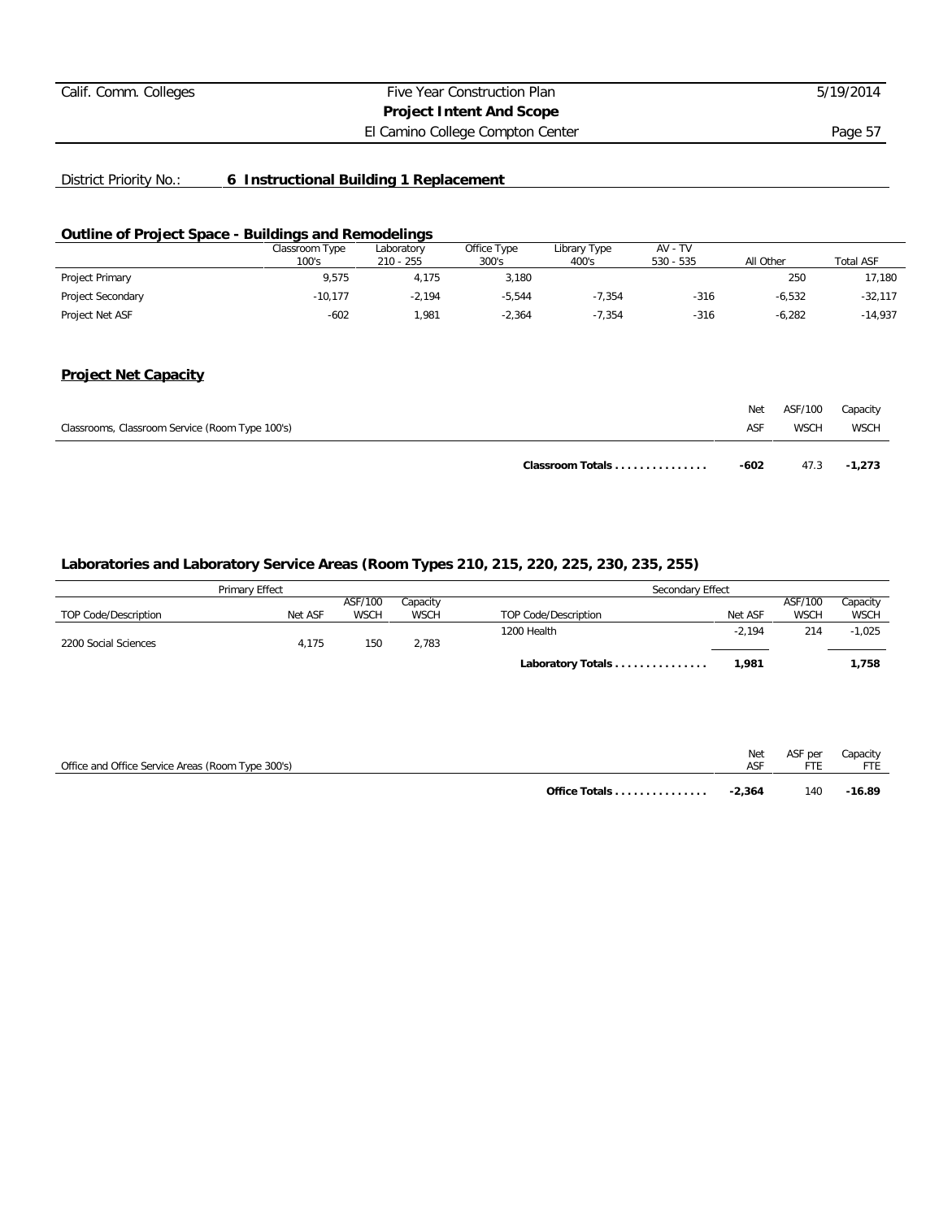District Priority No.: **6 Instructional Building 1 Replacement**

## Outline of Project Space - Buildings and Remodelings

| | Classroom Type 100's | Laboratory 210 - 255 | Office Type 300's | Library Type 400's | AV - TV 530 - 535 | All Other | Total ASF |
|---|---|---|---|---|---|---|---|
| Project Primary | 9,575 | 4,175 | 3,180 | | | 250 | 17,180 |
| Project Secondary | -10,177 | -2,194 | -5,544 | -7,354 | -316 | -6,532 | -32,117 |
| Project Net ASF | -602 | 1,981 | -2,364 | -7,354 | -316 | -6,282 | -14,937 |

## Project Net Capacity

| Classrooms, Classroom Service (Room Type 100's) | Net ASF | ASF/100 WSCH | Capacity WSCH |
|---|---|---|---|
| **Classroom Totals . . . . . . . . . . . . . . .** | **-602** | 47.3 | **-1,273** |

### Laboratories and Laboratory Service Areas (Room Types 210, 215, 220, 225, 230, 235, 255)

| Primary Effect | | | | Secondary Effect | | | |
|---|---|---|---|---|---|---|---|
| TOP Code/Description | Net ASF | ASF/100 WSCH | Capacity WSCH | TOP Code/Description | Net ASF | ASF/100 WSCH | Capacity WSCH |
| | | | | 1200 Health | -2,194 | 214 | -1,025 |
| 2200 Social Sciences | 4,175 | 150 | 2,783 | | | | |
| | | | | **Laboratory Totals . . . . . . . . . . . . . . .** | **1,981** | | **1,758** |

| Office and Office Service Areas (Room Type 300's) | Net ASF | ASF per FTE | Capacity FTE |
|---|---|---|---|
| **Office Totals . . . . . . . . . . . . . . .** | **-2,364** | 140 | **-16.89** |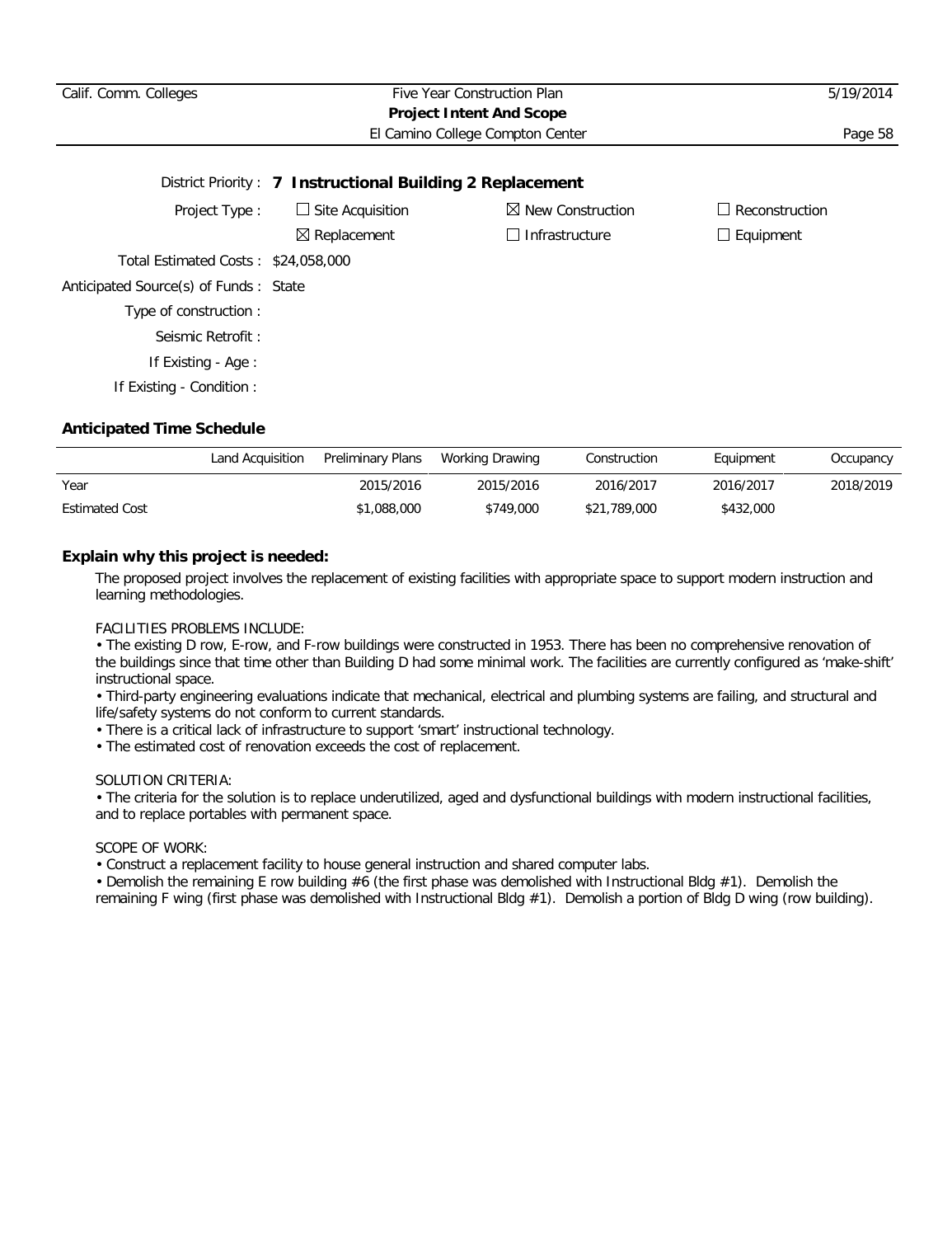District Priority : **7 Instructional Building 2 Replacement**

Project Type :

- ☐ Site Acquisition
- ☒ New Construction
- ☐ Reconstruction
- ☒ Replacement
- ☐ Infrastructure
- ☐ Equipment

Total Estimated Costs : $24,058,000

Anticipated Source(s) of Funds : State

Type of construction :

Seismic Retrofit :

If Existing - Age :

If Existing - Condition :

### Anticipated Time Schedule

| | Land Acquisition | Preliminary Plans | Working Drawing | Construction | Equipment | Occupancy |
|---|---|---|---|---|---|---|
| Year | | 2015/2016 | 2015/2016 | 2016/2017 | 2016/2017 | 2018/2019 |
| Estimated Cost | | $1,088,000 | $749,000 | $21,789,000 | $432,000 | |

### Explain why this project is needed:

The proposed project involves the replacement of existing facilities with appropriate space to support modern instruction and learning methodologies.

FACILITIES PROBLEMS INCLUDE:

- The existing D row, E-row, and F-row buildings were constructed in 1953. There has been no comprehensive renovation of the buildings since that time other than Building D had some minimal work. The facilities are currently configured as 'make-shift' instructional space.
- Third-party engineering evaluations indicate that mechanical, electrical and plumbing systems are failing, and structural and life/safety systems do not conform to current standards.
- There is a critical lack of infrastructure to support 'smart' instructional technology.
- The estimated cost of renovation exceeds the cost of replacement.

SOLUTION CRITERIA:

- The criteria for the solution is to replace underutilized, aged and dysfunctional buildings with modern instructional facilities, and to replace portables with permanent space.

SCOPE OF WORK:

- Construct a replacement facility to house general instruction and shared computer labs.
- Demolish the remaining E row building #6 (the first phase was demolished with Instructional Bldg #1). Demolish the remaining F wing (first phase was demolished with Instructional Bldg #1). Demolish a portion of Bldg D wing (row building).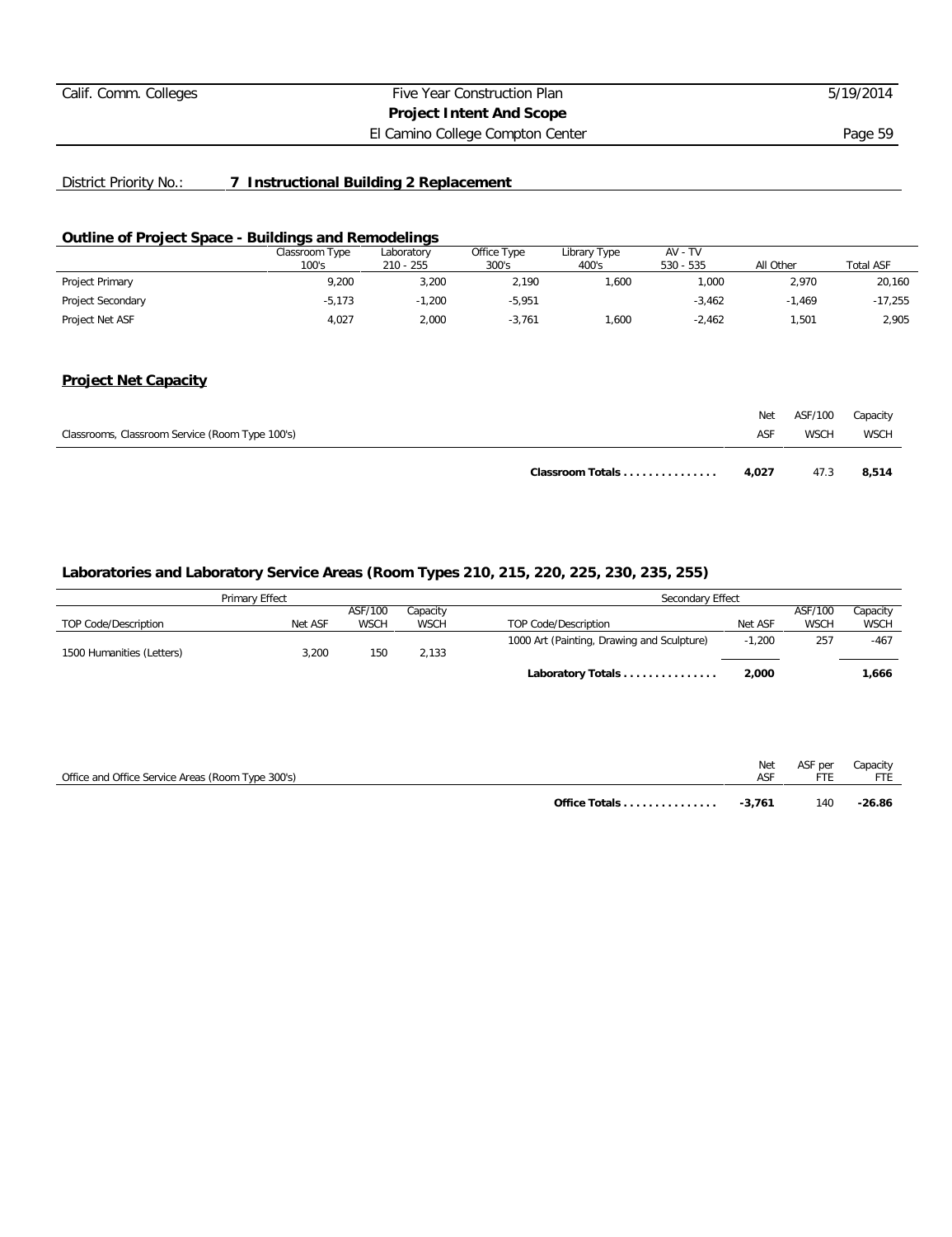District Priority No.: **7 Instructional Building 2 Replacement**

## Outline of Project Space - Buildings and Remodelings

| | Classroom Type 100's | Laboratory 210 - 255 | Office Type 300's | Library Type 400's | AV - TV 530 - 535 | All Other | Total ASF |
|---|---|---|---|---|---|---|---|
| Project Primary | 9,200 | 3,200 | 2,190 | 1,600 | 1,000 | 2,970 | 20,160 |
| Project Secondary | -5,173 | -1,200 | -5,951 | | -3,462 | -1,469 | -17,255 |
| Project Net ASF | 4,027 | 2,000 | -3,761 | 1,600 | -2,462 | 1,501 | 2,905 |

## Project Net Capacity

| Classrooms, Classroom Service (Room Type 100's) | Net ASF | ASF/100 WSCH | Capacity WSCH |
|---|---|---|---|
| **Classroom Totals** | **4,027** | 47.3 | **8,514** |

## Laboratories and Laboratory Service Areas (Room Types 210, 215, 220, 225, 230, 235, 255)

| Primary Effect | | | | Secondary Effect | | | |
|---|---|---|---|---|---|---|---|
| TOP Code/Description | Net ASF | ASF/100 WSCH | Capacity WSCH | TOP Code/Description | Net ASF | ASF/100 WSCH | Capacity WSCH |
| | | | | 1000 Art (Painting, Drawing and Sculpture) | -1,200 | 257 | -467 |
| 1500 Humanities (Letters) | 3,200 | 150 | 2,133 | | | | |
| | | | | **Laboratory Totals** | **2,000** | | **1,666** |

| Office and Office Service Areas (Room Type 300's) | Net ASF | ASF per FTE | Capacity FTE |
|---|---|---|---|
| **Office Totals** | **-3,761** | 140 | **-26.86** |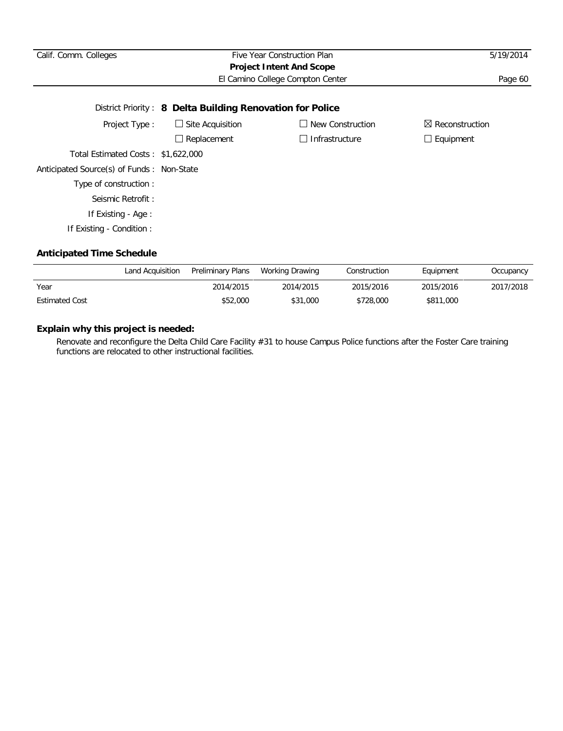District Priority : **8 Delta Building Renovation for Police**

Project Type :

- ☐ Site Acquisition
- ☐ New Construction
- ☒ Reconstruction
- ☐ Replacement
- ☐ Infrastructure
- ☐ Equipment

Total Estimated Costs : $1,622,000

Anticipated Source(s) of Funds : Non-State

Type of construction :

Seismic Retrofit :

If Existing - Age :

If Existing - Condition :

### Anticipated Time Schedule

| | Land Acquisition | Preliminary Plans | Working Drawing | Construction | Equipment | Occupancy |
|---|---|---|---|---|---|---|
| Year | | 2014/2015 | 2014/2015 | 2015/2016 | 2015/2016 | 2017/2018 |
| Estimated Cost | | $52,000 | $31,000 | $728,000 | $811,000 | |

### Explain why this project is needed:

Renovate and reconfigure the Delta Child Care Facility #31 to house Campus Police functions after the Foster Care training functions are relocated to other instructional facilities.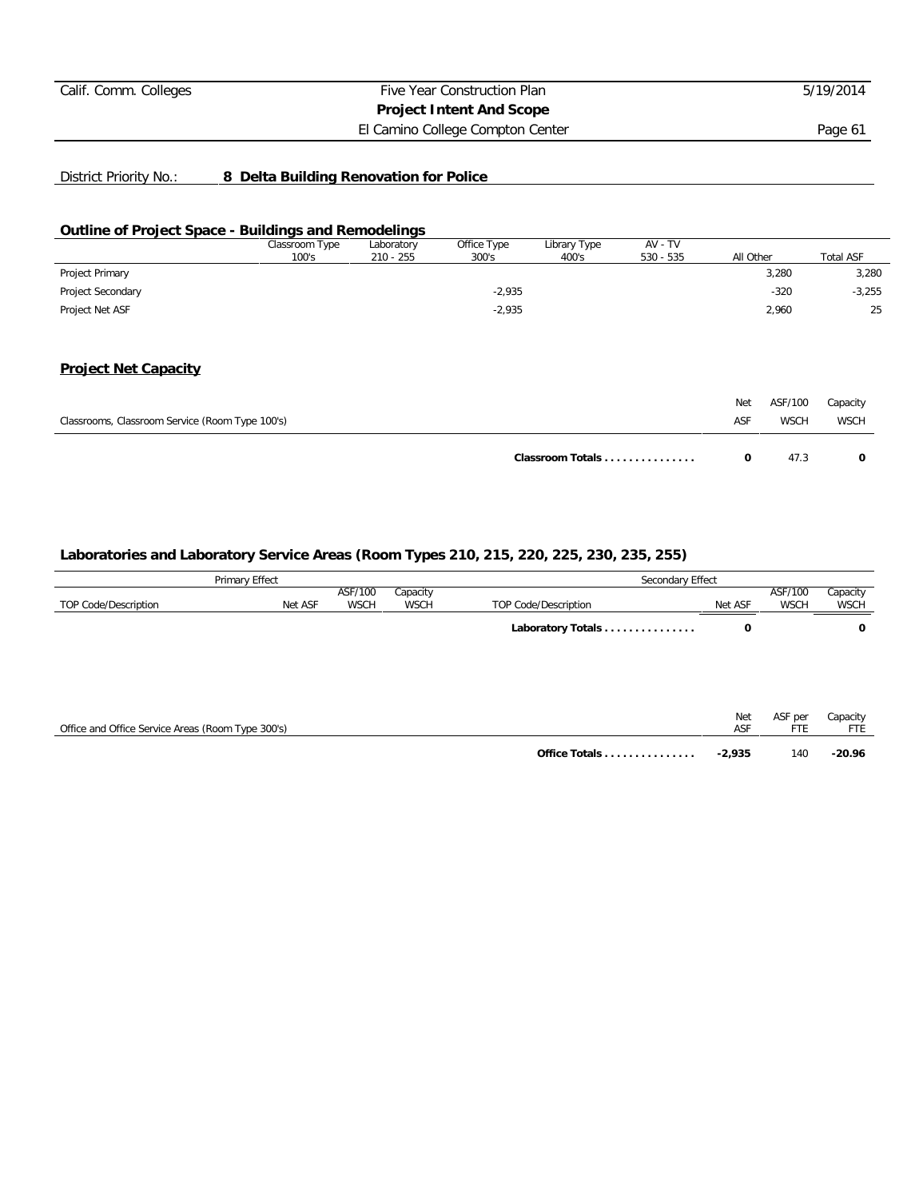District Priority No.: **8 Delta Building Renovation for Police**

## Outline of Project Space - Buildings and Remodelings

| | Classroom Type 100's | Laboratory 210 - 255 | Office Type 300's | Library Type 400's | AV - TV 530 - 535 | All Other | Total ASF |
|---|---|---|---|---|---|---|---|
| Project Primary | | | | | | 3,280 | 3,280 |
| Project Secondary | | | -2,935 | | | -320 | -3,255 |
| Project Net ASF | | | -2,935 | | | 2,960 | 25 |

## Project Net Capacity

| Classrooms, Classroom Service (Room Type 100's) | Net ASF | ASF/100 WSCH | Capacity WSCH |
|---|---|---|---|
| **Classroom Totals . . . . . . . . . . . . . . .** | **0** | 47.3 | **0** |

## Laboratories and Laboratory Service Areas (Room Types 210, 215, 220, 225, 230, 235, 255)

| Primary Effect | | | | Secondary Effect | | | |
|---|---|---|---|---|---|---|---|
| TOP Code/Description | Net ASF | ASF/100 WSCH | Capacity WSCH | TOP Code/Description | Net ASF | ASF/100 WSCH | Capacity WSCH |
| | | | | **Laboratory Totals . . . . . . . . . . . . . . .** | **0** | | **0** |

| Office and Office Service Areas (Room Type 300's) | Net ASF | ASF per FTE | Capacity FTE |
|---|---|---|---|
| **Office Totals . . . . . . . . . . . . . . .** | **-2,935** | 140 | **-20.96** |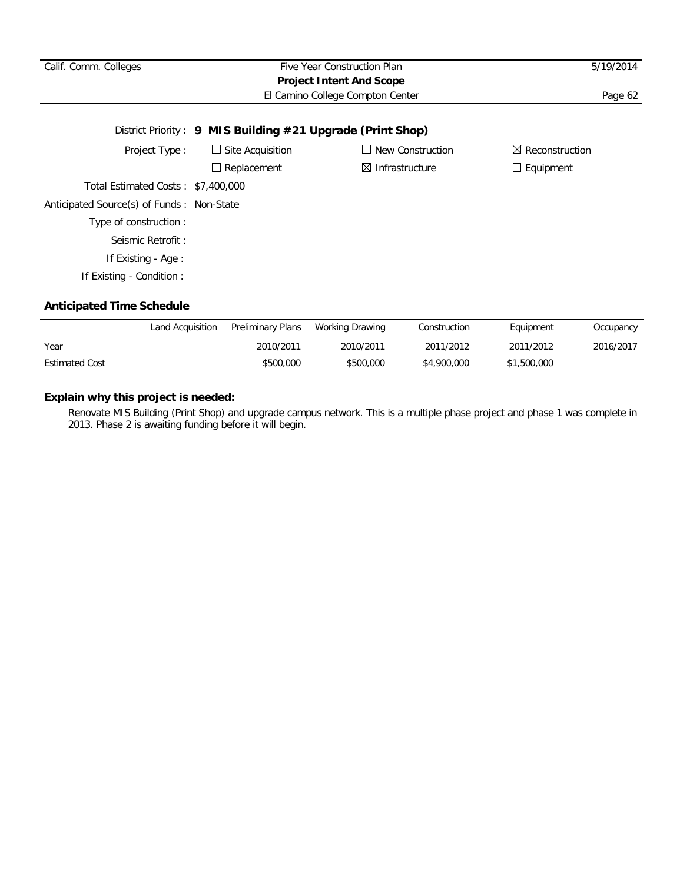District Priority : **9 MIS Building #21 Upgrade (Print Shop)**

Project Type : ☐ Site Acquisition ☐ New Construction ☒ Reconstruction

☐ Replacement ☒ Infrastructure ☐ Equipment

Total Estimated Costs : $7,400,000

Anticipated Source(s) of Funds : Non-State

Type of construction :

Seismic Retrofit :

If Existing - Age :

If Existing - Condition :

### Anticipated Time Schedule

| | Land Acquisition | Preliminary Plans | Working Drawing | Construction | Equipment | Occupancy |
|---|---|---|---|---|---|---|
| Year | | 2010/2011 | 2010/2011 | 2011/2012 | 2011/2012 | 2016/2017 |
| Estimated Cost | | $500,000 | $500,000 | $4,900,000 | $1,500,000 | |

### Explain why this project is needed:

Renovate MIS Building (Print Shop) and upgrade campus network. This is a multiple phase project and phase 1 was complete in 2013. Phase 2 is awaiting funding before it will begin.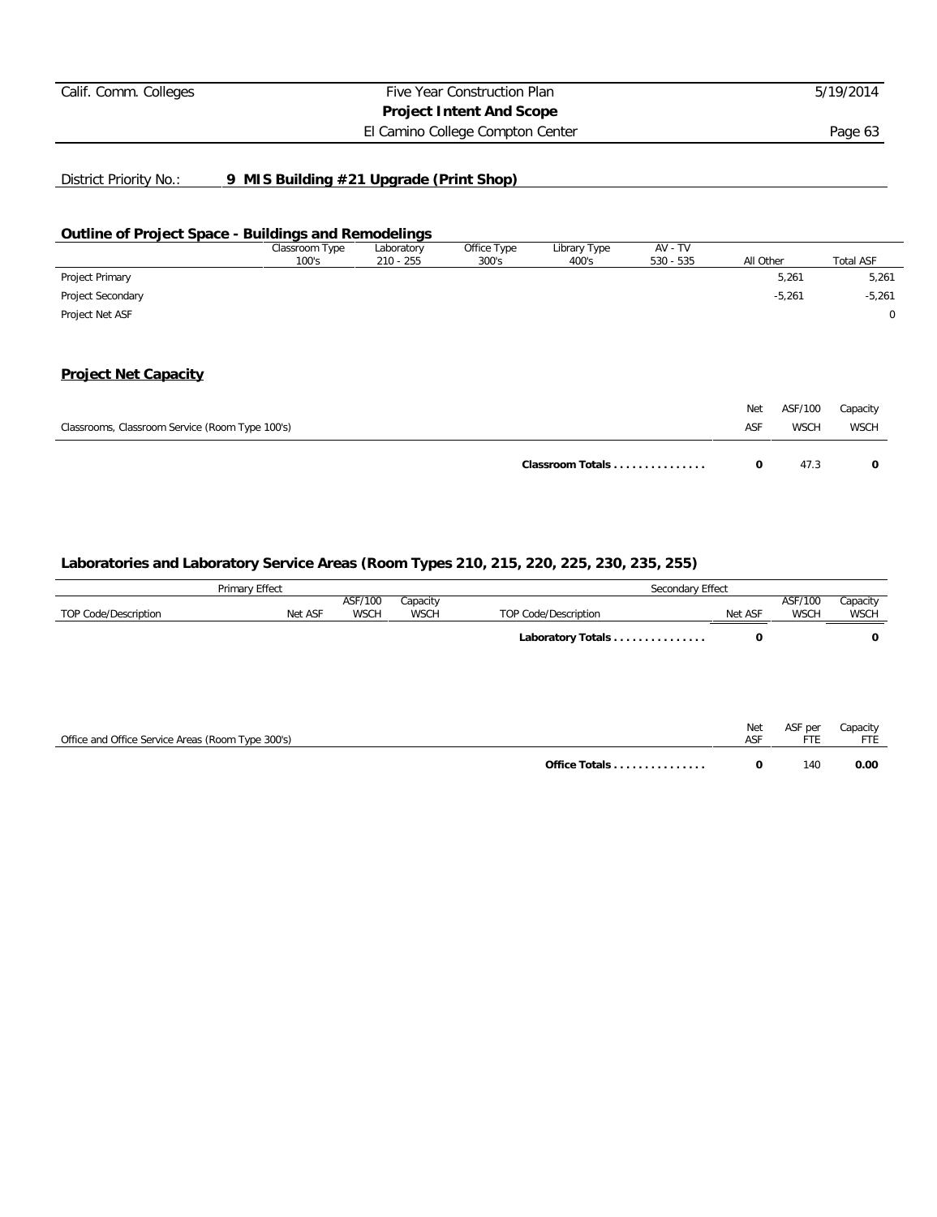District Priority No.: **9 MIS Building #21 Upgrade (Print Shop)**

## Outline of Project Space - Buildings and Remodelings

| | Classroom Type 100's | Laboratory 210 - 255 | Office Type 300's | Library Type 400's | AV - TV 530 - 535 | All Other | Total ASF |
|---|---|---|---|---|---|---|---|
| Project Primary | | | | | | 5,261 | 5,261 |
| Project Secondary | | | | | | -5,261 | -5,261 |
| Project Net ASF | | | | | | | 0 |

## Project Net Capacity

| Classrooms, Classroom Service (Room Type 100's) | Net ASF | ASF/100 WSCH | Capacity WSCH |
|---|---|---|---|
| **Classroom Totals . . . . . . . . . . . . . . .** | **0** | 47.3 | **0** |

### Laboratories and Laboratory Service Areas (Room Types 210, 215, 220, 225, 230, 235, 255)

| Primary Effect | | | | Secondary Effect | | | |
|---|---|---|---|---|---|---|---|
| TOP Code/Description | Net ASF | ASF/100 WSCH | Capacity WSCH | TOP Code/Description | Net ASF | ASF/100 WSCH | Capacity WSCH |
| | | | | **Laboratory Totals . . . . . . . . . . . . . . .** | **0** | | **0** |

| Office and Office Service Areas (Room Type 300's) | Net ASF | ASF per FTE | Capacity FTE |
|---|---|---|---|
| **Office Totals . . . . . . . . . . . . . . .** | **0** | 140 | **0.00** |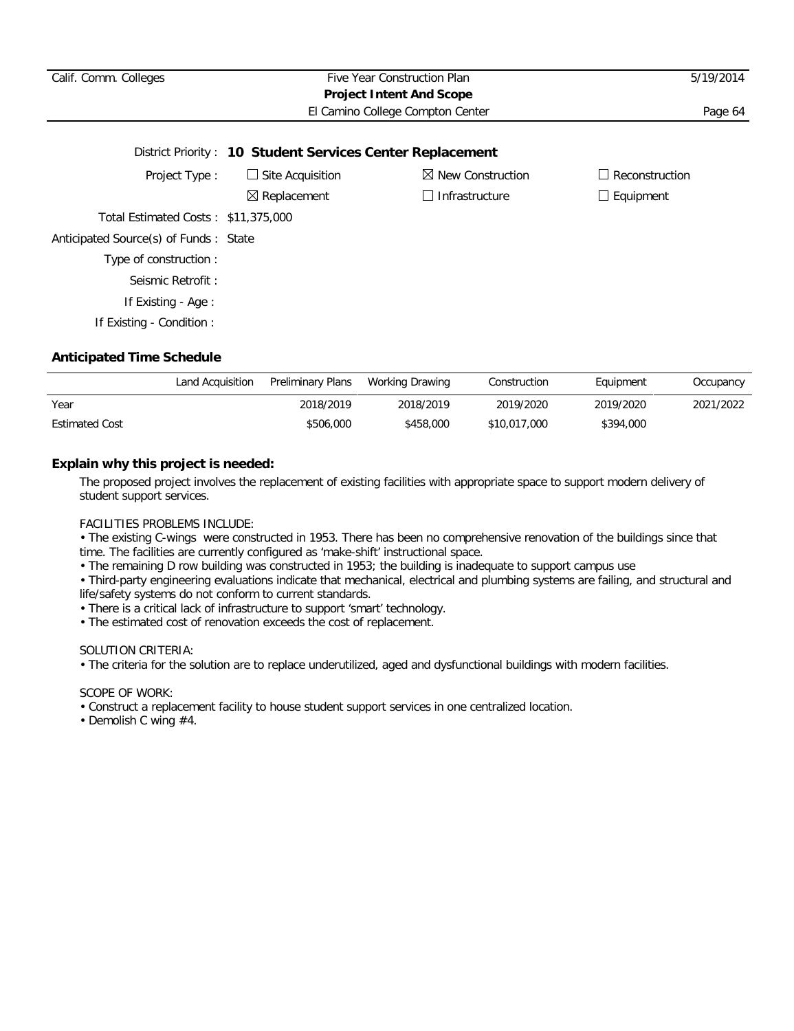District Priority : **10 Student Services Center Replacement**

Project Type : ☐ Site Acquisition ☒ New Construction ☐ Reconstruction

☒ Replacement ☐ Infrastructure ☐ Equipment

Total Estimated Costs : $11,375,000

Anticipated Source(s) of Funds : State

Type of construction :

Seismic Retrofit :

If Existing - Age :

If Existing - Condition :

### Anticipated Time Schedule

| | Land Acquisition | Preliminary Plans | Working Drawing | Construction | Equipment | Occupancy |
|---|---|---|---|---|---|---|
| Year | | 2018/2019 | 2018/2019 | 2019/2020 | 2019/2020 | 2021/2022 |
| Estimated Cost | | $506,000 | $458,000 | $10,017,000 | $394,000 | |

### Explain why this project is needed:

The proposed project involves the replacement of existing facilities with appropriate space to support modern delivery of student support services.

FACILITIES PROBLEMS INCLUDE:

- The existing C-wings were constructed in 1953. There has been no comprehensive renovation of the buildings since that time. The facilities are currently configured as 'make-shift' instructional space.
- The remaining D row building was constructed in 1953; the building is inadequate to support campus use
- Third-party engineering evaluations indicate that mechanical, electrical and plumbing systems are failing, and structural and life/safety systems do not conform to current standards.
- There is a critical lack of infrastructure to support 'smart' technology.
- The estimated cost of renovation exceeds the cost of replacement.

SOLUTION CRITERIA:

- The criteria for the solution are to replace underutilized, aged and dysfunctional buildings with modern facilities.

SCOPE OF WORK:

- Construct a replacement facility to house student support services in one centralized location.
- Demolish C wing #4.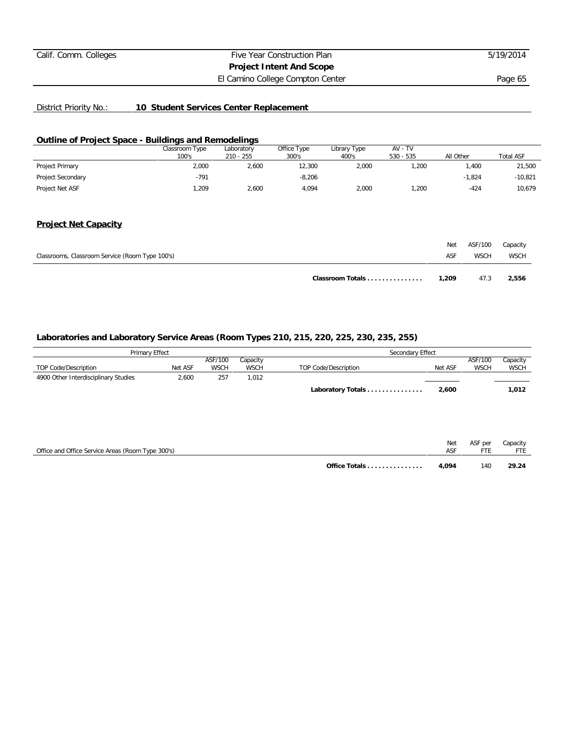District Priority No.: **10 Student Services Center Replacement**

## Outline of Project Space - Buildings and Remodelings

| | Classroom Type 100's | Laboratory 210 - 255 | Office Type 300's | Library Type 400's | AV - TV 530 - 535 | All Other | Total ASF |
|---|---|---|---|---|---|---|---|
| Project Primary | 2,000 | 2,600 | 12,300 | 2,000 | 1,200 | 1,400 | 21,500 |
| Project Secondary | -791 | | -8,206 | | | -1,824 | -10,821 |
| Project Net ASF | 1,209 | 2,600 | 4,094 | 2,000 | 1,200 | -424 | 10,679 |

## Project Net Capacity

| Classrooms, Classroom Service (Room Type 100's) | Net ASF | ASF/100 WSCH | Capacity WSCH |
|---|---|---|---|
| **Classroom Totals** | **1,209** | 47.3 | **2,556** |

### Laboratories and Laboratory Service Areas (Room Types 210, 215, 220, 225, 230, 235, 255)

| Primary Effect | | | | Secondary Effect | | | |
|---|---|---|---|---|---|---|---|
| TOP Code/Description | Net ASF | ASF/100 WSCH | Capacity WSCH | TOP Code/Description | Net ASF | ASF/100 WSCH | Capacity WSCH |
| 4900 Other Interdisciplinary Studies | 2,600 | 257 | 1,012 | | | | |
| | | | | **Laboratory Totals** | **2,600** | | **1,012** |

| Office and Office Service Areas (Room Type 300's) | Net ASF | ASF per FTE | Capacity FTE |
|---|---|---|---|
| **Office Totals** | **4,094** | 140 | **29.24** |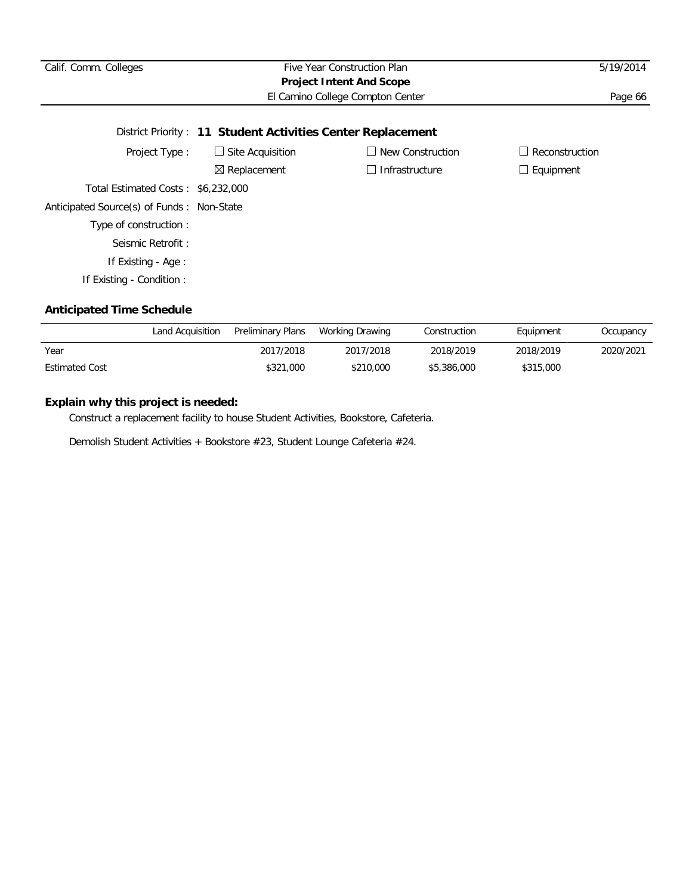District Priority : **11 Student Activities Center Replacement**

Project Type : ☐ Site Acquisition ☐ New Construction ☐ Reconstruction
☒ Replacement ☐ Infrastructure ☐ Equipment

Total Estimated Costs : $6,232,000

Anticipated Source(s) of Funds : Non-State

Type of construction :

Seismic Retrofit :

If Existing - Age :

If Existing - Condition :

**Anticipated Time Schedule**

| | Land Acquisition | Preliminary Plans | Working Drawing | Construction | Equipment | Occupancy |
|---|---|---|---|---|---|---|
| Year | | 2017/2018 | 2017/2018 | 2018/2019 | 2018/2019 | 2020/2021 |
| Estimated Cost | | $321,000 | $210,000 | $5,386,000 | $315,000 | |

**Explain why this project is needed:**

Construct a replacement facility to house Student Activities, Bookstore, Cafeteria.

Demolish Student Activities + Bookstore #23, Student Lounge Cafeteria #24.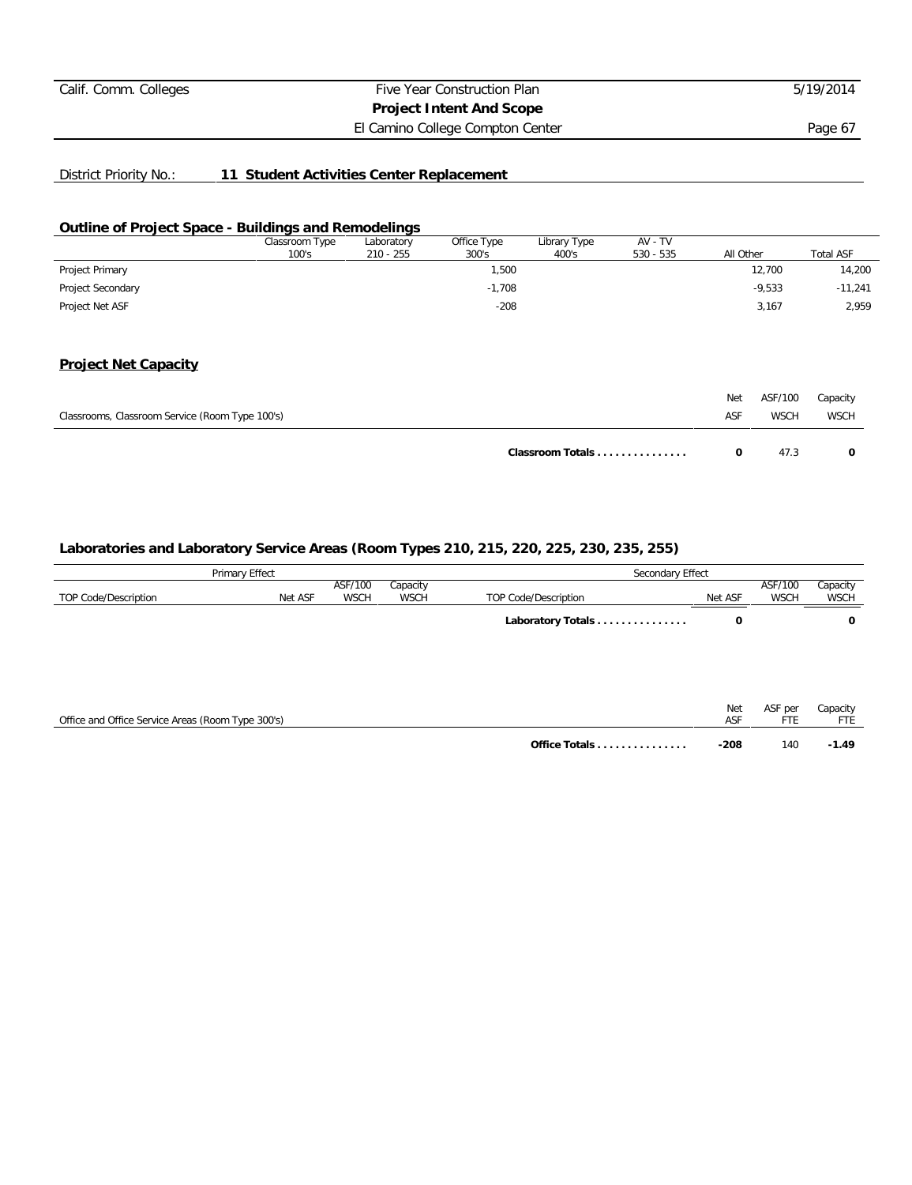District Priority No.: **11 Student Activities Center Replacement**

## Outline of Project Space - Buildings and Remodelings

| | Classroom Type 100's | Laboratory 210 - 255 | Office Type 300's | Library Type 400's | AV - TV 530 - 535 | All Other | Total ASF |
|---|---|---|---|---|---|---|---|
| Project Primary | | | 1,500 | | | 12,700 | 14,200 |
| Project Secondary | | | -1,708 | | | -9,533 | -11,241 |
| Project Net ASF | | | -208 | | | 3,167 | 2,959 |

## Project Net Capacity

| Classrooms, Classroom Service (Room Type 100's) | Net ASF | ASF/100 WSCH | Capacity WSCH |
|---|---|---|---|
| **Classroom Totals . . . . . . . . . . . . . . .** | **0** | 47.3 | **0** |

## Laboratories and Laboratory Service Areas (Room Types 210, 215, 220, 225, 230, 235, 255)

| Primary Effect | | | | Secondary Effect | | | |
|---|---|---|---|---|---|---|---|
| TOP Code/Description | Net ASF | ASF/100 WSCH | Capacity WSCH | TOP Code/Description | Net ASF | ASF/100 WSCH | Capacity WSCH |
| | | | | **Laboratory Totals . . . . . . . . . . . . . . .** | **0** | | **0** |

| Office and Office Service Areas (Room Type 300's) | Net ASF | ASF per FTE | Capacity FTE |
|---|---|---|---|
| **Office Totals . . . . . . . . . . . . . . .** | **-208** | 140 | **-1.49** |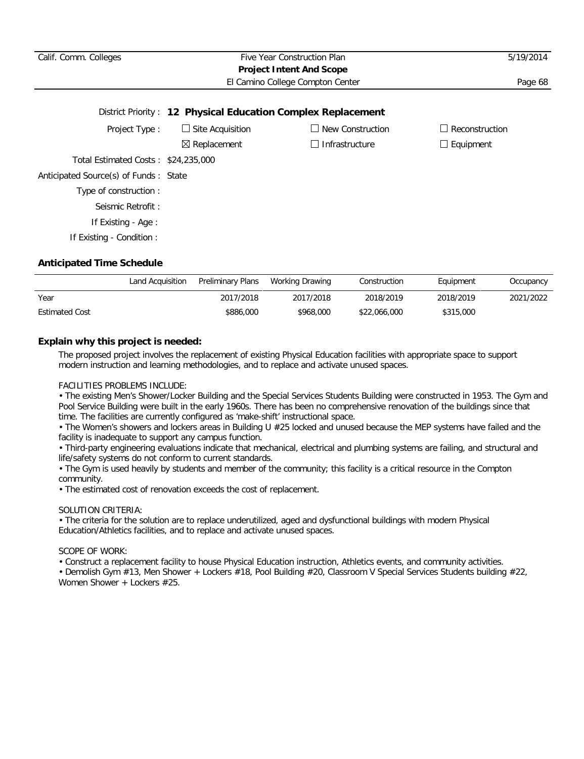District Priority : **12 Physical Education Complex Replacement**

Project Type :

- ☐ Site Acquisition
- ☐ New Construction
- ☐ Reconstruction
- ☒ Replacement
- ☐ Infrastructure
- ☐ Equipment

Total Estimated Costs : $24,235,000

Anticipated Source(s) of Funds : State

Type of construction :

Seismic Retrofit :

If Existing - Age :

If Existing - Condition :

### Anticipated Time Schedule

| | Land Acquisition | Preliminary Plans | Working Drawing | Construction | Equipment | Occupancy |
|---|---|---|---|---|---|---|
| Year | | 2017/2018 | 2017/2018 | 2018/2019 | 2018/2019 | 2021/2022 |
| Estimated Cost | | $886,000 | $968,000 | $22,066,000 | $315,000 | |

### Explain why this project is needed:

The proposed project involves the replacement of existing Physical Education facilities with appropriate space to support modern instruction and learning methodologies, and to replace and activate unused spaces.

FACILITIES PROBLEMS INCLUDE:

- The existing Men's Shower/Locker Building and the Special Services Students Building were constructed in 1953. The Gym and Pool Service Building were built in the early 1960s. There has been no comprehensive renovation of the buildings since that time. The facilities are currently configured as 'make-shift' instructional space.
- The Women's showers and lockers areas in Building U #25 locked and unused because the MEP systems have failed and the facility is inadequate to support any campus function.
- Third-party engineering evaluations indicate that mechanical, electrical and plumbing systems are failing, and structural and life/safety systems do not conform to current standards.
- The Gym is used heavily by students and member of the community; this facility is a critical resource in the Compton community.
- The estimated cost of renovation exceeds the cost of replacement.

SOLUTION CRITERIA:

- The criteria for the solution are to replace underutilized, aged and dysfunctional buildings with modern Physical Education/Athletics facilities, and to replace and activate unused spaces.

SCOPE OF WORK:

- Construct a replacement facility to house Physical Education instruction, Athletics events, and community activities.
- Demolish Gym #13, Men Shower + Lockers #18, Pool Building #20, Classroom V Special Services Students building #22, Women Shower + Lockers #25.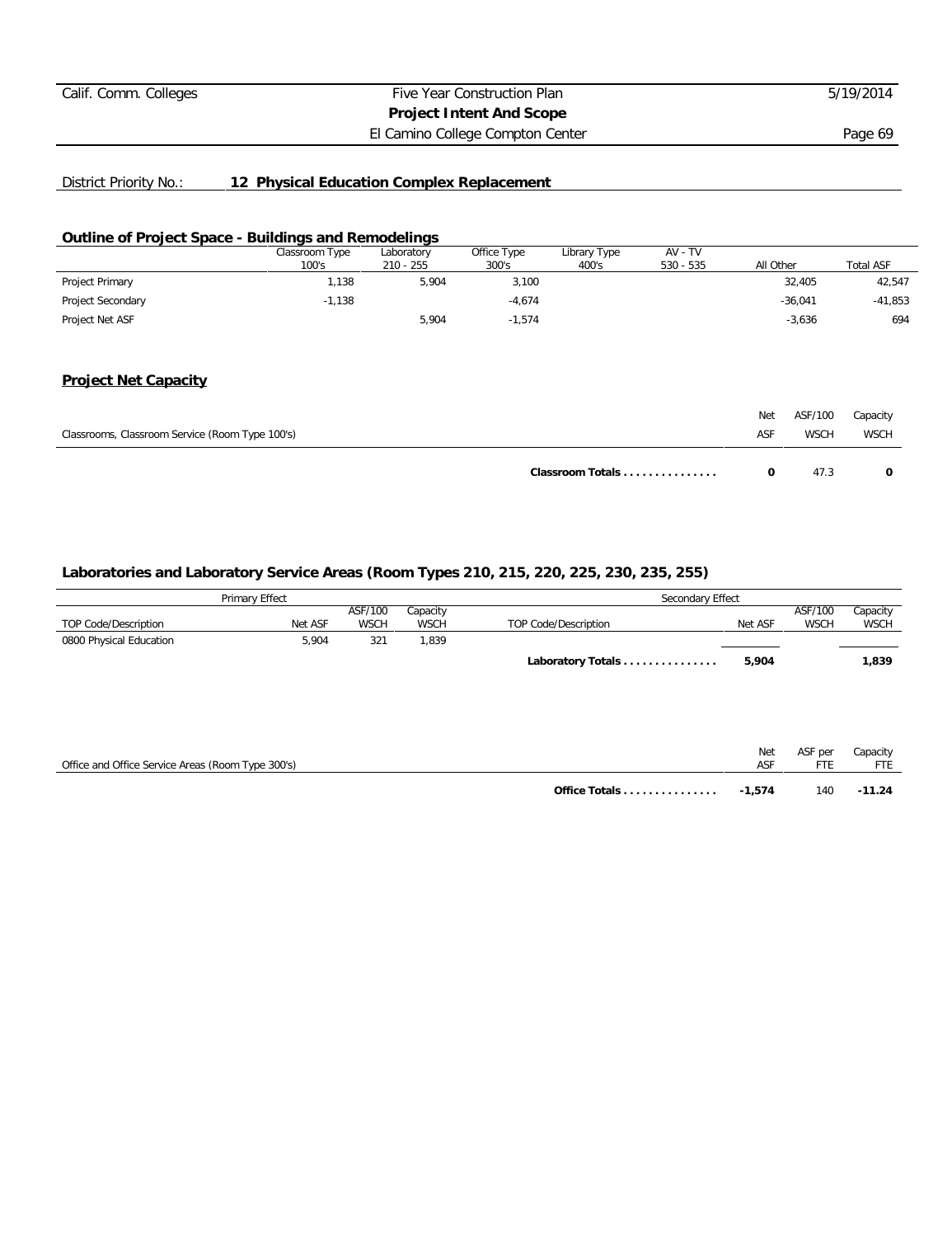District Priority No.: **12 Physical Education Complex Replacement**

## Outline of Project Space - Buildings and Remodelings

| | Classroom Type 100's | Laboratory 210 - 255 | Office Type 300's | Library Type 400's | AV - TV 530 - 535 | All Other | Total ASF |
|---|---|---|---|---|---|---|---|
| Project Primary | 1,138 | 5,904 | 3,100 | | | 32,405 | 42,547 |
| Project Secondary | -1,138 | | -4,674 | | | -36,041 | -41,853 |
| Project Net ASF | | 5,904 | -1,574 | | | -3,636 | 694 |

## Project Net Capacity

| Classrooms, Classroom Service (Room Type 100's) | Net ASF | ASF/100 WSCH | Capacity WSCH |
|---|---|---|---|
| **Classroom Totals** | **0** | 47.3 | **0** |

### Laboratories and Laboratory Service Areas (Room Types 210, 215, 220, 225, 230, 235, 255)

| Primary Effect | | | | Secondary Effect | | | |
|---|---|---|---|---|---|---|---|
| TOP Code/Description | Net ASF | ASF/100 WSCH | Capacity WSCH | TOP Code/Description | Net ASF | ASF/100 WSCH | Capacity WSCH |
| 0800 Physical Education | 5,904 | 321 | 1,839 | | | | |
| | | | | **Laboratory Totals** | **5,904** | | **1,839** |

| Office and Office Service Areas (Room Type 300's) | Net ASF | ASF per FTE | Capacity FTE |
|---|---|---|---|
| **Office Totals** | **-1,574** | 140 | **-11.24** |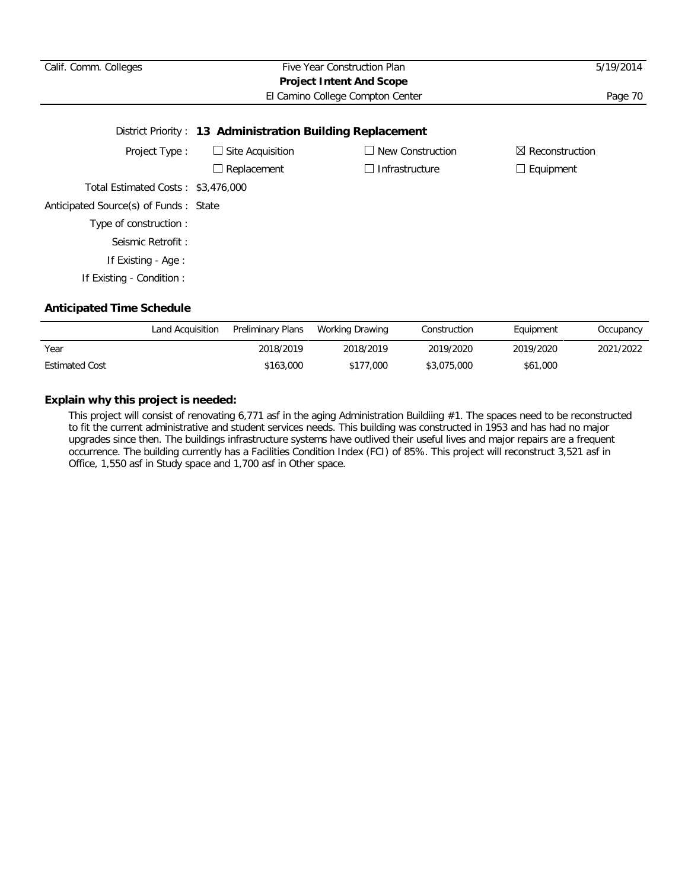District Priority : **13 Administration Building Replacement**

Project Type :

- ☐ Site Acquisition
- ☐ New Construction
- ☒ Reconstruction
- ☐ Replacement
- ☐ Infrastructure
- ☐ Equipment

Total Estimated Costs : $3,476,000

Anticipated Source(s) of Funds : State

Type of construction :

Seismic Retrofit :

If Existing - Age :

If Existing - Condition :

### Anticipated Time Schedule

| | Land Acquisition | Preliminary Plans | Working Drawing | Construction | Equipment | Occupancy |
|---|---|---|---|---|---|---|
| Year | | 2018/2019 | 2018/2019 | 2019/2020 | 2019/2020 | 2021/2022 |
| Estimated Cost | | $163,000 | $177,000 | $3,075,000 | $61,000 | |

### Explain why this project is needed:

This project will consist of renovating 6,771 asf in the aging Administration Buildiing #1. The spaces need to be reconstructed to fit the current administrative and student services needs. This building was constructed in 1953 and has had no major upgrades since then. The buildings infrastructure systems have outlived their useful lives and major repairs are a frequent occurrence. The building currently has a Facilities Condition Index (FCI) of 85%. This project will reconstruct 3,521 asf in Office, 1,550 asf in Study space and 1,700 asf in Other space.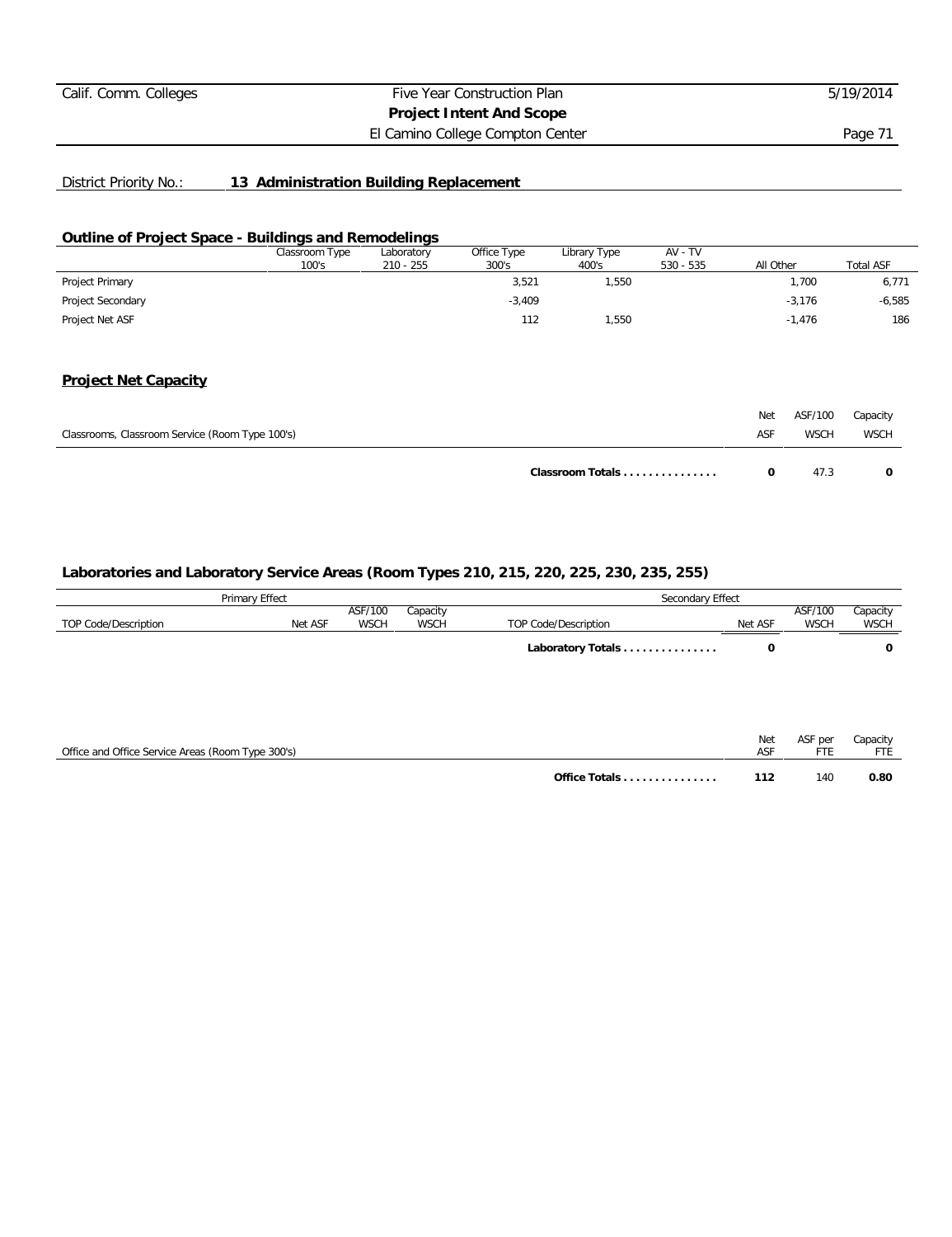District Priority No.: **13 Administration Building Replacement**

## Outline of Project Space - Buildings and Remodelings

| | Classroom Type 100's | Laboratory 210 - 255 | Office Type 300's | Library Type 400's | AV - TV 530 - 535 | All Other | Total ASF |
|---|---|---|---|---|---|---|---|
| Project Primary | | | 3,521 | 1,550 | | 1,700 | 6,771 |
| Project Secondary | | | -3,409 | | | -3,176 | -6,585 |
| Project Net ASF | | | 112 | 1,550 | | -1,476 | 186 |

## Project Net Capacity

| Classrooms, Classroom Service (Room Type 100's) | Net ASF | ASF/100 WSCH | Capacity WSCH |
|---|---|---|---|
| **Classroom Totals . . . . . . . . . . . . . . .** | **0** | 47.3 | **0** |

### Laboratories and Laboratory Service Areas (Room Types 210, 215, 220, 225, 230, 235, 255)

| Primary Effect | | | | Secondary Effect | | | |
|---|---|---|---|---|---|---|---|
| TOP Code/Description | Net ASF | ASF/100 WSCH | Capacity WSCH | TOP Code/Description | Net ASF | ASF/100 WSCH | Capacity WSCH |
| | | | | **Laboratory Totals . . . . . . . . . . . . . . .** | **0** | | **0** |

| Office and Office Service Areas (Room Type 300's) | Net ASF | ASF per FTE | Capacity FTE |
|---|---|---|---|
| **Office Totals . . . . . . . . . . . . . . .** | **112** | 140 | **0.80** |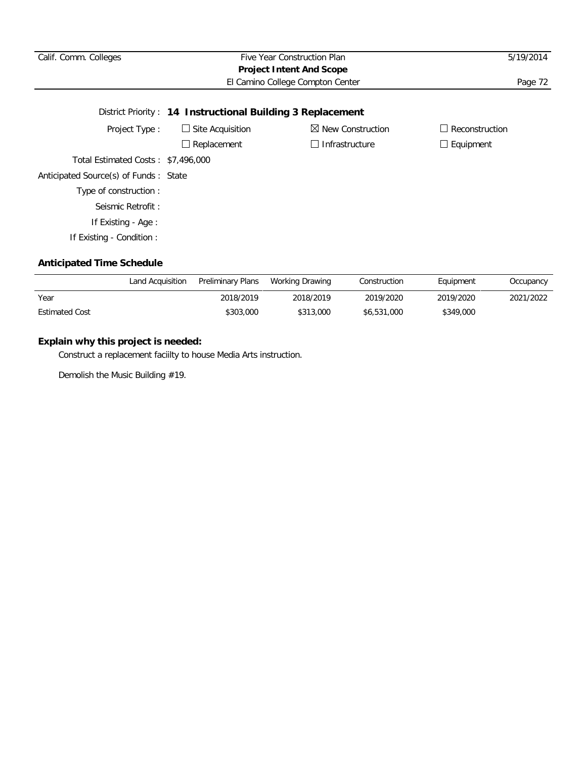District Priority : **14 Instructional Building 3 Replacement**

Project Type : ☐ Site Acquisition ☒ New Construction ☐ Reconstruction

☐ Replacement ☐ Infrastructure ☐ Equipment

Total Estimated Costs : $7,496,000

Anticipated Source(s) of Funds : State

Type of construction :

Seismic Retrofit :

If Existing - Age :

If Existing - Condition :

## Anticipated Time Schedule

| | Land Acquisition | Preliminary Plans | Working Drawing | Construction | Equipment | Occupancy |
|---|---|---|---|---|---|---|
| Year | | 2018/2019 | 2018/2019 | 2019/2020 | 2019/2020 | 2021/2022 |
| Estimated Cost | | $303,000 | $313,000 | $6,531,000 | $349,000 | |

## Explain why this project is needed:

Construct a replacement faciilty to house Media Arts instruction.

Demolish the Music Building #19.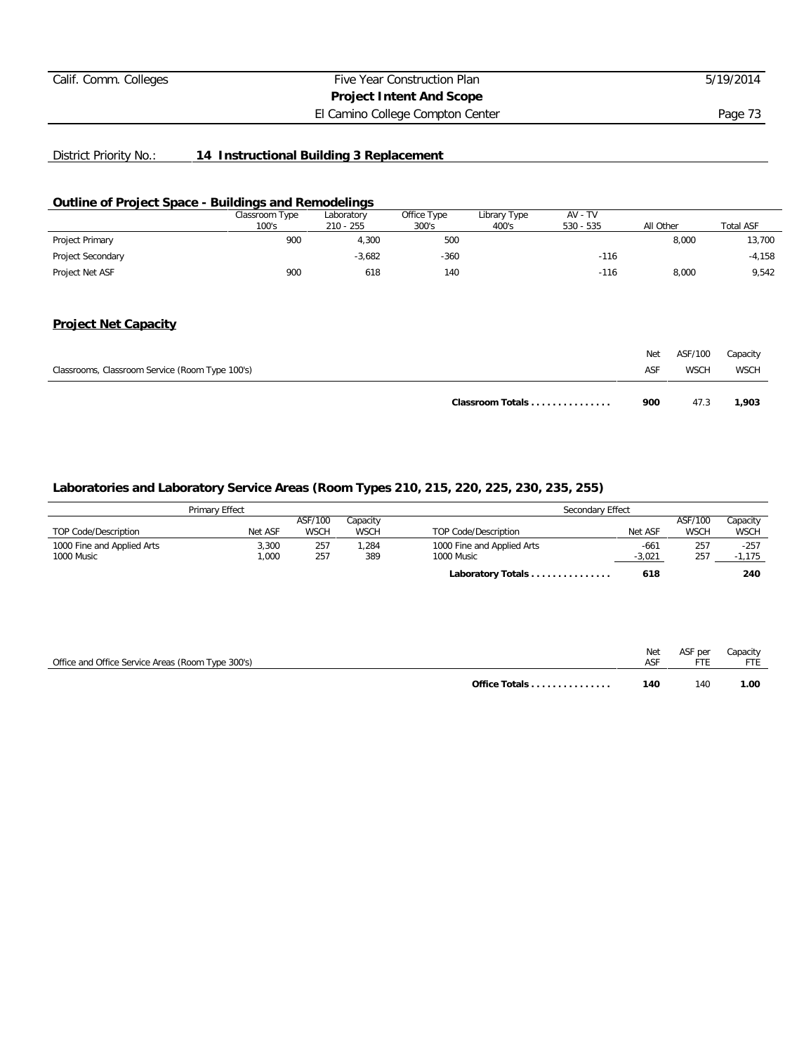District Priority No.: **14 Instructional Building 3 Replacement**

## Outline of Project Space - Buildings and Remodelings

| | Classroom Type 100's | Laboratory 210 - 255 | Office Type 300's | Library Type 400's | AV - TV 530 - 535 | All Other | Total ASF |
|---|---|---|---|---|---|---|---|
| Project Primary | 900 | 4,300 | 500 | | | 8,000 | 13,700 |
| Project Secondary | | -3,682 | -360 | | -116 | | -4,158 |
| Project Net ASF | 900 | 618 | 140 | | -116 | 8,000 | 9,542 |

## Project Net Capacity

| Classrooms, Classroom Service (Room Type 100's) | Net ASF | ASF/100 WSCH | Capacity WSCH |
|---|---|---|---|
| **Classroom Totals . . . . . . . . . . . . . . .** | **900** | 47.3 | **1,903** |

## Laboratories and Laboratory Service Areas (Room Types 210, 215, 220, 225, 230, 235, 255)

| Primary Effect | | | | Secondary Effect | | | |
|---|---|---|---|---|---|---|---|
| TOP Code/Description | Net ASF | ASF/100 WSCH | Capacity WSCH | TOP Code/Description | Net ASF | ASF/100 WSCH | Capacity WSCH |
| 1000 Fine and Applied Arts | 3,300 | 257 | 1,284 | 1000 Fine and Applied Arts | -661 | 257 | -257 |
| 1000 Music | 1,000 | 257 | 389 | 1000 Music | -3,021 | 257 | -1,175 |
| | | | | **Laboratory Totals . . . . . . . . . . . . . . .** | **618** | | **240** |

| Office and Office Service Areas (Room Type 300's) | Net ASF | ASF per FTE | Capacity FTE |
|---|---|---|---|
| **Office Totals . . . . . . . . . . . . . . .** | **140** | 140 | **1.00** |